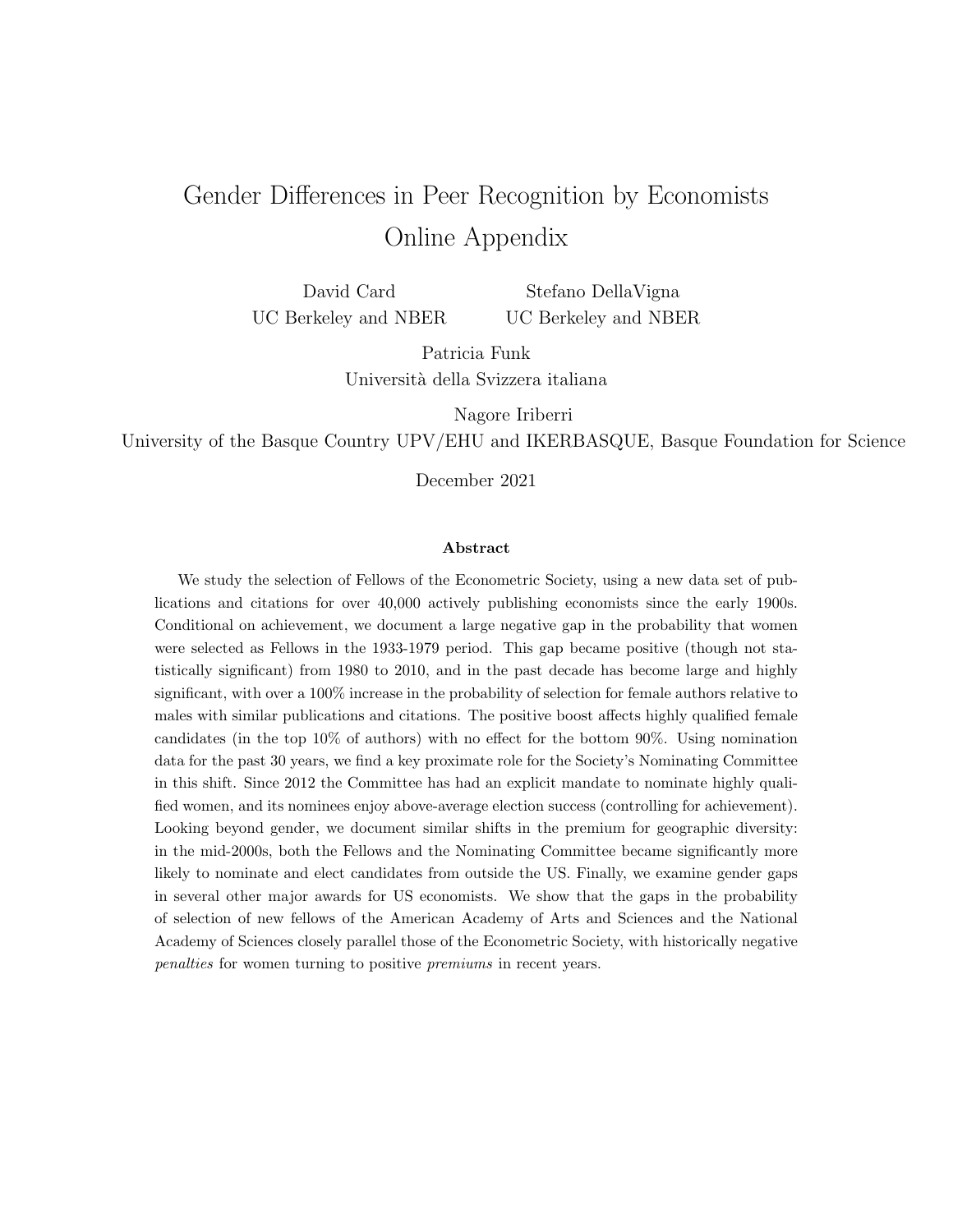# Gender Differences in Peer Recognition by Economists
## Online Appendix

David Card
UC Berkeley and NBER

Stefano DellaVigna
UC Berkeley and NBER

Patricia Funk
Università della Svizzera italiana

Nagore Iriberri
University of the Basque Country UPV/EHU and IKERBASQUE, Basque Foundation for Science

December 2021

**Abstract**

We study the selection of Fellows of the Econometric Society, using a new data set of publications and citations for over 40,000 actively publishing economists since the early 1900s. Conditional on achievement, we document a large negative gap in the probability that women were selected as Fellows in the 1933-1979 period. This gap became positive (though not statistically significant) from 1980 to 2010, and in the past decade has become large and highly significant, with over a 100% increase in the probability of selection for female authors relative to males with similar publications and citations. The positive boost affects highly qualified female candidates (in the top 10% of authors) with no effect for the bottom 90%. Using nomination data for the past 30 years, we find a key proximate role for the Society's Nominating Committee in this shift. Since 2012 the Committee has had an explicit mandate to nominate highly qualified women, and its nominees enjoy above-average election success (controlling for achievement). Looking beyond gender, we document similar shifts in the premium for geographic diversity: in the mid-2000s, both the Fellows and the Nominating Committee became significantly more likely to nominate and elect candidates from outside the US. Finally, we examine gender gaps in several other major awards for US economists. We show that the gaps in the probability of selection of new fellows of the American Academy of Arts and Sciences and the National Academy of Sciences closely parallel those of the Econometric Society, with historically negative *penalties* for women turning to positive *premiums* in recent years.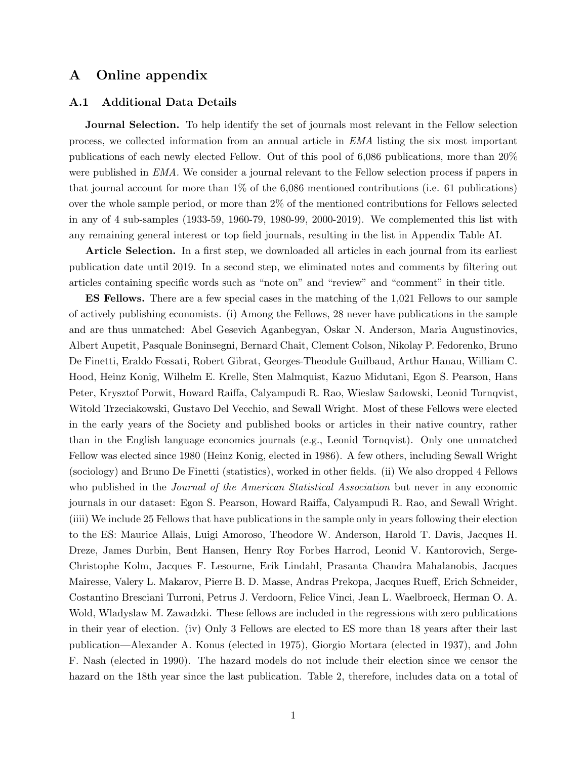# A Online appendix

## A.1 Additional Data Details

**Journal Selection.** To help identify the set of journals most relevant in the Fellow selection process, we collected information from an annual article in *EMA* listing the six most important publications of each newly elected Fellow. Out of this pool of 6,086 publications, more than 20% were published in *EMA*. We consider a journal relevant to the Fellow selection process if papers in that journal account for more than 1% of the 6,086 mentioned contributions (i.e. 61 publications) over the whole sample period, or more than 2% of the mentioned contributions for Fellows selected in any of 4 sub-samples (1933-59, 1960-79, 1980-99, 2000-2019). We complemented this list with any remaining general interest or top field journals, resulting in the list in Appendix Table AI.

**Article Selection.** In a first step, we downloaded all articles in each journal from its earliest publication date until 2019. In a second step, we eliminated notes and comments by filtering out articles containing specific words such as "note on" and "review" and "comment" in their title.

**ES Fellows.** There are a few special cases in the matching of the 1,021 Fellows to our sample of actively publishing economists. (i) Among the Fellows, 28 never have publications in the sample and are thus unmatched: Abel Gesevich Aganbegyan, Oskar N. Anderson, Maria Augustinovics, Albert Aupetit, Pasquale Boninsegni, Bernard Chait, Clement Colson, Nikolay P. Fedorenko, Bruno De Finetti, Eraldo Fossati, Robert Gibrat, Georges-Theodule Guilbaud, Arthur Hanau, William C. Hood, Heinz Konig, Wilhelm E. Krelle, Sten Malmquist, Kazuo Midutani, Egon S. Pearson, Hans Peter, Krysztof Porwit, Howard Raiffa, Calyampudi R. Rao, Wieslaw Sadowski, Leonid Tornqvist, Witold Trzeciakowski, Gustavo Del Vecchio, and Sewall Wright. Most of these Fellows were elected in the early years of the Society and published books or articles in their native country, rather than in the English language economics journals (e.g., Leonid Tornqvist). Only one unmatched Fellow was elected since 1980 (Heinz Konig, elected in 1986). A few others, including Sewall Wright (sociology) and Bruno De Finetti (statistics), worked in other fields. (ii) We also dropped 4 Fellows who published in the *Journal of the American Statistical Association* but never in any economic journals in our dataset: Egon S. Pearson, Howard Raiffa, Calyampudi R. Rao, and Sewall Wright. (iiii) We include 25 Fellows that have publications in the sample only in years following their election to the ES: Maurice Allais, Luigi Amoroso, Theodore W. Anderson, Harold T. Davis, Jacques H. Dreze, James Durbin, Bent Hansen, Henry Roy Forbes Harrod, Leonid V. Kantorovich, Serge-Christophe Kolm, Jacques F. Lesourne, Erik Lindahl, Prasanta Chandra Mahalanobis, Jacques Mairesse, Valery L. Makarov, Pierre B. D. Masse, Andras Prekopa, Jacques Rueff, Erich Schneider, Costantino Bresciani Turroni, Petrus J. Verdoorn, Felice Vinci, Jean L. Waelbroeck, Herman O. A. Wold, Wladyslaw M. Zawadzki. These fellows are included in the regressions with zero publications in their year of election. (iv) Only 3 Fellows are elected to ES more than 18 years after their last publication—Alexander A. Konus (elected in 1975), Giorgio Mortara (elected in 1937), and John F. Nash (elected in 1990). The hazard models do not include their election since we censor the hazard on the 18th year since the last publication. Table 2, therefore, includes data on a total of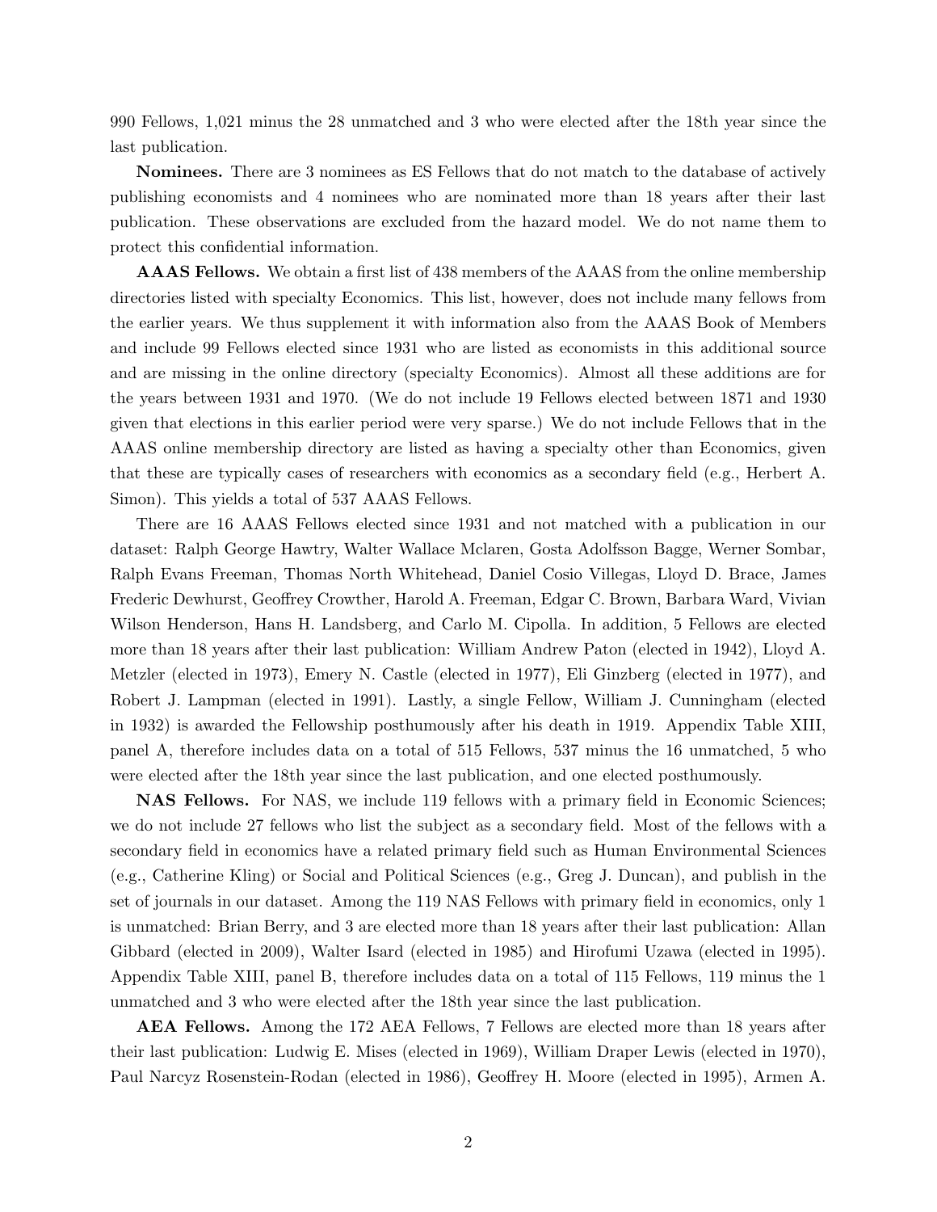990 Fellows, 1,021 minus the 28 unmatched and 3 who were elected after the 18th year since the last publication.

**Nominees.** There are 3 nominees as ES Fellows that do not match to the database of actively publishing economists and 4 nominees who are nominated more than 18 years after their last publication. These observations are excluded from the hazard model. We do not name them to protect this confidential information.

**AAAS Fellows.** We obtain a first list of 438 members of the AAAS from the online membership directories listed with specialty Economics. This list, however, does not include many fellows from the earlier years. We thus supplement it with information also from the AAAS Book of Members and include 99 Fellows elected since 1931 who are listed as economists in this additional source and are missing in the online directory (specialty Economics). Almost all these additions are for the years between 1931 and 1970. (We do not include 19 Fellows elected between 1871 and 1930 given that elections in this earlier period were very sparse.) We do not include Fellows that in the AAAS online membership directory are listed as having a specialty other than Economics, given that these are typically cases of researchers with economics as a secondary field (e.g., Herbert A. Simon). This yields a total of 537 AAAS Fellows.

There are 16 AAAS Fellows elected since 1931 and not matched with a publication in our dataset: Ralph George Hawtry, Walter Wallace Mclaren, Gosta Adolfsson Bagge, Werner Sombar, Ralph Evans Freeman, Thomas North Whitehead, Daniel Cosio Villegas, Lloyd D. Brace, James Frederic Dewhurst, Geoffrey Crowther, Harold A. Freeman, Edgar C. Brown, Barbara Ward, Vivian Wilson Henderson, Hans H. Landsberg, and Carlo M. Cipolla. In addition, 5 Fellows are elected more than 18 years after their last publication: William Andrew Paton (elected in 1942), Lloyd A. Metzler (elected in 1973), Emery N. Castle (elected in 1977), Eli Ginzberg (elected in 1977), and Robert J. Lampman (elected in 1991). Lastly, a single Fellow, William J. Cunningham (elected in 1932) is awarded the Fellowship posthumously after his death in 1919. Appendix Table XIII, panel A, therefore includes data on a total of 515 Fellows, 537 minus the 16 unmatched, 5 who were elected after the 18th year since the last publication, and one elected posthumously.

**NAS Fellows.** For NAS, we include 119 fellows with a primary field in Economic Sciences; we do not include 27 fellows who list the subject as a secondary field. Most of the fellows with a secondary field in economics have a related primary field such as Human Environmental Sciences (e.g., Catherine Kling) or Social and Political Sciences (e.g., Greg J. Duncan), and publish in the set of journals in our dataset. Among the 119 NAS Fellows with primary field in economics, only 1 is unmatched: Brian Berry, and 3 are elected more than 18 years after their last publication: Allan Gibbard (elected in 2009), Walter Isard (elected in 1985) and Hirofumi Uzawa (elected in 1995). Appendix Table XIII, panel B, therefore includes data on a total of 115 Fellows, 119 minus the 1 unmatched and 3 who were elected after the 18th year since the last publication.

**AEA Fellows.** Among the 172 AEA Fellows, 7 Fellows are elected more than 18 years after their last publication: Ludwig E. Mises (elected in 1969), William Draper Lewis (elected in 1970), Paul Narcyz Rosenstein-Rodan (elected in 1986), Geoffrey H. Moore (elected in 1995), Armen A.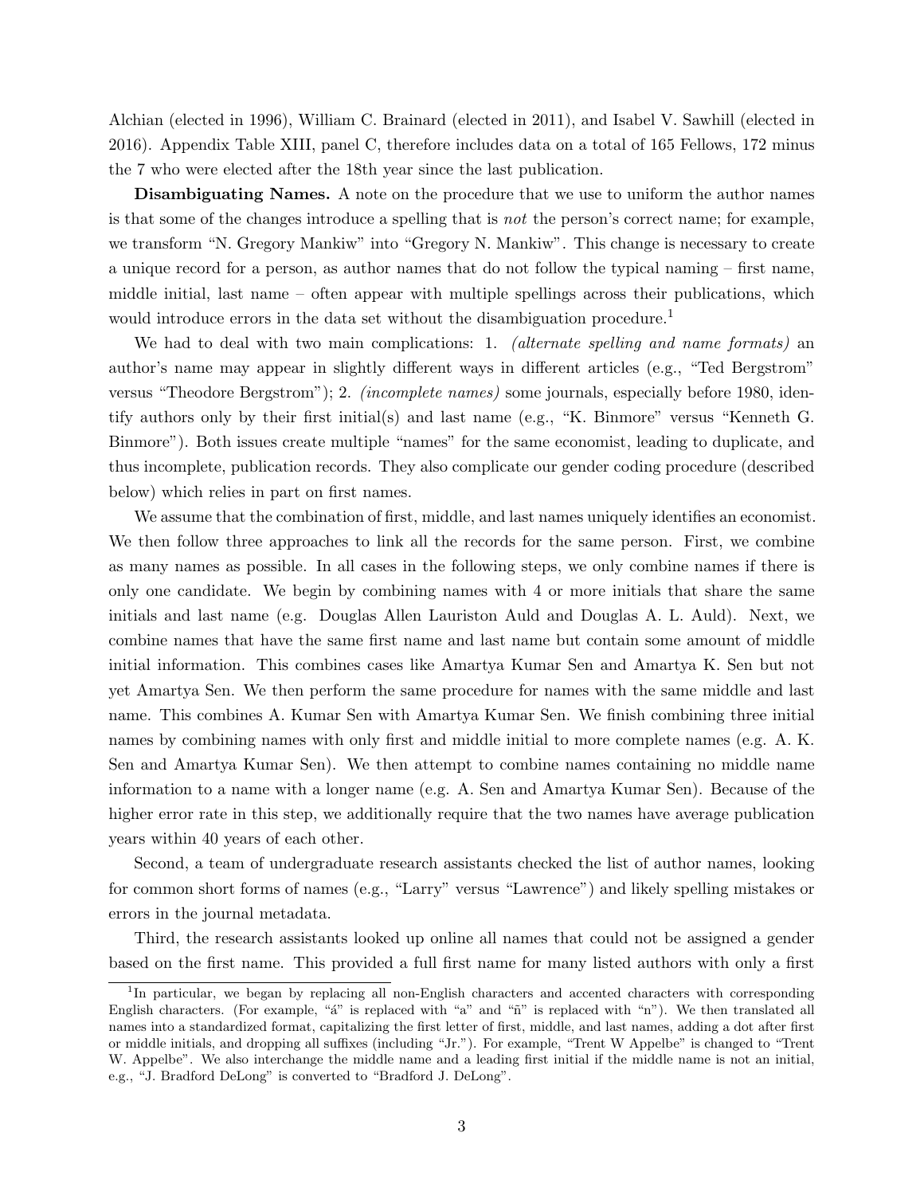Alchian (elected in 1996), William C. Brainard (elected in 2011), and Isabel V. Sawhill (elected in 2016). Appendix Table XIII, panel C, therefore includes data on a total of 165 Fellows, 172 minus the 7 who were elected after the 18th year since the last publication.

**Disambiguating Names.** A note on the procedure that we use to uniform the author names is that some of the changes introduce a spelling that is *not* the person's correct name; for example, we transform "N. Gregory Mankiw" into "Gregory N. Mankiw". This change is necessary to create a unique record for a person, as author names that do not follow the typical naming – first name, middle initial, last name – often appear with multiple spellings across their publications, which would introduce errors in the data set without the disambiguation procedure.[1]

We had to deal with two main complications: 1. *(alternate spelling and name formats)* an author's name may appear in slightly different ways in different articles (e.g., "Ted Bergstrom" versus "Theodore Bergstrom"); 2. *(incomplete names)* some journals, especially before 1980, identify authors only by their first initial(s) and last name (e.g., "K. Binmore" versus "Kenneth G. Binmore"). Both issues create multiple "names" for the same economist, leading to duplicate, and thus incomplete, publication records. They also complicate our gender coding procedure (described below) which relies in part on first names.

We assume that the combination of first, middle, and last names uniquely identifies an economist. We then follow three approaches to link all the records for the same person. First, we combine as many names as possible. In all cases in the following steps, we only combine names if there is only one candidate. We begin by combining names with 4 or more initials that share the same initials and last name (e.g. Douglas Allen Lauriston Auld and Douglas A. L. Auld). Next, we combine names that have the same first name and last name but contain some amount of middle initial information. This combines cases like Amartya Kumar Sen and Amartya K. Sen but not yet Amartya Sen. We then perform the same procedure for names with the same middle and last name. This combines A. Kumar Sen with Amartya Kumar Sen. We finish combining three initial names by combining names with only first and middle initial to more complete names (e.g. A. K. Sen and Amartya Kumar Sen). We then attempt to combine names containing no middle name information to a name with a longer name (e.g. A. Sen and Amartya Kumar Sen). Because of the higher error rate in this step, we additionally require that the two names have average publication years within 40 years of each other.

Second, a team of undergraduate research assistants checked the list of author names, looking for common short forms of names (e.g., "Larry" versus "Lawrence") and likely spelling mistakes or errors in the journal metadata.

Third, the research assistants looked up online all names that could not be assigned a gender based on the first name. This provided a full first name for many listed authors with only a first

[1] In particular, we began by replacing all non-English characters and accented characters with corresponding English characters. (For example, "á" is replaced with "a" and "ñ" is replaced with "n"). We then translated all names into a standardized format, capitalizing the first letter of first, middle, and last names, adding a dot after first or middle initials, and dropping all suffixes (including "Jr."). For example, "Trent W Appelbe" is changed to "Trent W. Appelbe". We also interchange the middle name and a leading first initial if the middle name is not an initial, e.g., "J. Bradford DeLong" is converted to "Bradford J. DeLong".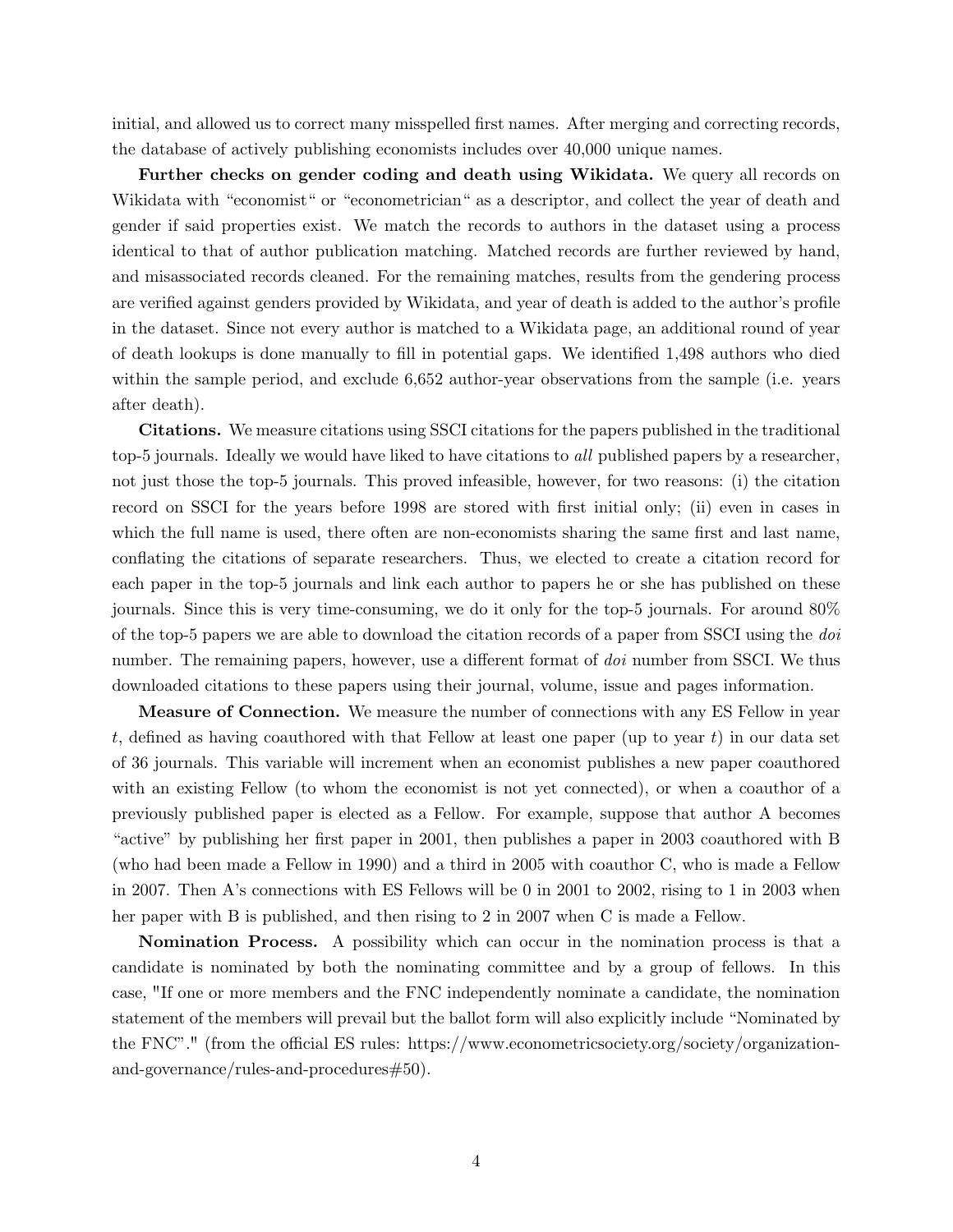initial, and allowed us to correct many misspelled first names. After merging and correcting records, the database of actively publishing economists includes over 40,000 unique names.

**Further checks on gender coding and death using Wikidata.** We query all records on Wikidata with "economist" or "econometrician" as a descriptor, and collect the year of death and gender if said properties exist. We match the records to authors in the dataset using a process identical to that of author publication matching. Matched records are further reviewed by hand, and misassociated records cleaned. For the remaining matches, results from the gendering process are verified against genders provided by Wikidata, and year of death is added to the author's profile in the dataset. Since not every author is matched to a Wikidata page, an additional round of year of death lookups is done manually to fill in potential gaps. We identified 1,498 authors who died within the sample period, and exclude 6,652 author-year observations from the sample (i.e. years after death).

**Citations.** We measure citations using SSCI citations for the papers published in the traditional top-5 journals. Ideally we would have liked to have citations to *all* published papers by a researcher, not just those the top-5 journals. This proved infeasible, however, for two reasons: (i) the citation record on SSCI for the years before 1998 are stored with first initial only; (ii) even in cases in which the full name is used, there often are non-economists sharing the same first and last name, conflating the citations of separate researchers. Thus, we elected to create a citation record for each paper in the top-5 journals and link each author to papers he or she has published on these journals. Since this is very time-consuming, we do it only for the top-5 journals. For around 80% of the top-5 papers we are able to download the citation records of a paper from SSCI using the *doi* number. The remaining papers, however, use a different format of *doi* number from SSCI. We thus downloaded citations to these papers using their journal, volume, issue and pages information.

**Measure of Connection.** We measure the number of connections with any ES Fellow in year $t$, defined as having coauthored with that Fellow at least one paper (up to year $t$) in our data set of 36 journals. This variable will increment when an economist publishes a new paper coauthored with an existing Fellow (to whom the economist is not yet connected), or when a coauthor of a previously published paper is elected as a Fellow. For example, suppose that author A becomes "active" by publishing her first paper in 2001, then publishes a paper in 2003 coauthored with B (who had been made a Fellow in 1990) and a third in 2005 with coauthor C, who is made a Fellow in 2007. Then A's connections with ES Fellows will be 0 in 2001 to 2002, rising to 1 in 2003 when her paper with B is published, and then rising to 2 in 2007 when C is made a Fellow.

**Nomination Process.** A possibility which can occur in the nomination process is that a candidate is nominated by both the nominating committee and by a group of fellows. In this case, "If one or more members and the FNC independently nominate a candidate, the nomination statement of the members will prevail but the ballot form will also explicitly include "Nominated by the FNC"." (from the official ES rules: https://www.econometricsociety.org/society/organization-and-governance/rules-and-procedures#50).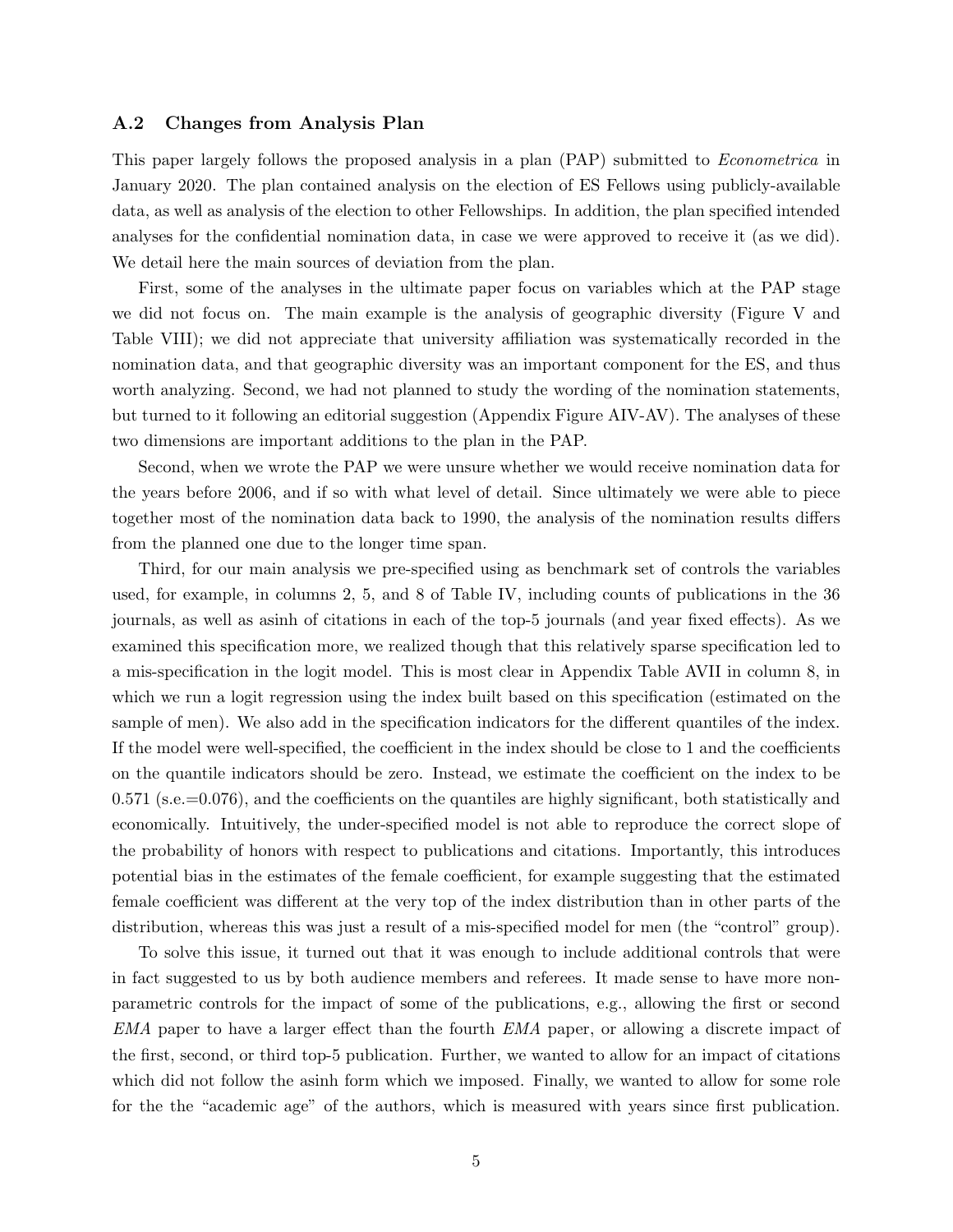### A.2 Changes from Analysis Plan

This paper largely follows the proposed analysis in a plan (PAP) submitted to *Econometrica* in January 2020. The plan contained analysis on the election of ES Fellows using publicly-available data, as well as analysis of the election to other Fellowships. In addition, the plan specified intended analyses for the confidential nomination data, in case we were approved to receive it (as we did). We detail here the main sources of deviation from the plan.

First, some of the analyses in the ultimate paper focus on variables which at the PAP stage we did not focus on. The main example is the analysis of geographic diversity (Figure V and Table VIII); we did not appreciate that university affiliation was systematically recorded in the nomination data, and that geographic diversity was an important component for the ES, and thus worth analyzing. Second, we had not planned to study the wording of the nomination statements, but turned to it following an editorial suggestion (Appendix Figure AIV-AV). The analyses of these two dimensions are important additions to the plan in the PAP.

Second, when we wrote the PAP we were unsure whether we would receive nomination data for the years before 2006, and if so with what level of detail. Since ultimately we were able to piece together most of the nomination data back to 1990, the analysis of the nomination results differs from the planned one due to the longer time span.

Third, for our main analysis we pre-specified using as benchmark set of controls the variables used, for example, in columns 2, 5, and 8 of Table IV, including counts of publications in the 36 journals, as well as asinh of citations in each of the top-5 journals (and year fixed effects). As we examined this specification more, we realized though that this relatively sparse specification led to a mis-specification in the logit model. This is most clear in Appendix Table AVII in column 8, in which we run a logit regression using the index built based on this specification (estimated on the sample of men). We also add in the specification indicators for the different quantiles of the index. If the model were well-specified, the coefficient in the index should be close to 1 and the coefficients on the quantile indicators should be zero. Instead, we estimate the coefficient on the index to be 0.571 (s.e.=0.076), and the coefficients on the quantiles are highly significant, both statistically and economically. Intuitively, the under-specified model is not able to reproduce the correct slope of the probability of honors with respect to publications and citations. Importantly, this introduces potential bias in the estimates of the female coefficient, for example suggesting that the estimated female coefficient was different at the very top of the index distribution than in other parts of the distribution, whereas this was just a result of a mis-specified model for men (the "control" group).

To solve this issue, it turned out that it was enough to include additional controls that were in fact suggested to us by both audience members and referees. It made sense to have more non-parametric controls for the impact of some of the publications, e.g., allowing the first or second *EMA* paper to have a larger effect than the fourth *EMA* paper, or allowing a discrete impact of the first, second, or third top-5 publication. Further, we wanted to allow for an impact of citations which did not follow the asinh form which we imposed. Finally, we wanted to allow for some role for the the "academic age" of the authors, which is measured with years since first publication.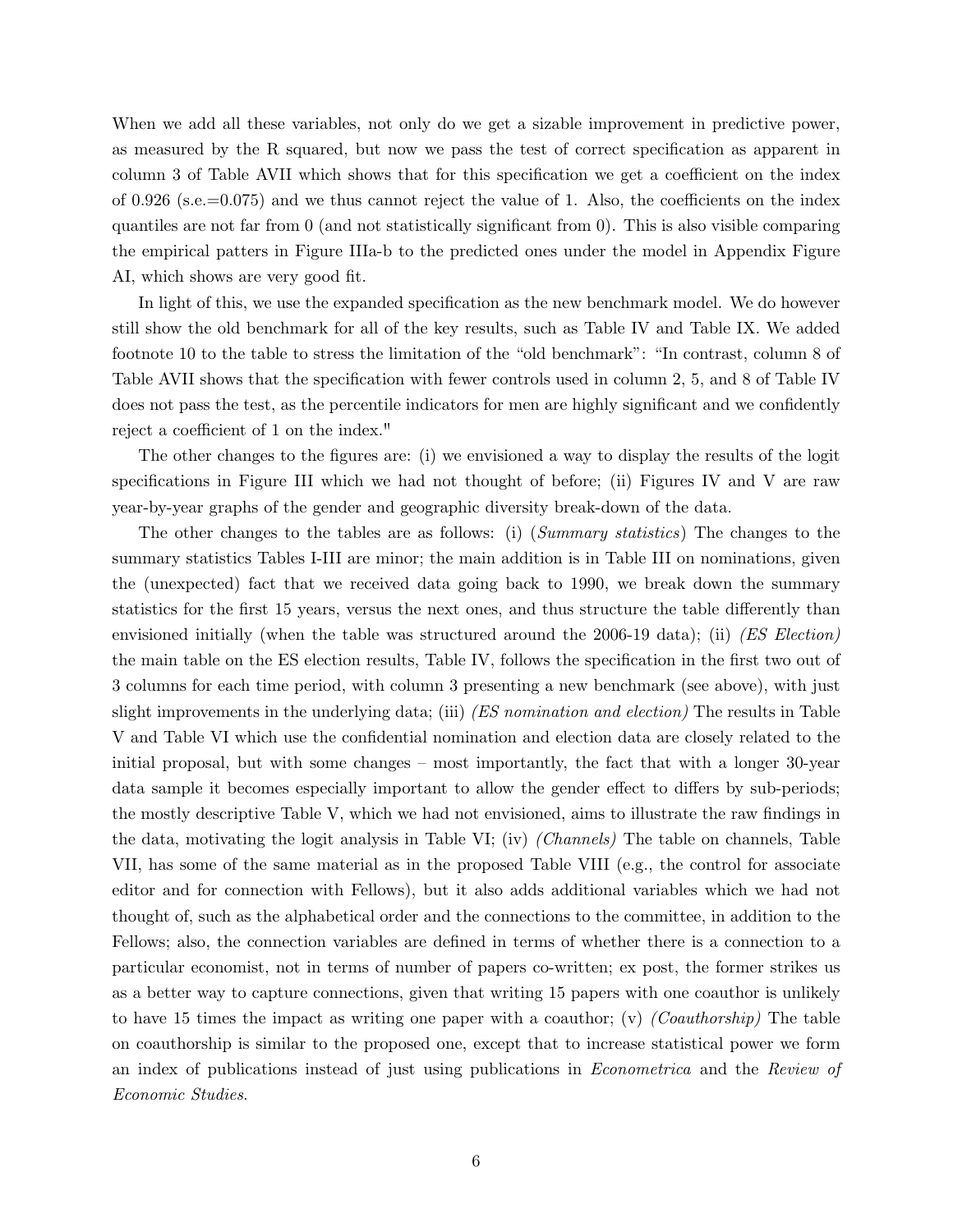When we add all these variables, not only do we get a sizable improvement in predictive power, as measured by the R squared, but now we pass the test of correct specification as apparent in column 3 of Table AVII which shows that for this specification we get a coefficient on the index of 0.926 (s.e.=0.075) and we thus cannot reject the value of 1. Also, the coefficients on the index quantiles are not far from 0 (and not statistically significant from 0). This is also visible comparing the empirical patters in Figure IIIa-b to the predicted ones under the model in Appendix Figure AI, which shows are very good fit.

In light of this, we use the expanded specification as the new benchmark model. We do however still show the old benchmark for all of the key results, such as Table IV and Table IX. We added footnote 10 to the table to stress the limitation of the "old benchmark": "In contrast, column 8 of Table AVII shows that the specification with fewer controls used in column 2, 5, and 8 of Table IV does not pass the test, as the percentile indicators for men are highly significant and we confidently reject a coefficient of 1 on the index."

The other changes to the figures are: (i) we envisioned a way to display the results of the logit specifications in Figure III which we had not thought of before; (ii) Figures IV and V are raw year-by-year graphs of the gender and geographic diversity break-down of the data.

The other changes to the tables are as follows: (i) (*Summary statistics*) The changes to the summary statistics Tables I-III are minor; the main addition is in Table III on nominations, given the (unexpected) fact that we received data going back to 1990, we break down the summary statistics for the first 15 years, versus the next ones, and thus structure the table differently than envisioned initially (when the table was structured around the 2006-19 data); (ii) *(ES Election)* the main table on the ES election results, Table IV, follows the specification in the first two out of 3 columns for each time period, with column 3 presenting a new benchmark (see above), with just slight improvements in the underlying data; (iii) *(ES nomination and election)* The results in Table V and Table VI which use the confidential nomination and election data are closely related to the initial proposal, but with some changes – most importantly, the fact that with a longer 30-year data sample it becomes especially important to allow the gender effect to differs by sub-periods; the mostly descriptive Table V, which we had not envisioned, aims to illustrate the raw findings in the data, motivating the logit analysis in Table VI; (iv) *(Channels)* The table on channels, Table VII, has some of the same material as in the proposed Table VIII (e.g., the control for associate editor and for connection with Fellows), but it also adds additional variables which we had not thought of, such as the alphabetical order and the connections to the committee, in addition to the Fellows; also, the connection variables are defined in terms of whether there is a connection to a particular economist, not in terms of number of papers co-written; ex post, the former strikes us as a better way to capture connections, given that writing 15 papers with one coauthor is unlikely to have 15 times the impact as writing one paper with a coauthor; (v) *(Coauthorship)* The table on coauthorship is similar to the proposed one, except that to increase statistical power we form an index of publications instead of just using publications in *Econometrica* and the *Review of Economic Studies*.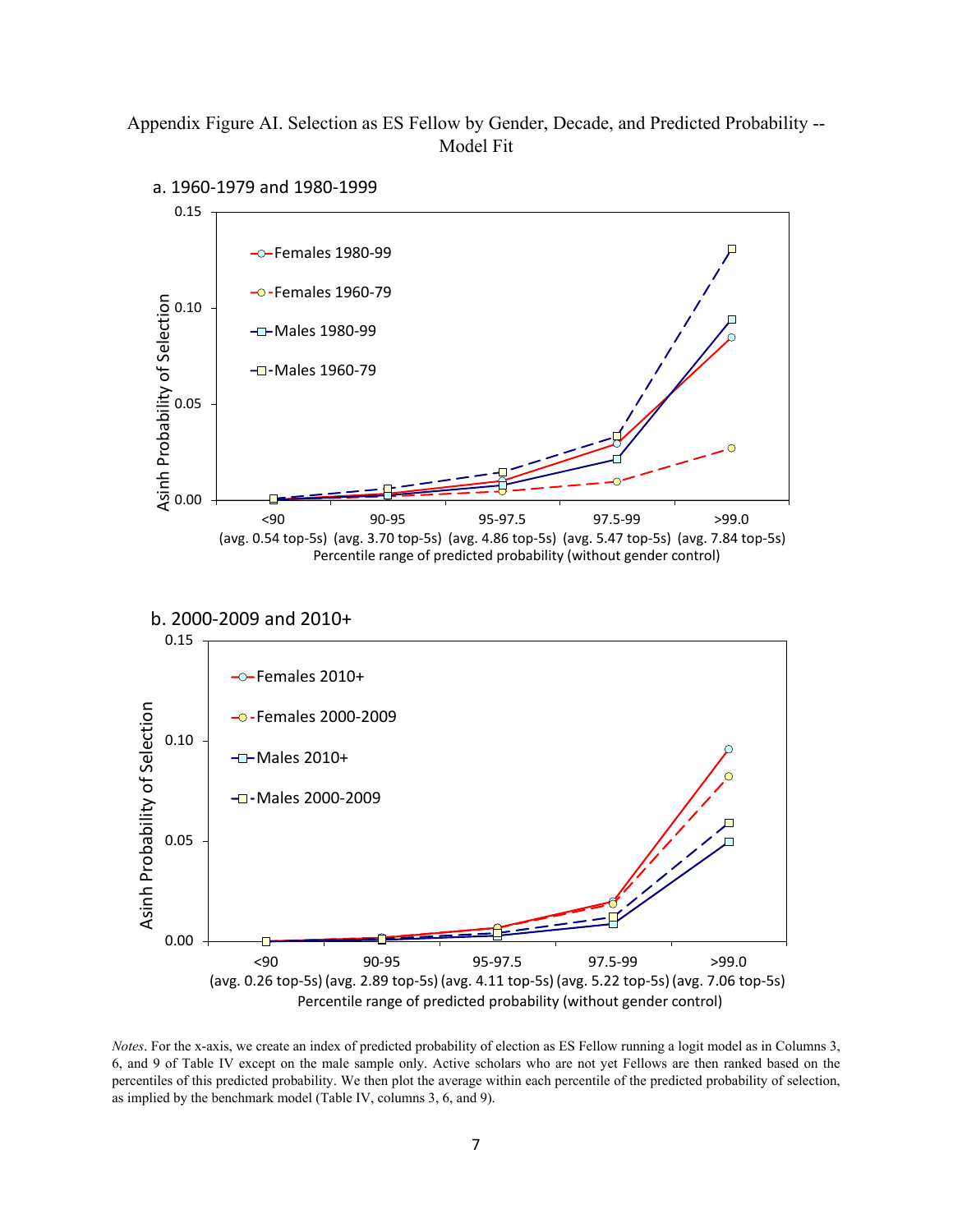Appendix Figure AI. Selection as ES Fellow by Gender, Decade, and Predicted Probability -- Model Fit

a. 1960-1979 and 1980-1999

Asinh Probability of Selection

Females 1980-99
Females 1960-79
Males 1980-99
Males 1960-79

<90 (avg. 0.54 top-5s) | 90-95 (avg. 3.70 top-5s) | 95-97.5 (avg. 4.86 top-5s) | 97.5-99 (avg. 5.47 top-5s) | >99.0 (avg. 7.84 top-5s)

Percentile range of predicted probability (without gender control)

b. 2000-2009 and 2010+

Asinh Probability of Selection

Females 2010+
Females 2000-2009
Males 2010+
Males 2000-2009

<90 (avg. 0.26 top-5s) | 90-95 (avg. 2.89 top-5s) | 95-97.5 (avg. 4.11 top-5s) | 97.5-99 (avg. 5.22 top-5s) | >99.0 (avg. 7.06 top-5s)

Percentile range of predicted probability (without gender control)

*Notes*. For the x-axis, we create an index of predicted probability of election as ES Fellow running a logit model as in Columns 3, 6, and 9 of Table IV except on the male sample only. Active scholars who are not yet Fellows are then ranked based on the percentiles of this predicted probability. We then plot the average within each percentile of the predicted probability of selection, as implied by the benchmark model (Table IV, columns 3, 6, and 9).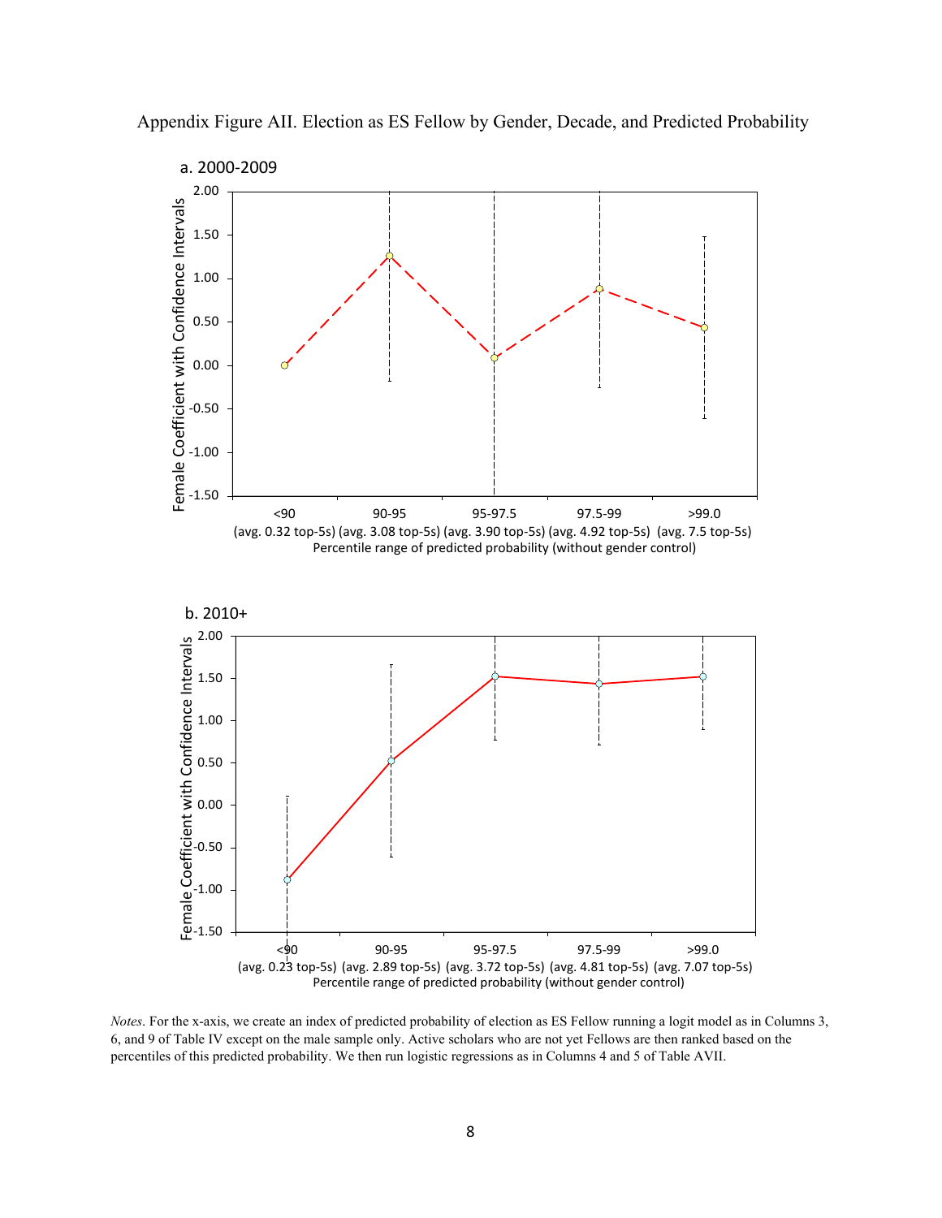Appendix Figure AII. Election as ES Fellow by Gender, Decade, and Predicted Probability

a. 2000-2009

Female Coefficient with Confidence Intervals

Percentile range of predicted probability (without gender control)

<90 (avg. 0.32 top-5s) | 90-95 (avg. 3.08 top-5s) | 95-97.5 (avg. 3.90 top-5s) | 97.5-99 (avg. 4.92 top-5s) | >99.0 (avg. 7.5 top-5s)

b. 2010+

Female Coefficient with Confidence Intervals

Percentile range of predicted probability (without gender control)

<90 (avg. 0.23 top-5s) | 90-95 (avg. 2.89 top-5s) | 95-97.5 (avg. 3.72 top-5s) | 97.5-99 (avg. 4.81 top-5s) | >99.0 (avg. 7.07 top-5s)

*Notes*. For the x-axis, we create an index of predicted probability of election as ES Fellow running a logit model as in Columns 3, 6, and 9 of Table IV except on the male sample only. Active scholars who are not yet Fellows are then ranked based on the percentiles of this predicted probability. We then run logistic regressions as in Columns 4 and 5 of Table AVII.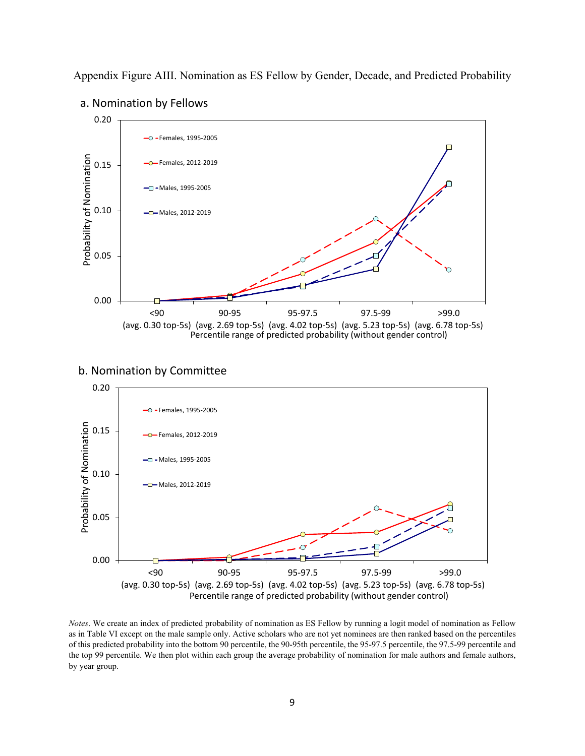Appendix Figure AIII. Nomination as ES Fellow by Gender, Decade, and Predicted Probability

a. Nomination by Fellows

b. Nomination by Committee

*Notes*. We create an index of predicted probability of nomination as ES Fellow by running a logit model of nomination as Fellow as in Table VI except on the male sample only. Active scholars who are not yet nominees are then ranked based on the percentiles of this predicted probability into the bottom 90 percentile, the 90-95th percentile, the 95-97.5 percentile, the 97.5-99 percentile and the top 99 percentile. We then plot within each group the average probability of nomination for male authors and female authors, by year group.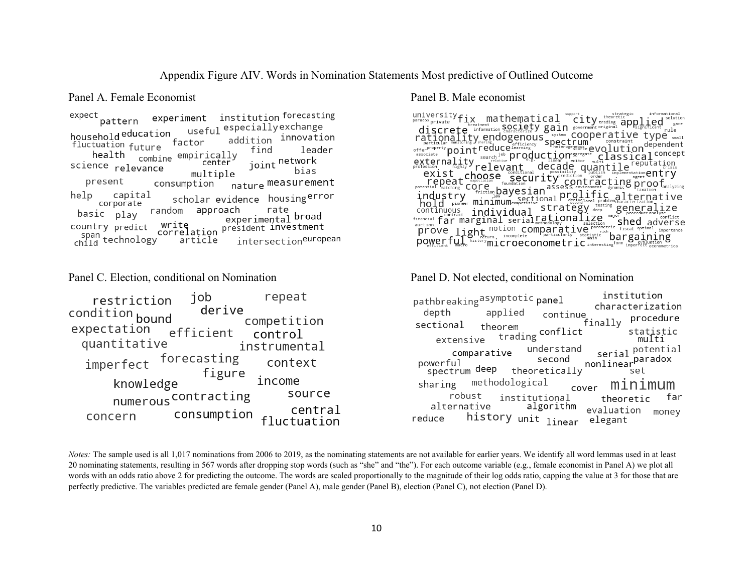Appendix Figure AIV. Words in Nomination Statements Most predictive of Outlined Outcome

Panel A. Female Economist

Panel B. Male economist

Panel C. Election, conditional on Nomination

Panel D. Not elected, conditional on Nomination

*Notes:* The sample used is all 1,017 nominations from 2006 to 2019, as the nominating statements are not available for earlier years. We identify all word lemmas used in at least 20 nominating statements, resulting in 567 words after dropping stop words (such as "she" and "the"). For each outcome variable (e.g., female economist in Panel A) we plot all words with an odds ratio above 2 for predicting the outcome. The words are scaled proportionally to the magnitude of their log odds ratio, capping the value at 3 for those that are perfectly predictive. The variables predicted are female gender (Panel A), male gender (Panel B), election (Panel C), not election (Panel D).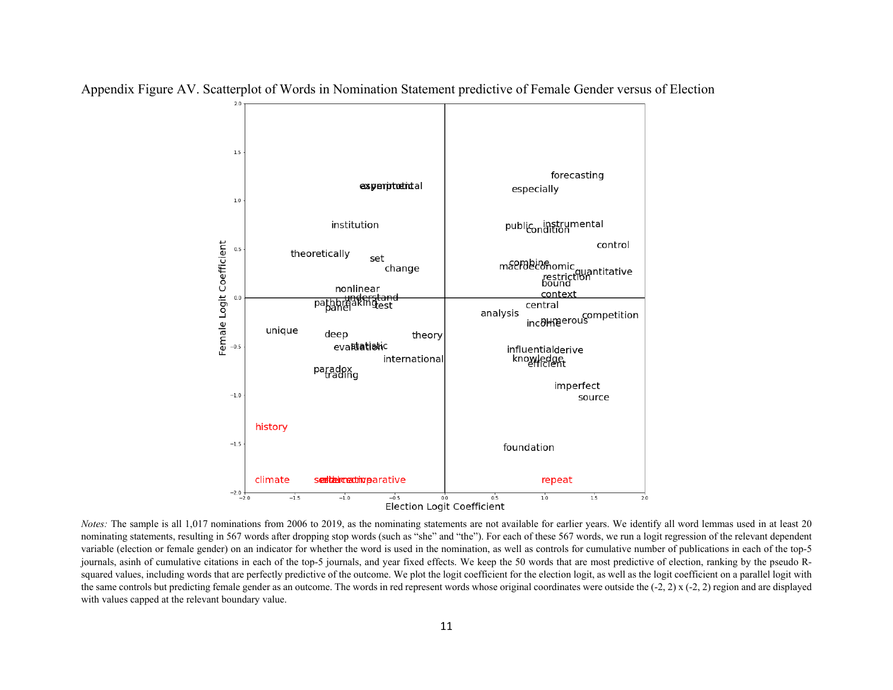Appendix Figure AV. Scatterplot of Words in Nomination Statement predictive of Female Gender versus of Election

*Notes:* The sample is all 1,017 nominations from 2006 to 2019, as the nominating statements are not available for earlier years. We identify all word lemmas used in at least 20 nominating statements, resulting in 567 words after dropping stop words (such as "she" and "the"). For each of these 567 words, we run a logit regression of the relevant dependent variable (election or female gender) on an indicator for whether the word is used in the nomination, as well as controls for cumulative number of publications in each of the top-5 journals, asinh of cumulative citations in each of the top-5 journals, and year fixed effects. We keep the 50 words that are most predictive of election, ranking by the pseudo R-squared values, including words that are perfectly predictive of the outcome. We plot the logit coefficient for the election logit, as well as the logit coefficient on a parallel logit with the same controls but predicting female gender as an outcome. The words in red represent words whose original coordinates were outside the (-2, 2) x (-2, 2) region and are displayed with values capped at the relevant boundary value.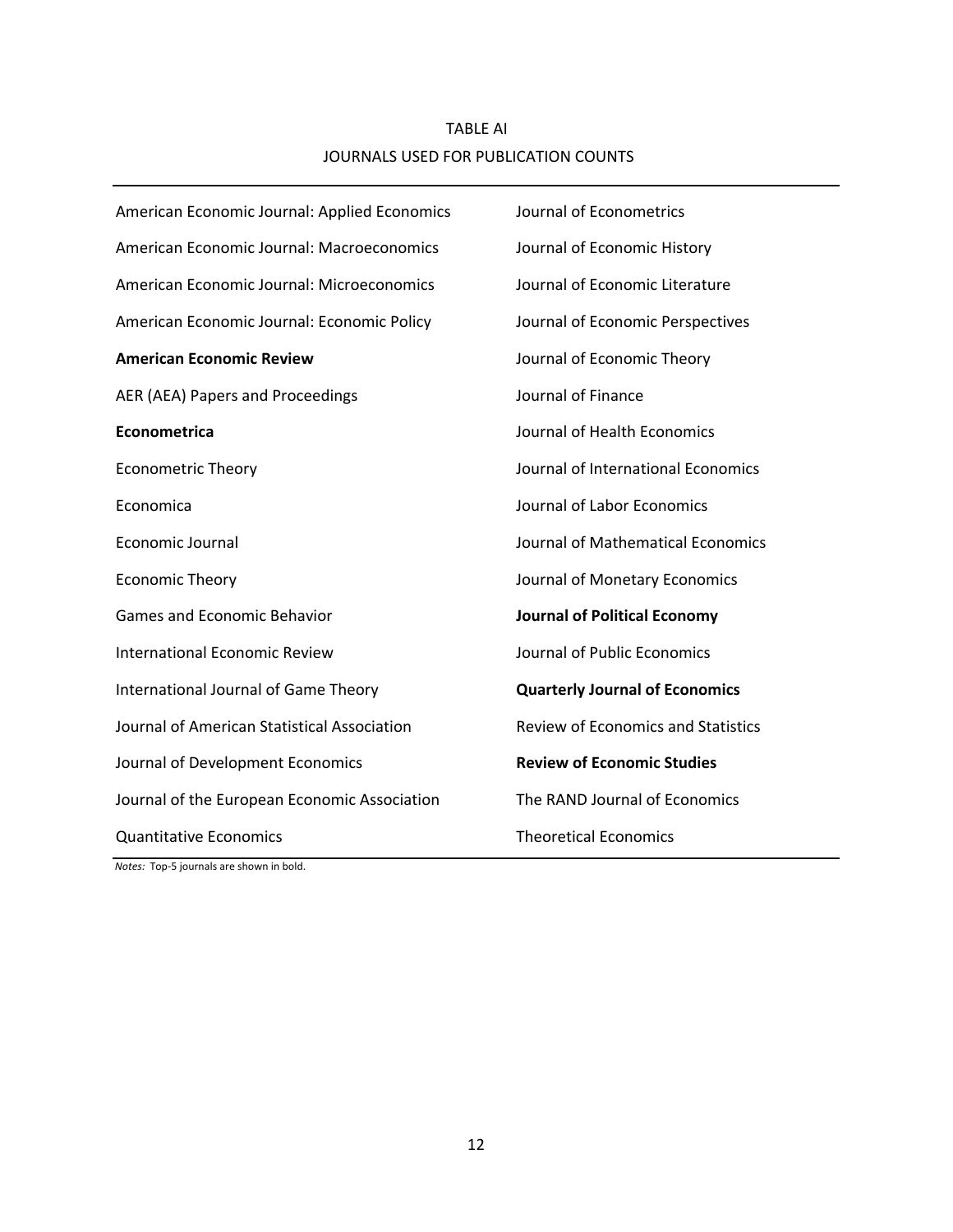TABLE AI

JOURNALS USED FOR PUBLICATION COUNTS

| | |
|---|---|
| American Economic Journal: Applied Economics | Journal of Econometrics |
| American Economic Journal: Macroeconomics | Journal of Economic History |
| American Economic Journal: Microeconomics | Journal of Economic Literature |
| American Economic Journal: Economic Policy | Journal of Economic Perspectives |
| **American Economic Review** | Journal of Economic Theory |
| AER (AEA) Papers and Proceedings | Journal of Finance |
| **Econometrica** | Journal of Health Economics |
| Econometric Theory | Journal of International Economics |
| Economica | Journal of Labor Economics |
| Economic Journal | Journal of Mathematical Economics |
| Economic Theory | Journal of Monetary Economics |
| Games and Economic Behavior | **Journal of Political Economy** |
| International Economic Review | Journal of Public Economics |
| International Journal of Game Theory | **Quarterly Journal of Economics** |
| Journal of American Statistical Association | Review of Economics and Statistics |
| Journal of Development Economics | **Review of Economic Studies** |
| Journal of the European Economic Association | The RAND Journal of Economics |
| Quantitative Economics | Theoretical Economics |

*Notes:* Top-5 journals are shown in bold.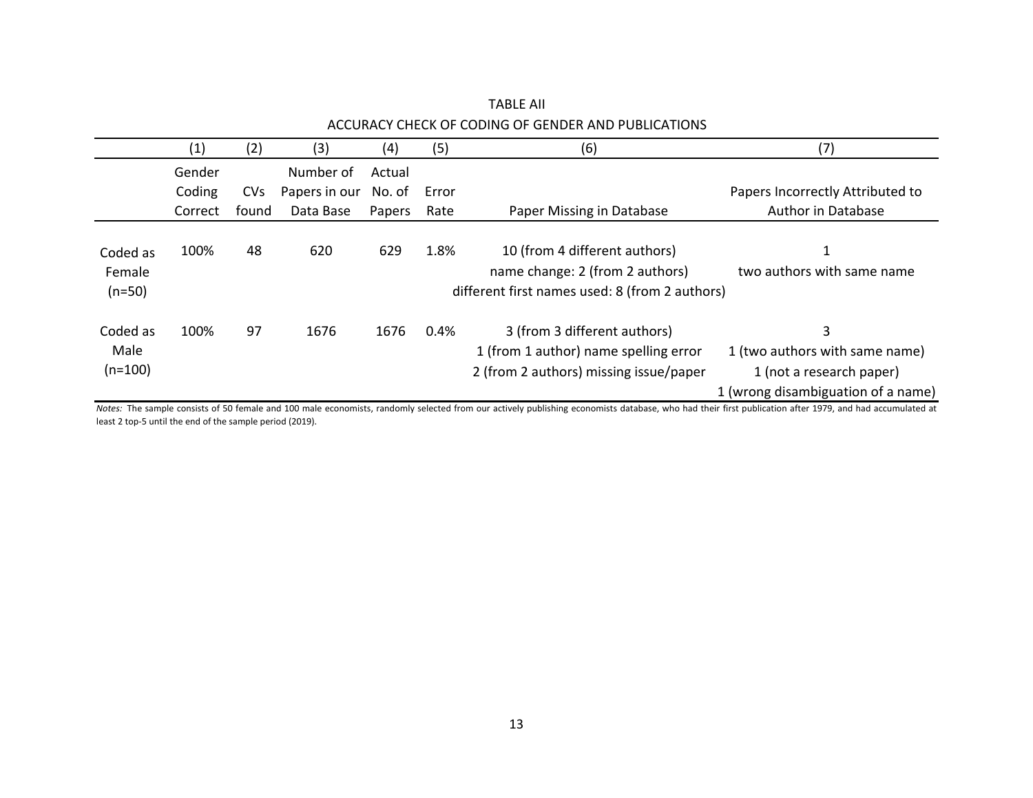TABLE AII

ACCURACY CHECK OF CODING OF GENDER AND PUBLICATIONS

| | (1) | (2) | (3) | (4) | (5) | (6) | (7) |
|---|---|---|---|---|---|---|---|
| | Gender Coding Correct | CVs found | Number of Papers in our Data Base | Actual No. of Papers | Error Rate | Paper Missing in Database | Papers Incorrectly Attributed to Author in Database |
| Coded as Female (n=50) | 100% | 48 | 620 | 629 | 1.8% | 10 (from 4 different authors)<br>name change: 2 (from 2 authors)<br>different first names used: 8 (from 2 authors) | 1<br>two authors with same name |
| Coded as Male (n=100) | 100% | 97 | 1676 | 1676 | 0.4% | 3 (from 3 different authors)<br>1 (from 1 author) name spelling error<br>2 (from 2 authors) missing issue/paper | 3<br>1 (two authors with same name)<br>1 (not a research paper)<br>1 (wrong disambiguation of a name) |

*Notes:* The sample consists of 50 female and 100 male economists, randomly selected from our actively publishing economists database, who had their first publication after 1979, and had accumulated at least 2 top-5 until the end of the sample period (2019).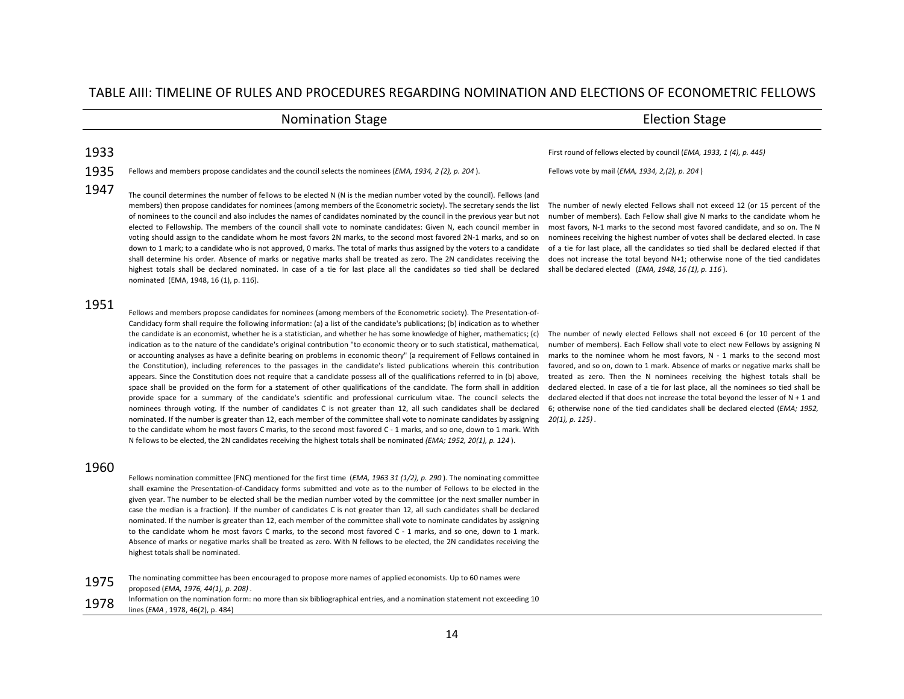# TABLE AIII: TIMELINE OF RULES AND PROCEDURES REGARDING NOMINATION AND ELECTIONS OF ECONOMETRIC FELLOWS

| | Nomination Stage | Election Stage |
|---|---|---|
| 1933 | | First round of fellows elected by council (*EMA, 1933, 1 (4), p. 445)* |
| 1935 | Fellows and members propose candidates and the council selects the nominees (*EMA, 1934, 2 (2), p. 204* ). | Fellows vote by mail (*EMA, 1934, 2,(2), p. 204* ) |
| 1947 | The council determines the number of fellows to be elected N (N is the median number voted by the council). Fellows (and members) then propose candidates for nominees (among members of the Econometric society). The secretary sends the list of nominees to the council and also includes the names of candidates nominated by the council in the previous year but not elected to Fellowship. The members of the council shall vote to nominate candidates: Given N, each council member in voting should assign to the candidate whom he most favors 2N marks, to the second most favored 2N-1 marks, and so on down to 1 mark; to a candidate who is not approved, 0 marks. The total of marks thus assigned by the voters to a candidate shall determine his order. Absence of marks or negative marks shall be treated as zero. The 2N candidates receiving the highest totals shall be declared nominated. In case of a tie for last place all the candidates so tied shall be declared nominated (EMA, 1948, 16 (1), p. 116). | The number of newly elected Fellows shall not exceed 12 (or 15 percent of the number of members). Each Fellow shall give N marks to the candidate whom he most favors, N-1 marks to the second most favored candidate, and so on. The N nominees receiving the highest number of votes shall be declared elected. In case of a tie for last place, all the candidates so tied shall be declared elected if that does not increase the total beyond N+1; otherwise none of the tied candidates shall be declared elected (*EMA, 1948, 16 (1), p. 116* ). |
| 1951 | Fellows and members propose candidates for nominees (among members of the Econometric society). The Presentation-of-Candidacy form shall require the following information: (a) a list of the candidate's publications; (b) indication as to whether the candidate is an economist, whether he is a statistician, and whether he has some knowledge of higher, mathematics; (c) indication as to the nature of the candidate's original contribution "to economic theory or to such statistical, mathematical, or accounting analyses as have a definite bearing on problems in economic theory" (a requirement of Fellows contained in the Constitution), including references to the passages in the candidate's listed publications wherein this contribution appears. Since the Constitution does not require that a candidate possess all of the qualifications referred to in (b) above, space shall be provided on the form for a statement of other qualifications of the candidate. The form shall in addition provide space for a summary of the candidate's scientific and professional curriculum vitae. The council selects the nominees through voting. If the number of candidates C is not greater than 12, all such candidates shall be declared nominated. If the number is greater than 12, each member of the committee shall vote to nominate candidates by assigning to the candidate whom he most favors C marks, to the second most favored C - 1 marks, and so one, down to 1 mark. With N fellows to be elected, the 2N candidates receiving the highest totals shall be nominated *(EMA; 1952, 20(1), p. 124* ). | The number of newly elected Fellows shall not exceed 6 (or 10 percent of the number of members). Each Fellow shall vote to elect new Fellows by assigning N marks to the nominee whom he most favors, N - 1 marks to the second most favored, and so on, down to 1 mark. Absence of marks or negative marks shall be treated as zero. Then the N nominees receiving the highest totals shall be declared elected. In case of a tie for last place, all the nominees so tied shall be declared elected if that does not increase the total beyond the lesser of N + 1 and 6; otherwise none of the tied candidates shall be declared elected (*EMA; 1952, 20(1), p. 125)* . |
| 1960 | Fellows nomination committee (FNC) mentioned for the first time (*EMA, 1963 31 (1/2), p. 290* ). The nominating committee shall examine the Presentation-of-Candidacy forms submitted and vote as to the number of Fellows to be elected in the given year. The number to be elected shall be the median number voted by the committee (or the next smaller number in case the median is a fraction). If the number of candidates C is not greater than 12, all such candidates shall be declared nominated. If the number is greater than 12, each member of the committee shall vote to nominate candidates by assigning to the candidate whom he most favors C marks, to the second most favored C - 1 marks, and so one, down to 1 mark. Absence of marks or negative marks shall be treated as zero. With N fellows to be elected, the 2N candidates receiving the highest totals shall be nominated. | |
| 1975 | The nominating committee has been encouraged to propose more names of applied economists. Up to 60 names were proposed (*EMA, 1976, 44(1), p. 208)* . | |
| 1978 | Information on the nomination form: no more than six bibliographical entries, and a nomination statement not exceeding 10 lines (*EMA* , 1978, 46(2), p. 484) | |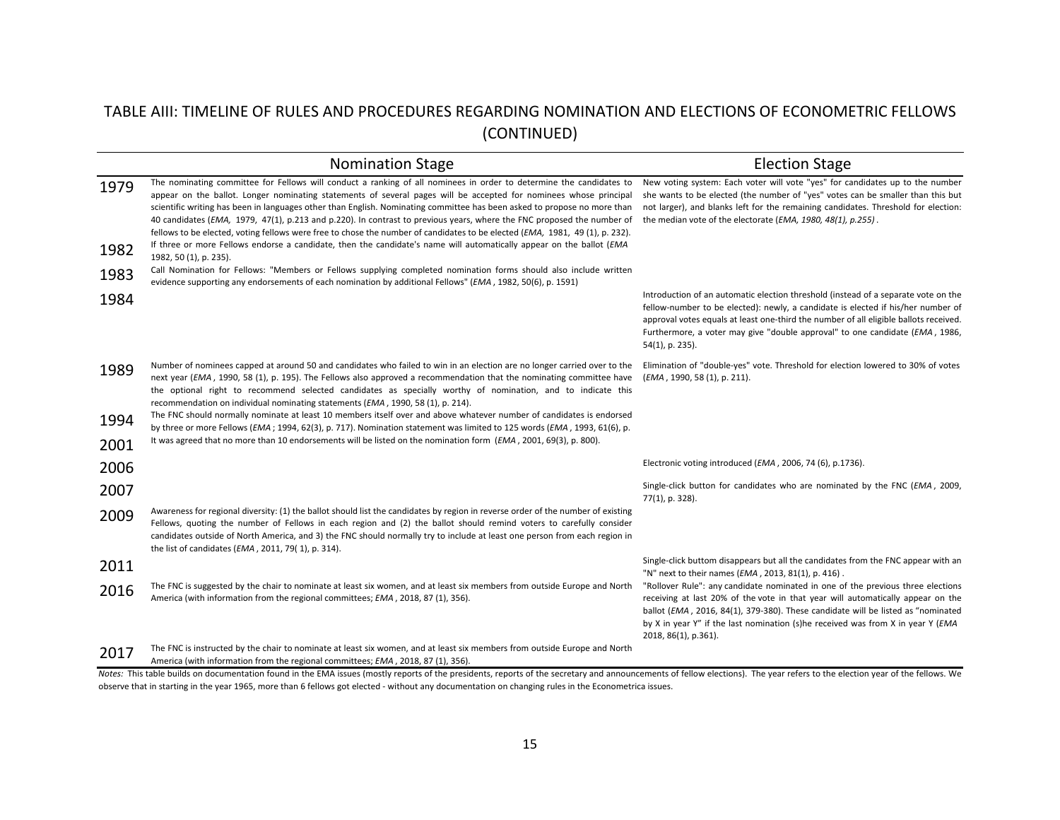# TABLE AIII: TIMELINE OF RULES AND PROCEDURES REGARDING NOMINATION AND ELECTIONS OF ECONOMETRIC FELLOWS (CONTINUED)

| | Nomination Stage | Election Stage |
|---|---|---|
| 1979 | The nominating committee for Fellows will conduct a ranking of all nominees in order to determine the candidates to appear on the ballot. Longer nominating statements of several pages will be accepted for nominees whose principal scientific writing has been in languages other than English. Nominating committee has been asked to propose no more than 40 candidates (*EMA,* 1979, 47(1), p.213 and p.220). In contrast to previous years, where the FNC proposed the number of fellows to be elected, voting fellows were free to chose the number of candidates to be elected (*EMA,* 1981, 49 (1), p. 232). | New voting system: Each voter will vote "yes" for candidates up to the number she wants to be elected (the number of "yes" votes can be smaller than this but not larger), and blanks left for the remaining candidates. Threshold for election: the median vote of the electorate (*EMA, 1980, 48(1), p.255)* . |
| 1982 | If three or more Fellows endorse a candidate, then the candidate's name will automatically appear on the ballot (*EMA* 1982, 50 (1), p. 235). | |
| 1983 | Call Nomination for Fellows: "Members or Fellows supplying completed nomination forms should also include written evidence supporting any endorsements of each nomination by additional Fellows" (*EMA* , 1982, 50(6), p. 1591) | |
| 1984 | | Introduction of an automatic election threshold (instead of a separate vote on the fellow-number to be elected): newly, a candidate is elected if his/her number of approval votes equals at least one-third the number of all eligible ballots received. Furthermore, a voter may give "double approval" to one candidate (*EMA* , 1986, 54(1), p. 235). |
| 1989 | Number of nominees capped at around 50 and candidates who failed to win in an election are no longer carried over to the next year (*EMA* , 1990, 58 (1), p. 195). The Fellows also approved a recommendation that the nominating committee have the optional right to recommend selected candidates as specially worthy of nomination, and to indicate this recommendation on individual nominating statements (*EMA* , 1990, 58 (1), p. 214). | Elimination of "double-yes" vote. Threshold for election lowered to 30% of votes (*EMA* , 1990, 58 (1), p. 211). |
| 1994 | The FNC should normally nominate at least 10 members itself over and above whatever number of candidates is endorsed by three or more Fellows (*EMA* ; 1994, 62(3), p. 717). Nomination statement was limited to 125 words (*EMA* , 1993, 61(6), p. | |
| 2001 | It was agreed that no more than 10 endorsements will be listed on the nomination form (*EMA* , 2001, 69(3), p. 800). | |
| 2006 | | Electronic voting introduced (*EMA* , 2006, 74 (6), p.1736). |
| 2007 | | Single-click button for candidates who are nominated by the FNC (*EMA* , 2009, 77(1), p. 328). |
| 2009 | Awareness for regional diversity: (1) the ballot should list the candidates by region in reverse order of the number of existing Fellows, quoting the number of Fellows in each region and (2) the ballot should remind voters to carefully consider candidates outside of North America, and 3) the FNC should normally try to include at least one person from each region in the list of candidates (*EMA* , 2011, 79( 1), p. 314). | |
| 2011 | | Single-click buttom disappears but all the candidates from the FNC appear with an "N" next to their names (*EMA* , 2013, 81(1), p. 416) . |
| 2016 | The FNC is suggested by the chair to nominate at least six women, and at least six members from outside Europe and North America (with information from the regional committees; *EMA* , 2018, 87 (1), 356). | "Rollover Rule": any candidate nominated in one of the previous three elections receiving at last 20% of the vote in that year will automatically appear on the ballot (*EMA* , 2016, 84(1), 379-380). These candidate will be listed as "nominated by X in year Y" if the last nomination (s)he received was from X in year Y (*EMA* 2018, 86(1), p.361). |
| 2017 | The FNC is instructed by the chair to nominate at least six women, and at least six members from outside Europe and North America (with information from the regional committees; *EMA* , 2018, 87 (1), 356). | |

*Notes:* This table builds on documentation found in the EMA issues (mostly reports of the presidents, reports of the secretary and announcements of fellow elections). The year refers to the election year of the fellows. We observe that in starting in the year 1965, more than 6 fellows got elected - without any documentation on changing rules in the Econometrica issues.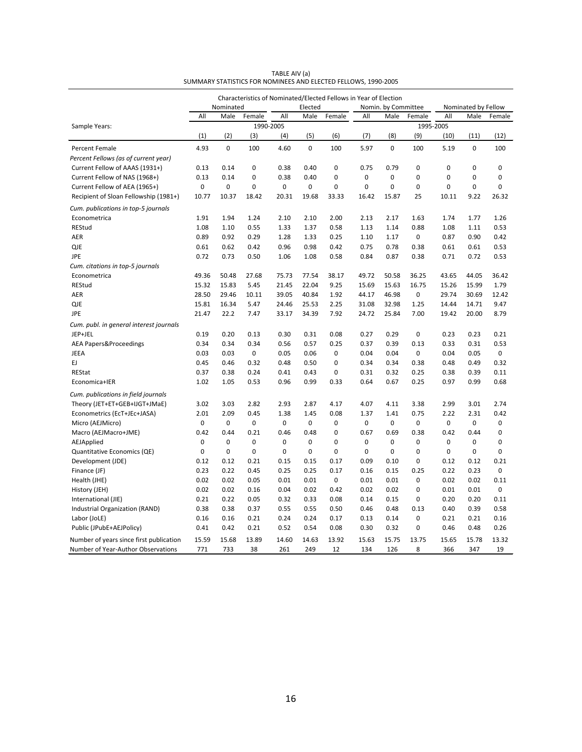TABLE AIV (a)
SUMMARY STATISTICS FOR NOMINEES AND ELECTED FELLOWS, 1990-2005

| | Characteristics of Nominated/Elected Fellows in Year of Election | | | | | | | | | | | |
|---|---|---|---|---|---|---|---|---|---|---|---|---|
| | Nominated | | | Elected | | | Nomin. by Committee | | | Nominated by Fellow | | |
| | All | Male | Female | All | Male | Female | All | Male | Female | All | Male | Female |
| Sample Years: | 1990-2005 | | | | | | 1995-2005 | | | | | |
| | (1) | (2) | (3) | (4) | (5) | (6) | (7) | (8) | (9) | (10) | (11) | (12) |
| Percent Female | 4.93 | 0 | 100 | 4.60 | 0 | 100 | 5.97 | 0 | 100 | 5.19 | 0 | 100 |
| *Percent Fellows (as of current year)* | | | | | | | | | | | | |
| Current Fellow of AAAS (1931+) | 0.13 | 0.14 | 0 | 0.38 | 0.40 | 0 | 0.75 | 0.79 | 0 | 0 | 0 | 0 |
| Current Fellow of NAS (1968+) | 0.13 | 0.14 | 0 | 0.38 | 0.40 | 0 | 0 | 0 | 0 | 0 | 0 | 0 |
| Current Fellow of AEA (1965+) | 0 | 0 | 0 | 0 | 0 | 0 | 0 | 0 | 0 | 0 | 0 | 0 |
| Recipient of Sloan Fellowship (1981+) | 10.77 | 10.37 | 18.42 | 20.31 | 19.68 | 33.33 | 16.42 | 15.87 | 25 | 10.11 | 9.22 | 26.32 |
| *Cum. publications in top-5 journals* | | | | | | | | | | | | |
| Econometrica | 1.91 | 1.94 | 1.24 | 2.10 | 2.10 | 2.00 | 2.13 | 2.17 | 1.63 | 1.74 | 1.77 | 1.26 |
| REStud | 1.08 | 1.10 | 0.55 | 1.33 | 1.37 | 0.58 | 1.13 | 1.14 | 0.88 | 1.08 | 1.11 | 0.53 |
| AER | 0.89 | 0.92 | 0.29 | 1.28 | 1.33 | 0.25 | 1.10 | 1.17 | 0 | 0.87 | 0.90 | 0.42 |
| QJE | 0.61 | 0.62 | 0.42 | 0.96 | 0.98 | 0.42 | 0.75 | 0.78 | 0.38 | 0.61 | 0.61 | 0.53 |
| JPE | 0.72 | 0.73 | 0.50 | 1.06 | 1.08 | 0.58 | 0.84 | 0.87 | 0.38 | 0.71 | 0.72 | 0.53 |
| *Cum. citations in top-5 journals* | | | | | | | | | | | | |
| Econometrica | 49.36 | 50.48 | 27.68 | 75.73 | 77.54 | 38.17 | 49.72 | 50.58 | 36.25 | 43.65 | 44.05 | 36.42 |
| REStud | 15.32 | 15.83 | 5.45 | 21.45 | 22.04 | 9.25 | 15.69 | 15.63 | 16.75 | 15.26 | 15.99 | 1.79 |
| AER | 28.50 | 29.46 | 10.11 | 39.05 | 40.84 | 1.92 | 44.17 | 46.98 | 0 | 29.74 | 30.69 | 12.42 |
| QJE | 15.81 | 16.34 | 5.47 | 24.46 | 25.53 | 2.25 | 31.08 | 32.98 | 1.25 | 14.44 | 14.71 | 9.47 |
| JPE | 21.47 | 22.2 | 7.47 | 33.17 | 34.39 | 7.92 | 24.72 | 25.84 | 7.00 | 19.42 | 20.00 | 8.79 |
| *Cum. publ. in general interest journals* | | | | | | | | | | | | |
| JEP+JEL | 0.19 | 0.20 | 0.13 | 0.30 | 0.31 | 0.08 | 0.27 | 0.29 | 0 | 0.23 | 0.23 | 0.21 |
| AEA Papers&Proceedings | 0.34 | 0.34 | 0.34 | 0.56 | 0.57 | 0.25 | 0.37 | 0.39 | 0.13 | 0.33 | 0.31 | 0.53 |
| JEEA | 0.03 | 0.03 | 0 | 0.05 | 0.06 | 0 | 0.04 | 0.04 | 0 | 0.04 | 0.05 | 0 |
| EJ | 0.45 | 0.46 | 0.32 | 0.48 | 0.50 | 0 | 0.34 | 0.34 | 0.38 | 0.48 | 0.49 | 0.32 |
| REStat | 0.37 | 0.38 | 0.24 | 0.41 | 0.43 | 0 | 0.31 | 0.32 | 0.25 | 0.38 | 0.39 | 0.11 |
| Economica+IER | 1.02 | 1.05 | 0.53 | 0.96 | 0.99 | 0.33 | 0.64 | 0.67 | 0.25 | 0.97 | 0.99 | 0.68 |
| *Cum. publications in field journals* | | | | | | | | | | | | |
| Theory (JET+ET+GEB+IJGT+JMaE) | 3.02 | 3.03 | 2.82 | 2.93 | 2.87 | 4.17 | 4.07 | 4.11 | 3.38 | 2.99 | 3.01 | 2.74 |
| Econometrics (EcT+JEc+JASA) | 2.01 | 2.09 | 0.45 | 1.38 | 1.45 | 0.08 | 1.37 | 1.41 | 0.75 | 2.22 | 2.31 | 0.42 |
| Micro (AEJMicro) | 0 | 0 | 0 | 0 | 0 | 0 | 0 | 0 | 0 | 0 | 0 | 0 |
| Macro (AEJMacro+JME) | 0.42 | 0.44 | 0.21 | 0.46 | 0.48 | 0 | 0.67 | 0.69 | 0.38 | 0.42 | 0.44 | 0 |
| AEJApplied | 0 | 0 | 0 | 0 | 0 | 0 | 0 | 0 | 0 | 0 | 0 | 0 |
| Quantitative Economics (QE) | 0 | 0 | 0 | 0 | 0 | 0 | 0 | 0 | 0 | 0 | 0 | 0 |
| Development (JDE) | 0.12 | 0.12 | 0.21 | 0.15 | 0.15 | 0.17 | 0.09 | 0.10 | 0 | 0.12 | 0.12 | 0.21 |
| Finance (JF) | 0.23 | 0.22 | 0.45 | 0.25 | 0.25 | 0.17 | 0.16 | 0.15 | 0.25 | 0.22 | 0.23 | 0 |
| Health (JHE) | 0.02 | 0.02 | 0.05 | 0.01 | 0.01 | 0 | 0.01 | 0.01 | 0 | 0.02 | 0.02 | 0.11 |
| History (JEH) | 0.02 | 0.02 | 0.16 | 0.04 | 0.02 | 0.42 | 0.02 | 0.02 | 0 | 0.01 | 0.01 | 0 |
| International (JIE) | 0.21 | 0.22 | 0.05 | 0.32 | 0.33 | 0.08 | 0.14 | 0.15 | 0 | 0.20 | 0.20 | 0.11 |
| Industrial Organization (RAND) | 0.38 | 0.38 | 0.37 | 0.55 | 0.55 | 0.50 | 0.46 | 0.48 | 0.13 | 0.40 | 0.39 | 0.58 |
| Labor (JoLE) | 0.16 | 0.16 | 0.21 | 0.24 | 0.24 | 0.17 | 0.13 | 0.14 | 0 | 0.21 | 0.21 | 0.16 |
| Public (JPubE+AEJPolicy) | 0.41 | 0.42 | 0.21 | 0.52 | 0.54 | 0.08 | 0.30 | 0.32 | 0 | 0.46 | 0.48 | 0.26 |
| Number of years since first publication | 15.59 | 15.68 | 13.89 | 14.60 | 14.63 | 13.92 | 15.63 | 15.75 | 13.75 | 15.65 | 15.78 | 13.32 |
| Number of Year-Author Observations | 771 | 733 | 38 | 261 | 249 | 12 | 134 | 126 | 8 | 366 | 347 | 19 |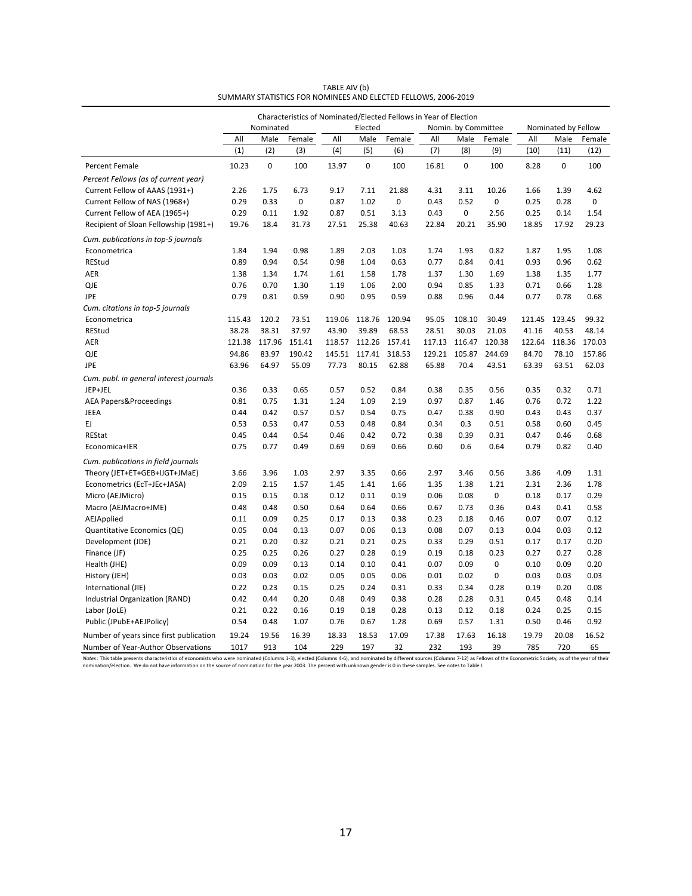TABLE AIV (b)
SUMMARY STATISTICS FOR NOMINEES AND ELECTED FELLOWS, 2006-2019

| | Characteristics of Nominated/Elected Fellows in Year of Election | | | | | | | | | | | |
|---|---|---|---|---|---|---|---|---|---|---|---|---|
| | Nominated | | | Elected | | | Nomin. by Committee | | | Nominated by Fellow | | |
| | All | Male | Female | All | Male | Female | All | Male | Female | All | Male | Female |
| | (1) | (2) | (3) | (4) | (5) | (6) | (7) | (8) | (9) | (10) | (11) | (12) |
| Percent Female | 10.23 | 0 | 100 | 13.97 | 0 | 100 | 16.81 | 0 | 100 | 8.28 | 0 | 100 |
| *Percent Fellows (as of current year)* | | | | | | | | | | | | |
| Current Fellow of AAAS (1931+) | 2.26 | 1.75 | 6.73 | 9.17 | 7.11 | 21.88 | 4.31 | 3.11 | 10.26 | 1.66 | 1.39 | 4.62 |
| Current Fellow of NAS (1968+) | 0.29 | 0.33 | 0 | 0.87 | 1.02 | 0 | 0.43 | 0.52 | 0 | 0.25 | 0.28 | 0 |
| Current Fellow of AEA (1965+) | 0.29 | 0.11 | 1.92 | 0.87 | 0.51 | 3.13 | 0.43 | 0 | 2.56 | 0.25 | 0.14 | 1.54 |
| Recipient of Sloan Fellowship (1981+) | 19.76 | 18.4 | 31.73 | 27.51 | 25.38 | 40.63 | 22.84 | 20.21 | 35.90 | 18.85 | 17.92 | 29.23 |
| *Cum. publications in top-5 journals* | | | | | | | | | | | | |
| Econometrica | 1.84 | 1.94 | 0.98 | 1.89 | 2.03 | 1.03 | 1.74 | 1.93 | 0.82 | 1.87 | 1.95 | 1.08 |
| REStud | 0.89 | 0.94 | 0.54 | 0.98 | 1.04 | 0.63 | 0.77 | 0.84 | 0.41 | 0.93 | 0.96 | 0.62 |
| AER | 1.38 | 1.34 | 1.74 | 1.61 | 1.58 | 1.78 | 1.37 | 1.30 | 1.69 | 1.38 | 1.35 | 1.77 |
| QJE | 0.76 | 0.70 | 1.30 | 1.19 | 1.06 | 2.00 | 0.94 | 0.85 | 1.33 | 0.71 | 0.66 | 1.28 |
| JPE | 0.79 | 0.81 | 0.59 | 0.90 | 0.95 | 0.59 | 0.88 | 0.96 | 0.44 | 0.77 | 0.78 | 0.68 |
| *Cum. citations in top-5 journals* | | | | | | | | | | | | |
| Econometrica | 115.43 | 120.2 | 73.51 | 119.06 | 118.76 | 120.94 | 95.05 | 108.10 | 30.49 | 121.45 | 123.45 | 99.32 |
| REStud | 38.28 | 38.31 | 37.97 | 43.90 | 39.89 | 68.53 | 28.51 | 30.03 | 21.03 | 41.16 | 40.53 | 48.14 |
| AER | 121.38 | 117.96 | 151.41 | 118.57 | 112.26 | 157.41 | 117.13 | 116.47 | 120.38 | 122.64 | 118.36 | 170.03 |
| QJE | 94.86 | 83.97 | 190.42 | 145.51 | 117.41 | 318.53 | 129.21 | 105.87 | 244.69 | 84.70 | 78.10 | 157.86 |
| JPE | 63.96 | 64.97 | 55.09 | 77.73 | 80.15 | 62.88 | 65.88 | 70.4 | 43.51 | 63.39 | 63.51 | 62.03 |
| *Cum. publ. in general interest journals* | | | | | | | | | | | | |
| JEP+JEL | 0.36 | 0.33 | 0.65 | 0.57 | 0.52 | 0.84 | 0.38 | 0.35 | 0.56 | 0.35 | 0.32 | 0.71 |
| AEA Papers&Proceedings | 0.81 | 0.75 | 1.31 | 1.24 | 1.09 | 2.19 | 0.97 | 0.87 | 1.46 | 0.76 | 0.72 | 1.22 |
| JEEA | 0.44 | 0.42 | 0.57 | 0.57 | 0.54 | 0.75 | 0.47 | 0.38 | 0.90 | 0.43 | 0.43 | 0.37 |
| EJ | 0.53 | 0.53 | 0.47 | 0.53 | 0.48 | 0.84 | 0.34 | 0.3 | 0.51 | 0.58 | 0.60 | 0.45 |
| REStat | 0.45 | 0.44 | 0.54 | 0.46 | 0.42 | 0.72 | 0.38 | 0.39 | 0.31 | 0.47 | 0.46 | 0.68 |
| Economica+IER | 0.75 | 0.77 | 0.49 | 0.69 | 0.69 | 0.66 | 0.60 | 0.6 | 0.64 | 0.79 | 0.82 | 0.40 |
| *Cum. publications in field journals* | | | | | | | | | | | | |
| Theory (JET+ET+GEB+IJGT+JMaE) | 3.66 | 3.96 | 1.03 | 2.97 | 3.35 | 0.66 | 2.97 | 3.46 | 0.56 | 3.86 | 4.09 | 1.31 |
| Econometrics (EcT+JEc+JASA) | 2.09 | 2.15 | 1.57 | 1.45 | 1.41 | 1.66 | 1.35 | 1.38 | 1.21 | 2.31 | 2.36 | 1.78 |
| Micro (AEJMicro) | 0.15 | 0.15 | 0.18 | 0.12 | 0.11 | 0.19 | 0.06 | 0.08 | 0 | 0.18 | 0.17 | 0.29 |
| Macro (AEJMacro+JME) | 0.48 | 0.48 | 0.50 | 0.64 | 0.64 | 0.66 | 0.67 | 0.73 | 0.36 | 0.43 | 0.41 | 0.58 |
| AEJApplied | 0.11 | 0.09 | 0.25 | 0.17 | 0.13 | 0.38 | 0.23 | 0.18 | 0.46 | 0.07 | 0.07 | 0.12 |
| Quantitative Economics (QE) | 0.05 | 0.04 | 0.13 | 0.07 | 0.06 | 0.13 | 0.08 | 0.07 | 0.13 | 0.04 | 0.03 | 0.12 |
| Development (JDE) | 0.21 | 0.20 | 0.32 | 0.21 | 0.21 | 0.25 | 0.33 | 0.29 | 0.51 | 0.17 | 0.17 | 0.20 |
| Finance (JF) | 0.25 | 0.25 | 0.26 | 0.27 | 0.28 | 0.19 | 0.19 | 0.18 | 0.23 | 0.27 | 0.27 | 0.28 |
| Health (JHE) | 0.09 | 0.09 | 0.13 | 0.14 | 0.10 | 0.41 | 0.07 | 0.09 | 0 | 0.10 | 0.09 | 0.20 |
| History (JEH) | 0.03 | 0.03 | 0.02 | 0.05 | 0.05 | 0.06 | 0.01 | 0.02 | 0 | 0.03 | 0.03 | 0.03 |
| International (JIE) | 0.22 | 0.23 | 0.15 | 0.25 | 0.24 | 0.31 | 0.33 | 0.34 | 0.28 | 0.19 | 0.20 | 0.08 |
| Industrial Organization (RAND) | 0.42 | 0.44 | 0.20 | 0.48 | 0.49 | 0.38 | 0.28 | 0.28 | 0.31 | 0.45 | 0.48 | 0.14 |
| Labor (JoLE) | 0.21 | 0.22 | 0.16 | 0.19 | 0.18 | 0.28 | 0.13 | 0.12 | 0.18 | 0.24 | 0.25 | 0.15 |
| Public (JPubE+AEJPolicy) | 0.54 | 0.48 | 1.07 | 0.76 | 0.67 | 1.28 | 0.69 | 0.57 | 1.31 | 0.50 | 0.46 | 0.92 |
| Number of years since first publication | 19.24 | 19.56 | 16.39 | 18.33 | 18.53 | 17.09 | 17.38 | 17.63 | 16.18 | 19.79 | 20.08 | 16.52 |
| Number of Year-Author Observations | 1017 | 913 | 104 | 229 | 197 | 32 | 232 | 193 | 39 | 785 | 720 | 65 |

*Notes* : This table presents characteristics of economists who were nominated (Columns 1-3), elected (Columns 4-6), and nominated by different sources (Columns 7-12) as Fellows of the Econometric Society, as of the year of their nomination/election. We do not have information on the source of nomination for the year 2003. The percent with unknown gender is 0 in these samples. See notes to Table I.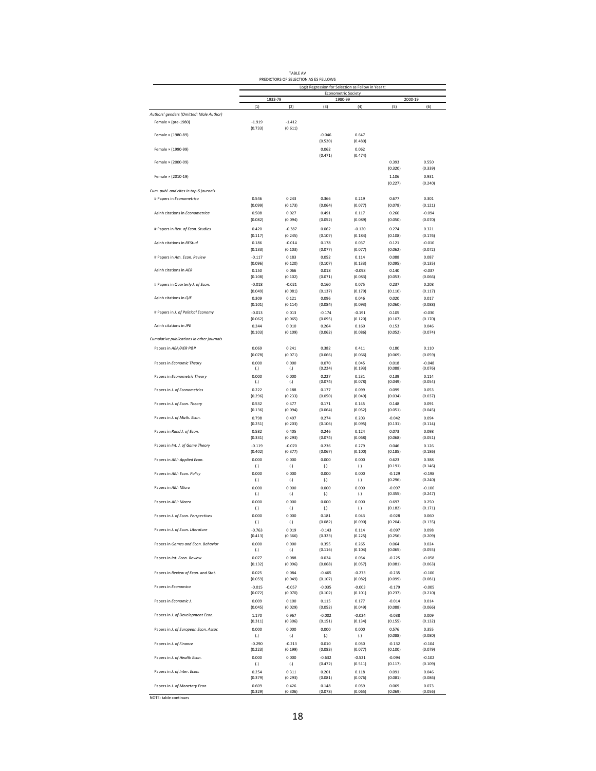TABLE AV

PREDICTORS OF SELECTION AS ES FELLOWS

| | Logit Regression for Selection as Fellow in Year t: | | | | | |
|---|---|---|---|---|---|---|
| | Econometric Society | | | | | |
| | 1933-79 | | 1980-99 | | 2000-19 | |
| | (1) | (2) | (3) | (4) | (5) | (6) |
| *Authors' genders (Omitted: Male Author)* | | | | | | |
| Female × (pre-1980) | -1.919 | -1.412 | | | | |
| | (0.733) | (0.611) | | | | |
| Female × (1980-89) | | | -0.046 | 0.647 | | |
| | | | (0.520) | (0.480) | | |
| Female × (1990-99) | | | 0.062 | 0.062 | | |
| | | | (0.471) | (0.474) | | |
| Female × (2000-09) | | | | | 0.393 | 0.550 |
| | | | | | (0.320) | (0.339) |
| Female × (2010-19) | | | | | 1.106 | 0.931 |
| | | | | | (0.227) | (0.240) |
| *Cum. publ. and cites in top-5 journals* | | | | | | |
| # Papers in *Econometrica* | 0.546 | 0.243 | 0.366 | 0.219 | 0.677 | 0.301 |
| | (0.099) | (0.173) | (0.064) | (0.077) | (0.078) | (0.121) |
| Asinh citations in *Econometrica* | 0.508 | 0.027 | 0.491 | 0.117 | 0.260 | -0.094 |
| | (0.082) | (0.094) | (0.052) | (0.089) | (0.050) | (0.070) |
| # Papers in *Rev. of Econ. Studies* | 0.420 | -0.387 | 0.062 | -0.120 | 0.274 | 0.321 |
| | (0.117) | (0.245) | (0.107) | (0.184) | (0.108) | (0.176) |
| Asinh citations in *REStud* | 0.186 | -0.014 | 0.178 | 0.037 | 0.121 | -0.010 |
| | (0.133) | (0.103) | (0.077) | (0.077) | (0.062) | (0.072) |
| # Papers in *Am. Econ. Review* | -0.117 | 0.183 | 0.052 | 0.114 | 0.088 | 0.087 |
| | (0.096) | (0.120) | (0.107) | (0.133) | (0.095) | (0.135) |
| Asinh citations in *AER* | 0.150 | 0.066 | 0.018 | -0.098 | 0.140 | -0.037 |
| | (0.108) | (0.102) | (0.071) | (0.083) | (0.053) | (0.066) |
| # Papers in *Quarterly J. of Econ.* | -0.018 | -0.021 | 0.160 | 0.075 | 0.237 | 0.208 |
| | (0.049) | (0.081) | (0.137) | (0.179) | (0.110) | (0.117) |
| Asinh citations in *QJE* | 0.309 | 0.121 | 0.096 | 0.046 | 0.020 | 0.017 |
| | (0.101) | (0.114) | (0.084) | (0.093) | (0.060) | (0.088) |
| # Papers in *J. of Political Economy* | -0.013 | 0.013 | -0.174 | -0.191 | 0.105 | -0.030 |
| | (0.062) | (0.065) | (0.095) | (0.120) | (0.107) | (0.170) |
| Asinh citations in *JPE* | 0.244 | 0.010 | 0.264 | 0.160 | 0.153 | 0.046 |
| | (0.103) | (0.109) | (0.062) | (0.086) | (0.052) | (0.074) |
| *Cumulative publications in other journals* | | | | | | |
| Papers in *AEA/AER P&P* | 0.069 | 0.241 | 0.382 | 0.411 | 0.180 | 0.110 |
| | (0.078) | (0.071) | (0.066) | (0.066) | (0.069) | (0.059) |
| Papers in *Economic Theory* | 0.000 | 0.000 | 0.070 | 0.045 | 0.018 | -0.048 |
| | (.) | (.) | (0.224) | (0.193) | (0.088) | (0.076) |
| Papers in *Econometric Theory* | 0.000 | 0.000 | 0.227 | 0.231 | 0.139 | 0.114 |
| | (.) | (.) | (0.074) | (0.078) | (0.049) | (0.054) |
| Papers in *J. of Econometrics* | 0.222 | 0.188 | 0.177 | 0.099 | 0.099 | 0.053 |
| | (0.296) | (0.233) | (0.050) | (0.049) | (0.034) | (0.037) |
| Papers in *J. of Econ. Theory* | 0.532 | 0.477 | 0.171 | 0.145 | 0.148 | 0.091 |
| | (0.136) | (0.094) | (0.064) | (0.052) | (0.051) | (0.045) |
| Papers in *J. of Math. Econ.* | 0.798 | 0.497 | 0.274 | 0.203 | -0.042 | 0.094 |
| | (0.251) | (0.203) | (0.106) | (0.095) | (0.131) | (0.114) |
| Papers in *Rand J. of Econ.* | 0.582 | 0.405 | 0.246 | 0.124 | 0.073 | 0.098 |
| | (0.331) | (0.293) | (0.074) | (0.068) | (0.068) | (0.051) |
| Papers in *Int. J. of Game Theory* | -0.119 | -0.070 | 0.236 | 0.279 | 0.046 | 0.126 |
| | (0.402) | (0.377) | (0.067) | (0.100) | (0.185) | (0.186) |
| Papers in *AEJ: Applied Econ.* | 0.000 | 0.000 | 0.000 | 0.000 | 0.623 | 0.388 |
| | (.) | (.) | (.) | (.) | (0.191) | (0.146) |
| Papers in *AEJ: Econ. Policy* | 0.000 | 0.000 | 0.000 | 0.000 | -0.129 | -0.198 |
| | (.) | (.) | (.) | (.) | (0.296) | (0.240) |
| Papers in *AEJ: Micro* | 0.000 | 0.000 | 0.000 | 0.000 | -0.097 | -0.106 |
| | (.) | (.) | (.) | (.) | (0.355) | (0.247) |
| Papers in *AEJ: Macro* | 0.000 | 0.000 | 0.000 | 0.000 | 0.697 | 0.250 |
| | (.) | (.) | (.) | (.) | (0.182) | (0.171) |
| Papers in *J. of Econ. Perspectives* | 0.000 | 0.000 | 0.181 | 0.043 | -0.028 | 0.060 |
| | (.) | (.) | (0.082) | (0.090) | (0.204) | (0.135) |
| Papers in *J. of Econ. Literature* | -0.763 | 0.019 | -0.143 | 0.114 | -0.097 | 0.098 |
| | (0.413) | (0.366) | (0.323) | (0.225) | (0.256) | (0.209) |
| Papers in *Games and Econ. Behavior* | 0.000 | 0.000 | 0.355 | 0.265 | 0.064 | 0.024 |
| | (.) | (.) | (0.116) | (0.104) | (0.065) | (0.055) |
| Papers in *Int. Econ. Review* | 0.077 | 0.088 | 0.024 | 0.054 | -0.225 | -0.058 |
| | (0.132) | (0.096) | (0.068) | (0.057) | (0.081) | (0.063) |
| Papers in *Review of Econ. and Stat.* | 0.025 | 0.084 | -0.465 | -0.273 | -0.235 | -0.100 |
| | (0.059) | (0.049) | (0.107) | (0.082) | (0.099) | (0.081) |
| Papers in *Economica* | -0.015 | -0.057 | -0.035 | -0.003 | -0.179 | -0.005 |
| | (0.072) | (0.070) | (0.102) | (0.101) | (0.237) | (0.210) |
| Papers in *Economic J.* | 0.009 | 0.100 | 0.115 | 0.177 | -0.014 | 0.014 |
| | (0.045) | (0.029) | (0.052) | (0.049) | (0.088) | (0.066) |
| Papers in *J. of Development Econ.* | 1.170 | 0.967 | -0.002 | -0.024 | -0.038 | 0.009 |
| | (0.311) | (0.306) | (0.151) | (0.134) | (0.155) | (0.132) |
| Papers in *J. of European Econ. Assoc* | 0.000 | 0.000 | 0.000 | 0.000 | 0.576 | 0.355 |
| | (.) | (.) | (.) | (.) | (0.088) | (0.080) |
| Papers in *J. of Finance* | -0.290 | -0.213 | 0.010 | 0.050 | -0.132 | -0.104 |
| | (0.223) | (0.199) | (0.083) | (0.077) | (0.100) | (0.079) |
| Papers in *J. of Health Econ.* | 0.000 | 0.000 | -0.632 | -0.521 | -0.094 | -0.102 |
| | (.) | (.) | (0.472) | (0.511) | (0.117) | (0.109) |
| Papers in *J. of Inter. Econ.* | 0.254 | 0.311 | 0.201 | 0.118 | 0.091 | 0.046 |
| | (0.379) | (0.293) | (0.081) | (0.076) | (0.081) | (0.086) |
| Papers in *J. of Monetary Econ.* | 0.609 | 0.426 | 0.148 | 0.059 | 0.069 | 0.073 |
| | (0.329) | (0.306) | (0.078) | (0.065) | (0.069) | (0.056) |

NOTE: table continues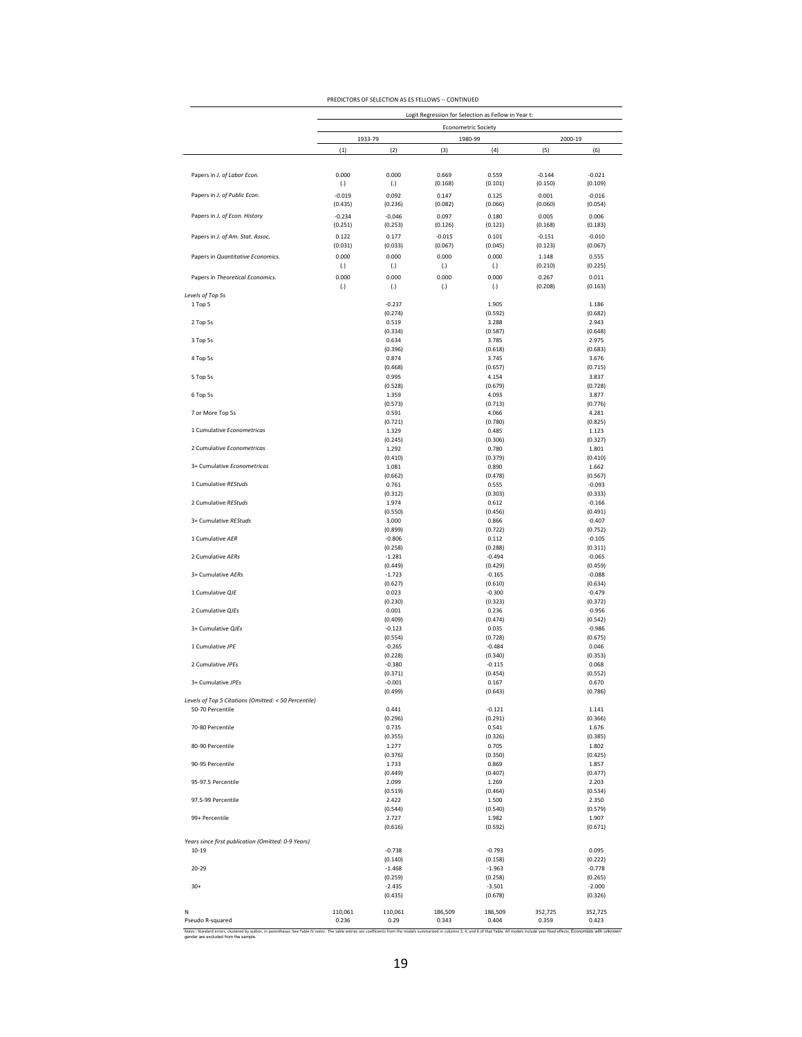PREDICTORS OF SELECTION AS ES FELLOWS -- CONTINUED

| | Logit Regression for Selection as Fellow in Year t: | | | | | |
|---|---|---|---|---|---|---|
| | Econometric Society | | | | | |
| | 1933-79 | | 1980-99 | | 2000-19 | |
| | (1) | (2) | (3) | (4) | (5) | (6) |
| Papers in *J. of Labor Econ.* | 0.000 | 0.000 | 0.669 | 0.559 | -0.144 | -0.021 |
| | (.) | (.) | (0.168) | (0.101) | (0.150) | (0.109) |
| Papers in *J. of Public Econ.* | -0.019 | 0.092 | 0.147 | 0.125 | 0.001 | -0.016 |
| | (0.435) | (0.236) | (0.082) | (0.066) | (0.060) | (0.054) |
| Papers in *J. of Econ. History* | -0.234 | -0.046 | 0.097 | 0.180 | 0.005 | 0.006 |
| | (0.251) | (0.253) | (0.126) | (0.121) | (0.168) | (0.183) |
| Papers in *J. of Am. Stat. Assoc.* | 0.122 | 0.177 | -0.015 | 0.101 | -0.151 | -0.010 |
| | (0.031) | (0.033) | (0.067) | (0.045) | (0.123) | (0.067) |
| Papers in *Quantitative Economics.* | 0.000 | 0.000 | 0.000 | 0.000 | 1.148 | 0.555 |
| | (.) | (.) | (.) | (.) | (0.210) | (0.225) |
| Papers in *Theoretical Economics.* | 0.000 | 0.000 | 0.000 | 0.000 | 0.267 | 0.011 |
| | (.) | (.) | (.) | (.) | (0.208) | (0.163) |
| *Levels of Top 5s* | | | | | | |
| 1 Top 5 | | -0.237 | | 1.905 | | 1.186 |
| | | (0.274) | | (0.592) | | (0.682) |
| 2 Top 5s | | 0.519 | | 3.288 | | 2.943 |
| | | (0.334) | | (0.587) | | (0.648) |
| 3 Top 5s | | 0.634 | | 3.785 | | 2.975 |
| | | (0.396) | | (0.618) | | (0.683) |
| 4 Top 5s | | 0.874 | | 3.745 | | 3.676 |
| | | (0.468) | | (0.657) | | (0.715) |
| 5 Top 5s | | 0.995 | | 4.154 | | 3.837 |
| | | (0.528) | | (0.679) | | (0.728) |
| 6 Top 5s | | 1.359 | | 4.093 | | 3.877 |
| | | (0.573) | | (0.713) | | (0.776) |
| 7 or More Top 5s | | 0.591 | | 4.066 | | 4.281 |
| | | (0.721) | | (0.780) | | (0.825) |
| 1 Cumulative *Econometricas* | | 1.329 | | 0.485 | | 1.123 |
| | | (0.245) | | (0.306) | | (0.327) |
| 2 Cumulative *Econometricas* | | 1.292 | | 0.780 | | 1.801 |
| | | (0.410) | | (0.379) | | (0.410) |
| 3+ Cumulative *Econometricas* | | 1.081 | | 0.890 | | 1.662 |
| | | (0.662) | | (0.478) | | (0.567) |
| 1 Cumulative *REStuds* | | 0.761 | | 0.555 | | -0.093 |
| | | (0.312) | | (0.303) | | (0.333) |
| 2 Cumulative *REStuds* | | 1.974 | | 0.612 | | -0.166 |
| | | (0.550) | | (0.456) | | (0.491) |
| 3+ Cumulative *REStuds* | | 3.000 | | 0.866 | | -0.407 |
| | | (0.899) | | (0.722) | | (0.752) |
| 1 Cumulative *AER* | | -0.806 | | 0.112 | | -0.105 |
| | | (0.258) | | (0.288) | | (0.311) |
| 2 Cumulative *AERs* | | -1.281 | | -0.494 | | -0.065 |
| | | (0.449) | | (0.429) | | (0.459) |
| 3+ Cumulative *AERs* | | -1.723 | | -0.165 | | -0.088 |
| | | (0.627) | | (0.610) | | (0.634) |
| 1 Cumulative *QJE* | | 0.023 | | -0.300 | | -0.479 |
| | | (0.230) | | (0.323) | | (0.372) |
| 2 Cumulative *QJEs* | | 0.001 | | 0.236 | | -0.956 |
| | | (0.409) | | (0.474) | | (0.542) |
| 3+ Cumulative *QJEs* | | -0.123 | | 0.035 | | -0.986 |
| | | (0.554) | | (0.728) | | (0.675) |
| 1 Cumulative *JPE* | | -0.265 | | -0.484 | | 0.046 |
| | | (0.228) | | (0.340) | | (0.353) |
| 2 Cumulative *JPEs* | | -0.380 | | -0.115 | | 0.068 |
| | | (0.371) | | (0.454) | | (0.552) |
| 3+ Cumulative *JPEs* | | -0.001 | | 0.167 | | 0.670 |
| | | (0.499) | | (0.643) | | (0.786) |
| *Levels of Top 5 Citations (Omitted: < 50 Percentile)* | | | | | | |
| 50-70 Percentile | | 0.441 | | -0.121 | | 1.141 |
| | | (0.296) | | (0.291) | | (0.366) |
| 70-80 Percentile | | 0.735 | | 0.541 | | 1.676 |
| | | (0.355) | | (0.326) | | (0.385) |
| 80-90 Percentile | | 1.277 | | 0.705 | | 1.802 |
| | | (0.376) | | (0.350) | | (0.425) |
| 90-95 Percentile | | 1.733 | | 0.869 | | 1.857 |
| | | (0.449) | | (0.407) | | (0.477) |
| 95-97.5 Percentile | | 2.099 | | 1.269 | | 2.203 |
| | | (0.519) | | (0.464) | | (0.534) |
| 97.5-99 Percentile | | 2.422 | | 1.500 | | 2.350 |
| | | (0.544) | | (0.540) | | (0.579) |
| 99+ Percentile | | 2.727 | | 1.982 | | 1.907 |
| | | (0.616) | | (0.592) | | (0.671) |
| *Years since first publication (Omitted: 0-9 Years)* | | | | | | |
| 10-19 | | -0.738 | | -0.793 | | 0.095 |
| | | (0.140) | | (0.158) | | (0.222) |
| 20-29 | | -1.468 | | -1.963 | | -0.778 |
| | | (0.259) | | (0.258) | | (0.265) |
| 30+ | | -2.435 | | -3.501 | | -2.000 |
| | | (0.435) | | (0.678) | | (0.326) |
| N | 110,061 | 110,061 | 186,509 | 186,509 | 352,725 | 352,725 |
| Pseudo R-squared | 0.236 | 0.29 | 0.343 | 0.404 | 0.359 | 0.423 |

*Notes* **:** Standard errors, clustered by author, in parentheses. See Table IV *notes* . The table entries are coefficients from the models summarized in columns 2, 4, and 6 of that Table. All models include year fixed effects. Economists with unknown gender are excluded from the sample.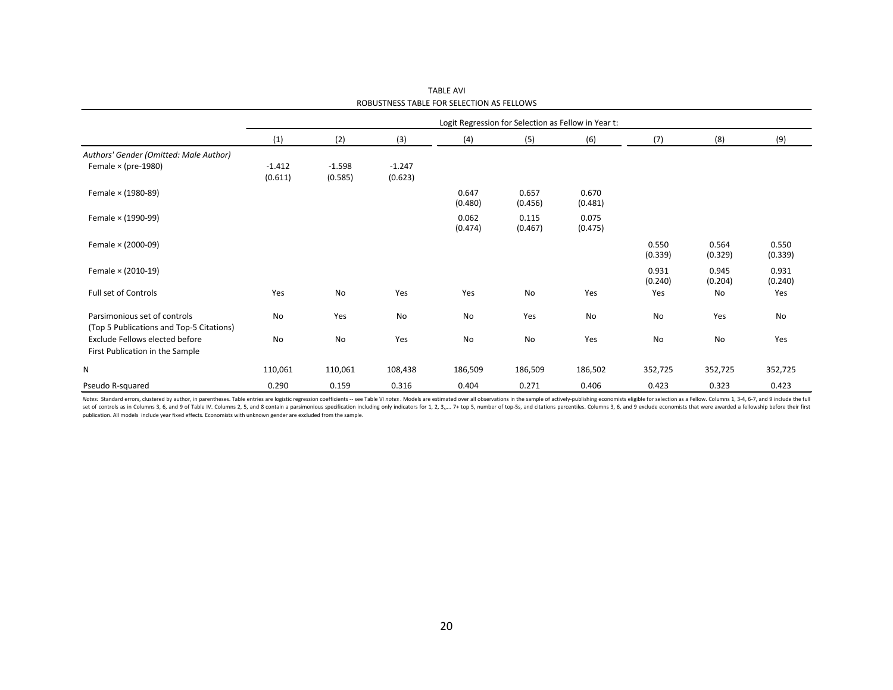TABLE AVI

ROBUSTNESS TABLE FOR SELECTION AS FELLOWS

| | Logit Regression for Selection as Fellow in Year t: | | | | | | | | |
|---|---|---|---|---|---|---|---|---|---|
| | (1) | (2) | (3) | (4) | (5) | (6) | (7) | (8) | (9) |
| *Authors' Gender (Omitted: Male Author)* | | | | | | | | | |
| Female × (pre-1980) | -1.412 | -1.598 | -1.247 | | | | | | |
| | (0.611) | (0.585) | (0.623) | | | | | | |
| Female × (1980-89) | | | | 0.647 | 0.657 | 0.670 | | | |
| | | | | (0.480) | (0.456) | (0.481) | | | |
| Female × (1990-99) | | | | 0.062 | 0.115 | 0.075 | | | |
| | | | | (0.474) | (0.467) | (0.475) | | | |
| Female × (2000-09) | | | | | | | 0.550 | 0.564 | 0.550 |
| | | | | | | | (0.339) | (0.329) | (0.339) |
| Female × (2010-19) | | | | | | | 0.931 | 0.945 | 0.931 |
| | | | | | | | (0.240) | (0.204) | (0.240) |
| Full set of Controls | Yes | No | Yes | Yes | No | Yes | Yes | No | Yes |
| Parsimonious set of controls (Top 5 Publications and Top-5 Citations) | No | Yes | No | No | Yes | No | No | Yes | No |
| Exclude Fellows elected before First Publication in the Sample | No | No | Yes | No | No | Yes | No | No | Yes |
| N | 110,061 | 110,061 | 108,438 | 186,509 | 186,509 | 186,502 | 352,725 | 352,725 | 352,725 |
| Pseudo R-squared | 0.290 | 0.159 | 0.316 | 0.404 | 0.271 | 0.406 | 0.423 | 0.323 | 0.423 |

*Notes:* Standard errors, clustered by author, in parentheses. Table entries are logistic regression coefficients -- see Table VI *notes*. Models are estimated over all observations in the sample of actively-publishing economists eligible for selection as a Fellow. Columns 1, 3-4, 6-7, and 9 include the full set of controls as in Columns 3, 6, and 9 of Table IV. Columns 2, 5, and 8 contain a parsimonious specification including only indicators for 1, 2, 3,,... 7+ top 5, number of top-5s, and citations percentiles. Columns 3, 6, and 9 exclude economists that were awarded a fellowship before their first publication. All models include year fixed effects. Economists with unknown gender are excluded from the sample.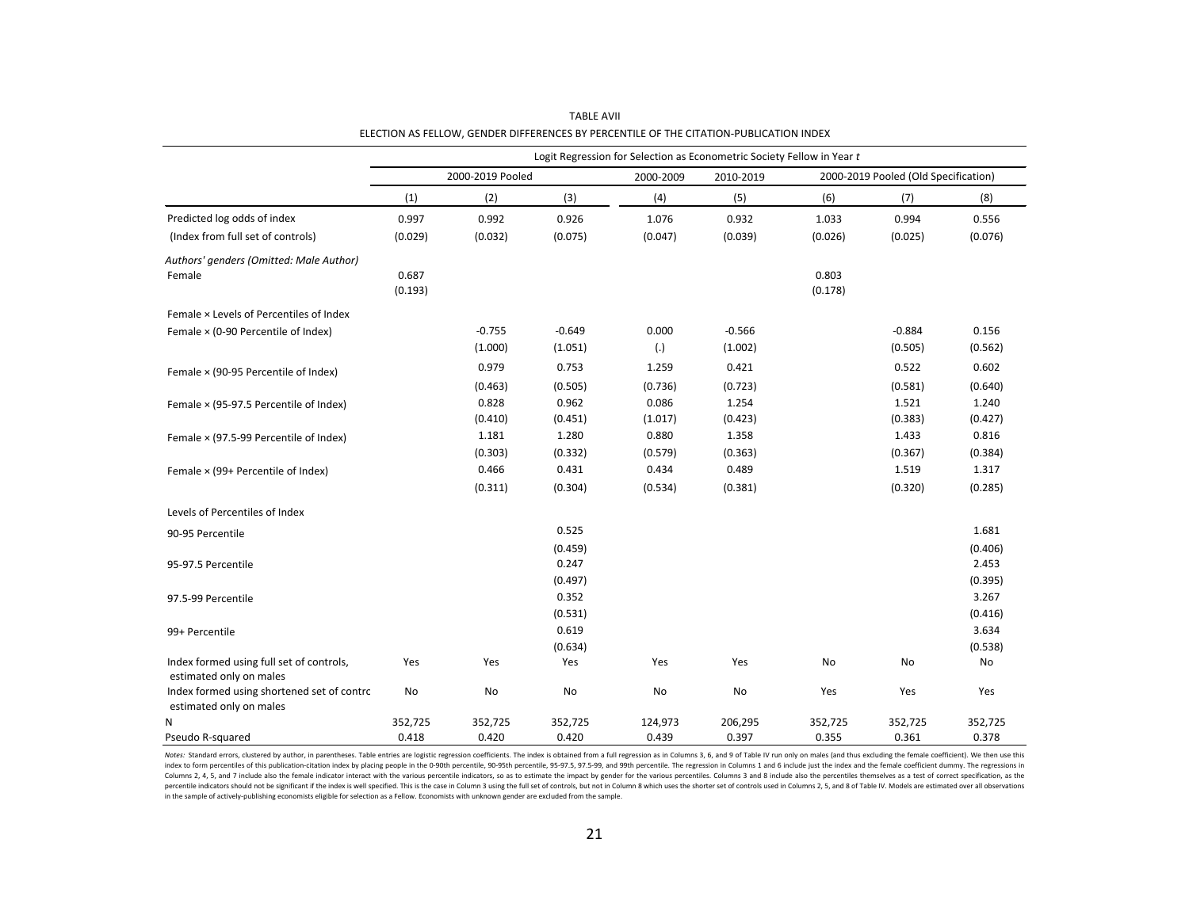TABLE AVII

ELECTION AS FELLOW, GENDER DIFFERENCES BY PERCENTILE OF THE CITATION-PUBLICATION INDEX

| | Logit Regression for Selection as Econometric Society Fellow in Year *t* | | | | | | | |
|---|---|---|---|---|---|---|---|---|
| | 2000-2019 Pooled | | | 2000-2009 | 2010-2019 | 2000-2019 Pooled (Old Specification) | | |
| | (1) | (2) | (3) | (4) | (5) | (6) | (7) | (8) |
| Predicted log odds of index | 0.997 | 0.992 | 0.926 | 1.076 | 0.932 | 1.033 | 0.994 | 0.556 |
| (Index from full set of controls) | (0.029) | (0.032) | (0.075) | (0.047) | (0.039) | (0.026) | (0.025) | (0.076) |
| *Authors' genders (Omitted: Male Author)* | | | | | | | | |
| Female | 0.687 | | | | | 0.803 | | |
| | (0.193) | | | | | (0.178) | | |
| Female × Levels of Percentiles of Index | | | | | | | | |
| Female × (0-90 Percentile of Index) | | -0.755 | -0.649 | 0.000 | -0.566 | | -0.884 | 0.156 |
| | | (1.000) | (1.051) | (.) | (1.002) | | (0.505) | (0.562) |
| Female × (90-95 Percentile of Index) | | 0.979 | 0.753 | 1.259 | 0.421 | | 0.522 | 0.602 |
| | | (0.463) | (0.505) | (0.736) | (0.723) | | (0.581) | (0.640) |
| Female × (95-97.5 Percentile of Index) | | 0.828 | 0.962 | 0.086 | 1.254 | | 1.521 | 1.240 |
| | | (0.410) | (0.451) | (1.017) | (0.423) | | (0.383) | (0.427) |
| Female × (97.5-99 Percentile of Index) | | 1.181 | 1.280 | 0.880 | 1.358 | | 1.433 | 0.816 |
| | | (0.303) | (0.332) | (0.579) | (0.363) | | (0.367) | (0.384) |
| Female × (99+ Percentile of Index) | | 0.466 | 0.431 | 0.434 | 0.489 | | 1.519 | 1.317 |
| | | (0.311) | (0.304) | (0.534) | (0.381) | | (0.320) | (0.285) |
| Levels of Percentiles of Index | | | | | | | | |
| 90-95 Percentile | | | 0.525 | | | | | 1.681 |
| | | | (0.459) | | | | | (0.406) |
| 95-97.5 Percentile | | | 0.247 | | | | | 2.453 |
| | | | (0.497) | | | | | (0.395) |
| 97.5-99 Percentile | | | 0.352 | | | | | 3.267 |
| | | | (0.531) | | | | | (0.416) |
| 99+ Percentile | | | 0.619 | | | | | 3.634 |
| | | | (0.634) | | | | | (0.538) |
| Index formed using full set of controls, estimated only on males | Yes | Yes | Yes | Yes | Yes | No | No | No |
| Index formed using shortened set of contrc estimated only on males | No | No | No | No | No | Yes | Yes | Yes |
| N | 352,725 | 352,725 | 352,725 | 124,973 | 206,295 | 352,725 | 352,725 | 352,725 |
| Pseudo R-squared | 0.418 | 0.420 | 0.420 | 0.439 | 0.397 | 0.355 | 0.361 | 0.378 |

*Notes:* Standard errors, clustered by author, in parentheses. Table entries are logistic regression coefficients. The index is obtained from a full regression as in Columns 3, 6, and 9 of Table IV run only on males (and thus excluding the female coefficient). We then use this index to form percentiles of this publication-citation index by placing people in the 0-90th percentile, 90-95th percentile, 95-97.5, 97.5-99, and 99th percentile. The regression in Columns 1 and 6 include just the index and the female coefficient dummy. The regressions in Columns 2, 4, 5, and 7 include also the female indicator interact with the various percentile indicators, so as to estimate the impact by gender for the various percentiles. Columns 3 and 8 include also the percentiles themselves as a test of correct specification, as the percentile indicators should not be significant if the index is well specified. This is the case in Column 3 using the full set of controls, but not in Column 8 which uses the shorter set of controls used in Columns 2, 5, and 8 of Table IV. Models are estimated over all observations in the sample of actively-publishing economists eligible for selection as a Fellow. Economists with unknown gender are excluded from the sample.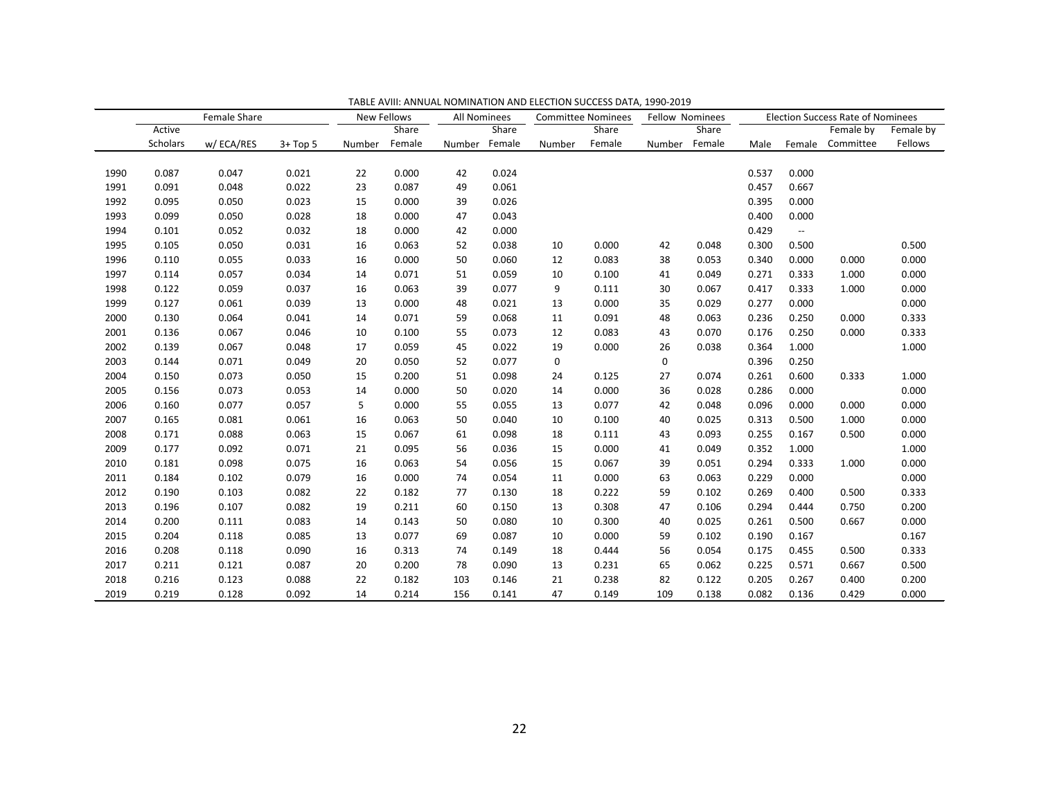TABLE AVIII: ANNUAL NOMINATION AND ELECTION SUCCESS DATA, 1990-2019

| | Female Share | | | New Fellows | | All Nominees | | Committee Nominees | | Fellow Nominees | | Election Success Rate of Nominees | | | |
|---|---|---|---|---|---|---|---|---|---|---|---|---|---|---|---|
| | Active Scholars | w/ ECA/RES | 3+ Top 5 | Number | Share Female | Number | Share Female | Number | Share Female | Number | Share Female | Male | Female | Female by Committee | Female by Fellows |
| 1990 | 0.087 | 0.047 | 0.021 | 22 | 0.000 | 42 | 0.024 | | | | | 0.537 | 0.000 | | |
| 1991 | 0.091 | 0.048 | 0.022 | 23 | 0.087 | 49 | 0.061 | | | | | 0.457 | 0.667 | | |
| 1992 | 0.095 | 0.050 | 0.023 | 15 | 0.000 | 39 | 0.026 | | | | | 0.395 | 0.000 | | |
| 1993 | 0.099 | 0.050 | 0.028 | 18 | 0.000 | 47 | 0.043 | | | | | 0.400 | 0.000 | | |
| 1994 | 0.101 | 0.052 | 0.032 | 18 | 0.000 | 42 | 0.000 | | | | | 0.429 | -- | | |
| 1995 | 0.105 | 0.050 | 0.031 | 16 | 0.063 | 52 | 0.038 | 10 | 0.000 | 42 | 0.048 | 0.300 | 0.500 | | 0.500 |
| 1996 | 0.110 | 0.055 | 0.033 | 16 | 0.000 | 50 | 0.060 | 12 | 0.083 | 38 | 0.053 | 0.340 | 0.000 | 0.000 | 0.000 |
| 1997 | 0.114 | 0.057 | 0.034 | 14 | 0.071 | 51 | 0.059 | 10 | 0.100 | 41 | 0.049 | 0.271 | 0.333 | 1.000 | 0.000 |
| 1998 | 0.122 | 0.059 | 0.037 | 16 | 0.063 | 39 | 0.077 | 9 | 0.111 | 30 | 0.067 | 0.417 | 0.333 | 1.000 | 0.000 |
| 1999 | 0.127 | 0.061 | 0.039 | 13 | 0.000 | 48 | 0.021 | 13 | 0.000 | 35 | 0.029 | 0.277 | 0.000 | | 0.000 |
| 2000 | 0.130 | 0.064 | 0.041 | 14 | 0.071 | 59 | 0.068 | 11 | 0.091 | 48 | 0.063 | 0.236 | 0.250 | 0.000 | 0.333 |
| 2001 | 0.136 | 0.067 | 0.046 | 10 | 0.100 | 55 | 0.073 | 12 | 0.083 | 43 | 0.070 | 0.176 | 0.250 | 0.000 | 0.333 |
| 2002 | 0.139 | 0.067 | 0.048 | 17 | 0.059 | 45 | 0.022 | 19 | 0.000 | 26 | 0.038 | 0.364 | 1.000 | | 1.000 |
| 2003 | 0.144 | 0.071 | 0.049 | 20 | 0.050 | 52 | 0.077 | 0 | | 0 | | 0.396 | 0.250 | | |
| 2004 | 0.150 | 0.073 | 0.050 | 15 | 0.200 | 51 | 0.098 | 24 | 0.125 | 27 | 0.074 | 0.261 | 0.600 | 0.333 | 1.000 |
| 2005 | 0.156 | 0.073 | 0.053 | 14 | 0.000 | 50 | 0.020 | 14 | 0.000 | 36 | 0.028 | 0.286 | 0.000 | | 0.000 |
| 2006 | 0.160 | 0.077 | 0.057 | 5 | 0.000 | 55 | 0.055 | 13 | 0.077 | 42 | 0.048 | 0.096 | 0.000 | 0.000 | 0.000 |
| 2007 | 0.165 | 0.081 | 0.061 | 16 | 0.063 | 50 | 0.040 | 10 | 0.100 | 40 | 0.025 | 0.313 | 0.500 | 1.000 | 0.000 |
| 2008 | 0.171 | 0.088 | 0.063 | 15 | 0.067 | 61 | 0.098 | 18 | 0.111 | 43 | 0.093 | 0.255 | 0.167 | 0.500 | 0.000 |
| 2009 | 0.177 | 0.092 | 0.071 | 21 | 0.095 | 56 | 0.036 | 15 | 0.000 | 41 | 0.049 | 0.352 | 1.000 | | 1.000 |
| 2010 | 0.181 | 0.098 | 0.075 | 16 | 0.063 | 54 | 0.056 | 15 | 0.067 | 39 | 0.051 | 0.294 | 0.333 | 1.000 | 0.000 |
| 2011 | 0.184 | 0.102 | 0.079 | 16 | 0.000 | 74 | 0.054 | 11 | 0.000 | 63 | 0.063 | 0.229 | 0.000 | | 0.000 |
| 2012 | 0.190 | 0.103 | 0.082 | 22 | 0.182 | 77 | 0.130 | 18 | 0.222 | 59 | 0.102 | 0.269 | 0.400 | 0.500 | 0.333 |
| 2013 | 0.196 | 0.107 | 0.082 | 19 | 0.211 | 60 | 0.150 | 13 | 0.308 | 47 | 0.106 | 0.294 | 0.444 | 0.750 | 0.200 |
| 2014 | 0.200 | 0.111 | 0.083 | 14 | 0.143 | 50 | 0.080 | 10 | 0.300 | 40 | 0.025 | 0.261 | 0.500 | 0.667 | 0.000 |
| 2015 | 0.204 | 0.118 | 0.085 | 13 | 0.077 | 69 | 0.087 | 10 | 0.000 | 59 | 0.102 | 0.190 | 0.167 | | 0.167 |
| 2016 | 0.208 | 0.118 | 0.090 | 16 | 0.313 | 74 | 0.149 | 18 | 0.444 | 56 | 0.054 | 0.175 | 0.455 | 0.500 | 0.333 |
| 2017 | 0.211 | 0.121 | 0.087 | 20 | 0.200 | 78 | 0.090 | 13 | 0.231 | 65 | 0.062 | 0.225 | 0.571 | 0.667 | 0.500 |
| 2018 | 0.216 | 0.123 | 0.088 | 22 | 0.182 | 103 | 0.146 | 21 | 0.238 | 82 | 0.122 | 0.205 | 0.267 | 0.400 | 0.200 |
| 2019 | 0.219 | 0.128 | 0.092 | 14 | 0.214 | 156 | 0.141 | 47 | 0.149 | 109 | 0.138 | 0.082 | 0.136 | 0.429 | 0.000 |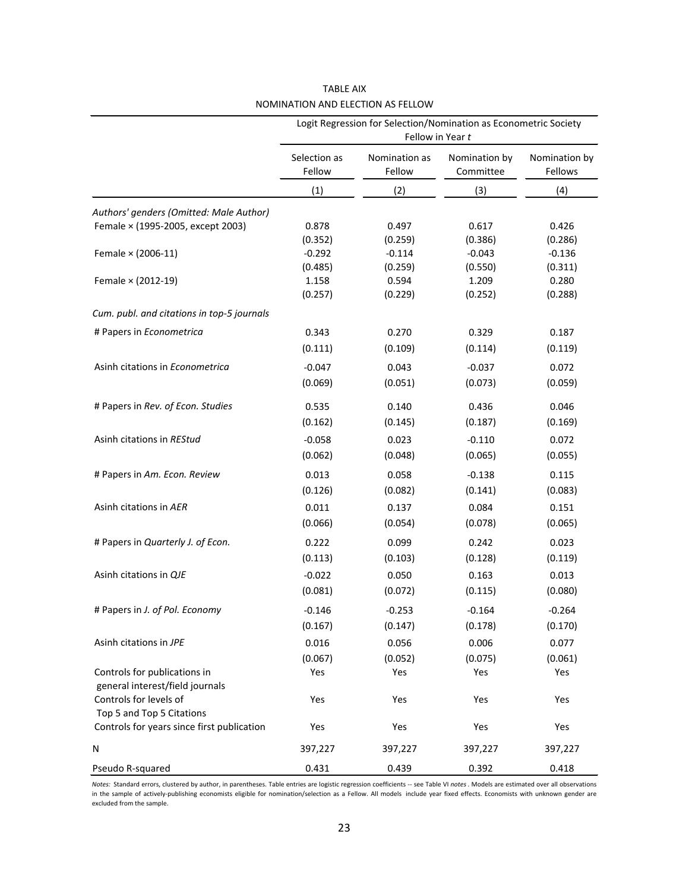TABLE AIX

NOMINATION AND ELECTION AS FELLOW

| | Logit Regression for Selection/Nomination as Econometric Society Fellow in Year *t* | | | |
|---|---|---|---|---|
| | Selection as Fellow | Nomination as Fellow | Nomination by Committee | Nomination by Fellows |
| | (1) | (2) | (3) | (4) |
| *Authors' genders (Omitted: Male Author)* | | | | |
| Female × (1995-2005, except 2003) | 0.878 | 0.497 | 0.617 | 0.426 |
| | (0.352) | (0.259) | (0.386) | (0.286) |
| Female × (2006-11) | -0.292 | -0.114 | -0.043 | -0.136 |
| | (0.485) | (0.259) | (0.550) | (0.311) |
| Female × (2012-19) | 1.158 | 0.594 | 1.209 | 0.280 |
| | (0.257) | (0.229) | (0.252) | (0.288) |
| *Cum. publ. and citations in top-5 journals* | | | | |
| # Papers in *Econometrica* | 0.343 | 0.270 | 0.329 | 0.187 |
| | (0.111) | (0.109) | (0.114) | (0.119) |
| Asinh citations in *Econometrica* | -0.047 | 0.043 | -0.037 | 0.072 |
| | (0.069) | (0.051) | (0.073) | (0.059) |
| # Papers in *Rev. of Econ. Studies* | 0.535 | 0.140 | 0.436 | 0.046 |
| | (0.162) | (0.145) | (0.187) | (0.169) |
| Asinh citations in *REStud* | -0.058 | 0.023 | -0.110 | 0.072 |
| | (0.062) | (0.048) | (0.065) | (0.055) |
| # Papers in *Am. Econ. Review* | 0.013 | 0.058 | -0.138 | 0.115 |
| | (0.126) | (0.082) | (0.141) | (0.083) |
| Asinh citations in *AER* | 0.011 | 0.137 | 0.084 | 0.151 |
| | (0.066) | (0.054) | (0.078) | (0.065) |
| # Papers in *Quarterly J. of Econ.* | 0.222 | 0.099 | 0.242 | 0.023 |
| | (0.113) | (0.103) | (0.128) | (0.119) |
| Asinh citations in *QJE* | -0.022 | 0.050 | 0.163 | 0.013 |
| | (0.081) | (0.072) | (0.115) | (0.080) |
| # Papers in *J. of Pol. Economy* | -0.146 | -0.253 | -0.164 | -0.264 |
| | (0.167) | (0.147) | (0.178) | (0.170) |
| Asinh citations in *JPE* | 0.016 | 0.056 | 0.006 | 0.077 |
| | (0.067) | (0.052) | (0.075) | (0.061) |
| Controls for publications in general interest/field journals | Yes | Yes | Yes | Yes |
| Controls for levels of Top 5 and Top 5 Citations | Yes | Yes | Yes | Yes |
| Controls for years since first publication | Yes | Yes | Yes | Yes |
| N | 397,227 | 397,227 | 397,227 | 397,227 |
| Pseudo R-squared | 0.431 | 0.439 | 0.392 | 0.418 |

*Notes:* Standard errors, clustered by author, in parentheses. Table entries are logistic regression coefficients -- see Table VI *notes*. Models are estimated over all observations in the sample of actively-publishing economists eligible for nomination/selection as a Fellow. All models include year fixed effects. Economists with unknown gender are excluded from the sample.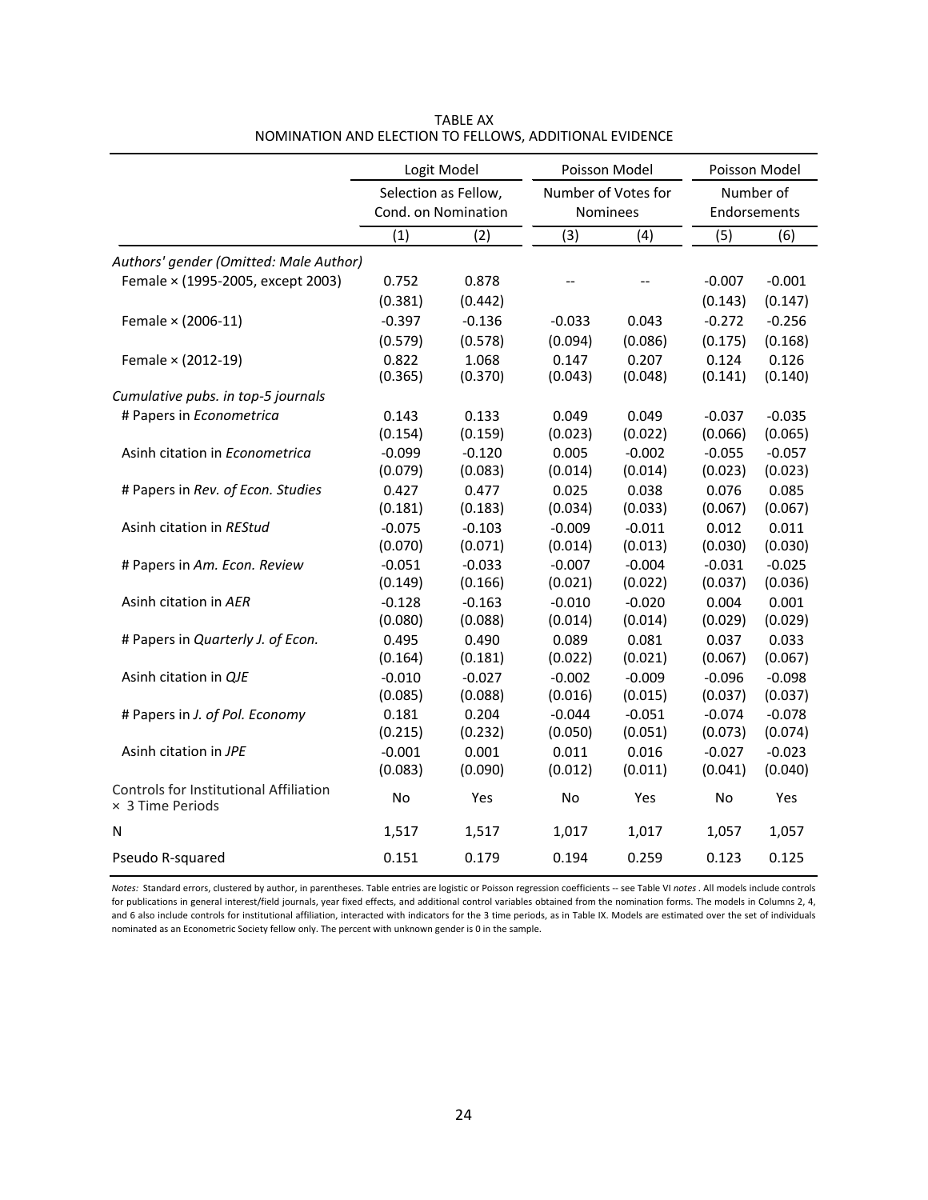TABLE AX
NOMINATION AND ELECTION TO FELLOWS, ADDITIONAL EVIDENCE

| | Logit Model | | Poisson Model | | Poisson Model | |
|---|---|---|---|---|---|---|
| | Selection as Fellow, Cond. on Nomination | | Number of Votes for Nominees | | Number of Endorsements | |
| | (1) | (2) | (3) | (4) | (5) | (6) |
| *Authors' gender (Omitted: Male Author)* | | | | | | |
| Female × (1995-2005, except 2003) | 0.752 | 0.878 | -- | -- | -0.007 | -0.001 |
| | (0.381) | (0.442) | | | (0.143) | (0.147) |
| Female × (2006-11) | -0.397 | -0.136 | -0.033 | 0.043 | -0.272 | -0.256 |
| | (0.579) | (0.578) | (0.094) | (0.086) | (0.175) | (0.168) |
| Female × (2012-19) | 0.822 | 1.068 | 0.147 | 0.207 | 0.124 | 0.126 |
| | (0.365) | (0.370) | (0.043) | (0.048) | (0.141) | (0.140) |
| *Cumulative pubs. in top-5 journals* | | | | | | |
| # Papers in *Econometrica* | 0.143 | 0.133 | 0.049 | 0.049 | -0.037 | -0.035 |
| | (0.154) | (0.159) | (0.023) | (0.022) | (0.066) | (0.065) |
| Asinh citation in *Econometrica* | -0.099 | -0.120 | 0.005 | -0.002 | -0.055 | -0.057 |
| | (0.079) | (0.083) | (0.014) | (0.014) | (0.023) | (0.023) |
| # Papers in *Rev. of Econ. Studies* | 0.427 | 0.477 | 0.025 | 0.038 | 0.076 | 0.085 |
| | (0.181) | (0.183) | (0.034) | (0.033) | (0.067) | (0.067) |
| Asinh citation in *REStud* | -0.075 | -0.103 | -0.009 | -0.011 | 0.012 | 0.011 |
| | (0.070) | (0.071) | (0.014) | (0.013) | (0.030) | (0.030) |
| # Papers in *Am. Econ. Review* | -0.051 | -0.033 | -0.007 | -0.004 | -0.031 | -0.025 |
| | (0.149) | (0.166) | (0.021) | (0.022) | (0.037) | (0.036) |
| Asinh citation in *AER* | -0.128 | -0.163 | -0.010 | -0.020 | 0.004 | 0.001 |
| | (0.080) | (0.088) | (0.014) | (0.014) | (0.029) | (0.029) |
| # Papers in *Quarterly J. of Econ.* | 0.495 | 0.490 | 0.089 | 0.081 | 0.037 | 0.033 |
| | (0.164) | (0.181) | (0.022) | (0.021) | (0.067) | (0.067) |
| Asinh citation in *QJE* | -0.010 | -0.027 | -0.002 | -0.009 | -0.096 | -0.098 |
| | (0.085) | (0.088) | (0.016) | (0.015) | (0.037) | (0.037) |
| # Papers in *J. of Pol. Economy* | 0.181 | 0.204 | -0.044 | -0.051 | -0.074 | -0.078 |
| | (0.215) | (0.232) | (0.050) | (0.051) | (0.073) | (0.074) |
| Asinh citation in *JPE* | -0.001 | 0.001 | 0.011 | 0.016 | -0.027 | -0.023 |
| | (0.083) | (0.090) | (0.012) | (0.011) | (0.041) | (0.040) |
| Controls for Institutional Affiliation × 3 Time Periods | No | Yes | No | Yes | No | Yes |
| N | 1,517 | 1,517 | 1,017 | 1,017 | 1,057 | 1,057 |
| Pseudo R-squared | 0.151 | 0.179 | 0.194 | 0.259 | 0.123 | 0.125 |

*Notes:* Standard errors, clustered by author, in parentheses. Table entries are logistic or Poisson regression coefficients -- see Table VI *notes*. All models include controls for publications in general interest/field journals, year fixed effects, and additional control variables obtained from the nomination forms. The models in Columns 2, 4, and 6 also include controls for institutional affiliation, interacted with indicators for the 3 time periods, as in Table IX. Models are estimated over the set of individuals nominated as an Econometric Society fellow only. The percent with unknown gender is 0 in the sample.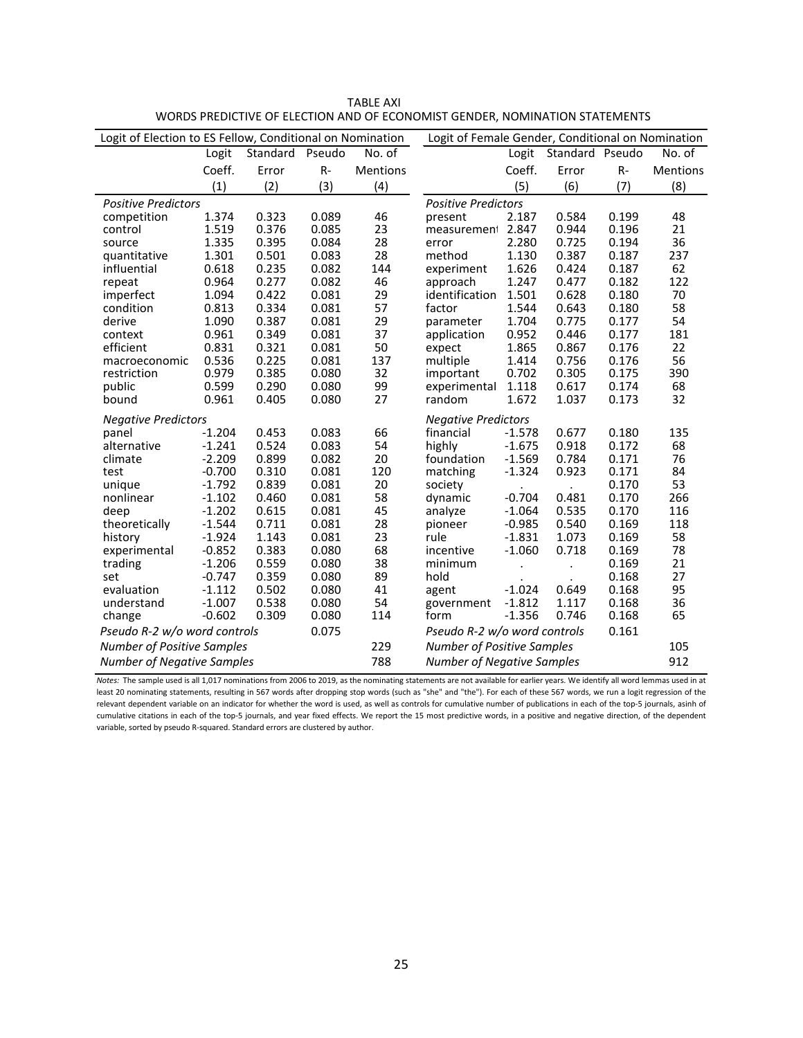TABLE AXI

WORDS PREDICTIVE OF ELECTION AND OF ECONOMIST GENDER, NOMINATION STATEMENTS

| Logit of Election to ES Fellow, Conditional on Nomination | | | | | Logit of Female Gender, Conditional on Nomination | | | | |
|---|---|---|---|---|---|---|---|---|---|
| | Logit Coeff. | Standard Error | Pseudo R- | No. of Mentions | | Logit Coeff. | Standard Error | Pseudo R- | No. of Mentions |
| | (1) | (2) | (3) | (4) | | (5) | (6) | (7) | (8) |
| *Positive Predictors* | | | | | *Positive Predictors* | | | | |
| competition | 1.374 | 0.323 | 0.089 | 46 | present | 2.187 | 0.584 | 0.199 | 48 |
| control | 1.519 | 0.376 | 0.085 | 23 | measurement | 2.847 | 0.944 | 0.196 | 21 |
| source | 1.335 | 0.395 | 0.084 | 28 | error | 2.280 | 0.725 | 0.194 | 36 |
| quantitative | 1.301 | 0.501 | 0.083 | 28 | method | 1.130 | 0.387 | 0.187 | 237 |
| influential | 0.618 | 0.235 | 0.082 | 144 | experiment | 1.626 | 0.424 | 0.187 | 62 |
| repeat | 0.964 | 0.277 | 0.082 | 46 | approach | 1.247 | 0.477 | 0.182 | 122 |
| imperfect | 1.094 | 0.422 | 0.081 | 29 | identification | 1.501 | 0.628 | 0.180 | 70 |
| condition | 0.813 | 0.334 | 0.081 | 57 | factor | 1.544 | 0.643 | 0.180 | 58 |
| derive | 1.090 | 0.387 | 0.081 | 29 | parameter | 1.704 | 0.775 | 0.177 | 54 |
| context | 0.961 | 0.349 | 0.081 | 37 | application | 0.952 | 0.446 | 0.177 | 181 |
| efficient | 0.831 | 0.321 | 0.081 | 50 | expect | 1.865 | 0.867 | 0.176 | 22 |
| macroeconomic | 0.536 | 0.225 | 0.081 | 137 | multiple | 1.414 | 0.756 | 0.176 | 56 |
| restriction | 0.979 | 0.385 | 0.080 | 32 | important | 0.702 | 0.305 | 0.175 | 390 |
| public | 0.599 | 0.290 | 0.080 | 99 | experimental | 1.118 | 0.617 | 0.174 | 68 |
| bound | 0.961 | 0.405 | 0.080 | 27 | random | 1.672 | 1.037 | 0.173 | 32 |
| *Negative Predictors* | | | | | *Negative Predictors* | | | | |
| panel | -1.204 | 0.453 | 0.083 | 66 | financial | -1.578 | 0.677 | 0.180 | 135 |
| alternative | -1.241 | 0.524 | 0.083 | 54 | highly | -1.675 | 0.918 | 0.172 | 68 |
| climate | -2.209 | 0.899 | 0.082 | 20 | foundation | -1.569 | 0.784 | 0.171 | 76 |
| test | -0.700 | 0.310 | 0.081 | 120 | matching | -1.324 | 0.923 | 0.171 | 84 |
| unique | -1.792 | 0.839 | 0.081 | 20 | society | . | . | 0.170 | 53 |
| nonlinear | -1.102 | 0.460 | 0.081 | 58 | dynamic | -0.704 | 0.481 | 0.170 | 266 |
| deep | -1.202 | 0.615 | 0.081 | 45 | analyze | -1.064 | 0.535 | 0.170 | 116 |
| theoretically | -1.544 | 0.711 | 0.081 | 28 | pioneer | -0.985 | 0.540 | 0.169 | 118 |
| history | -1.924 | 1.143 | 0.081 | 23 | rule | -1.831 | 1.073 | 0.169 | 58 |
| experimental | -0.852 | 0.383 | 0.080 | 68 | incentive | -1.060 | 0.718 | 0.169 | 78 |
| trading | -1.206 | 0.559 | 0.080 | 38 | minimum | . | . | 0.169 | 21 |
| set | -0.747 | 0.359 | 0.080 | 89 | hold | . | . | 0.168 | 27 |
| evaluation | -1.112 | 0.502 | 0.080 | 41 | agent | -1.024 | 0.649 | 0.168 | 95 |
| understand | -1.007 | 0.538 | 0.080 | 54 | government | -1.812 | 1.117 | 0.168 | 36 |
| change | -0.602 | 0.309 | 0.080 | 114 | form | -1.356 | 0.746 | 0.168 | 65 |
| *Pseudo R-2 w/o word controls* | | | 0.075 | | *Pseudo R-2 w/o word controls* | | | 0.161 | |
| *Number of Positive Samples* | | | | 229 | *Number of Positive Samples* | | | | 105 |
| *Number of Negative Samples* | | | | 788 | *Number of Negative Samples* | | | | 912 |

*Notes:* The sample used is all 1,017 nominations from 2006 to 2019, as the nominating statements are not available for earlier years. We identify all word lemmas used in at least 20 nominating statements, resulting in 567 words after dropping stop words (such as "she" and "the"). For each of these 567 words, we run a logit regression of the relevant dependent variable on an indicator for whether the word is used, as well as controls for cumulative number of publications in each of the top-5 journals, asinh of cumulative citations in each of the top-5 journals, and year fixed effects. We report the 15 most predictive words, in a positive and negative direction, of the dependent variable, sorted by pseudo R-squared. Standard errors are clustered by author.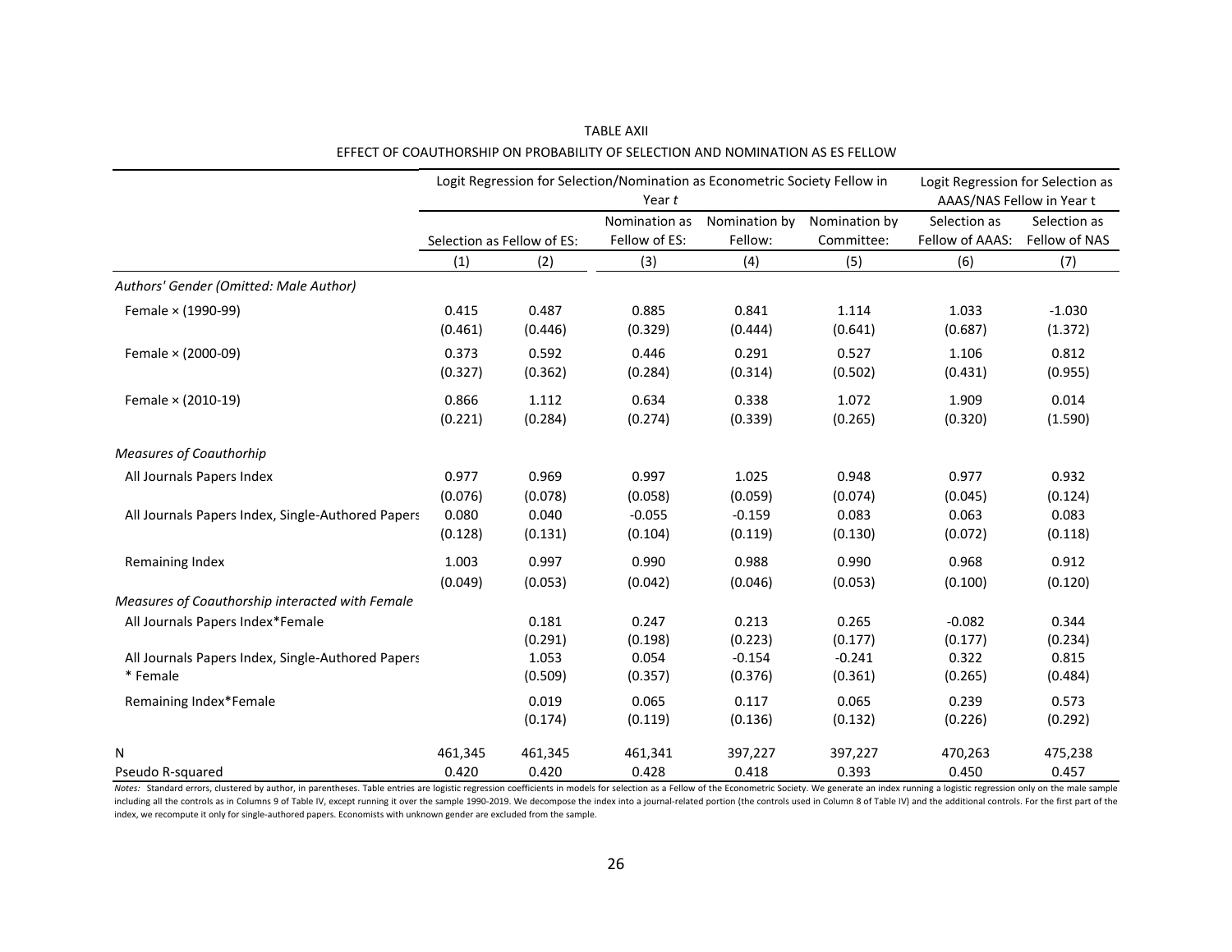TABLE AXII

EFFECT OF COAUTHORSHIP ON PROBABILITY OF SELECTION AND NOMINATION AS ES FELLOW

| | Logit Regression for Selection/Nomination as Econometric Society Fellow in Year *t* | | | | | Logit Regression for Selection as AAAS/NAS Fellow in Year t | |
|---|---|---|---|---|---|---|---|
| | Selection as Fellow of ES: | | Nomination as Fellow of ES: | Nomination by Fellow: | Nomination by Committee: | Selection as Fellow of AAAS: | Selection as Fellow of NAS |
| | (1) | (2) | (3) | (4) | (5) | (6) | (7) |
| *Authors' Gender (Omitted: Male Author)* | | | | | | | |
| Female × (1990-99) | 0.415 | 0.487 | 0.885 | 0.841 | 1.114 | 1.033 | -1.030 |
| | (0.461) | (0.446) | (0.329) | (0.444) | (0.641) | (0.687) | (1.372) |
| Female × (2000-09) | 0.373 | 0.592 | 0.446 | 0.291 | 0.527 | 1.106 | 0.812 |
| | (0.327) | (0.362) | (0.284) | (0.314) | (0.502) | (0.431) | (0.955) |
| Female × (2010-19) | 0.866 | 1.112 | 0.634 | 0.338 | 1.072 | 1.909 | 0.014 |
| | (0.221) | (0.284) | (0.274) | (0.339) | (0.265) | (0.320) | (1.590) |
| *Measures of Coauthorhip* | | | | | | | |
| All Journals Papers Index | 0.977 | 0.969 | 0.997 | 1.025 | 0.948 | 0.977 | 0.932 |
| | (0.076) | (0.078) | (0.058) | (0.059) | (0.074) | (0.045) | (0.124) |
| All Journals Papers Index, Single-Authored Papers | 0.080 | 0.040 | -0.055 | -0.159 | 0.083 | 0.063 | 0.083 |
| | (0.128) | (0.131) | (0.104) | (0.119) | (0.130) | (0.072) | (0.118) |
| Remaining Index | 1.003 | 0.997 | 0.990 | 0.988 | 0.990 | 0.968 | 0.912 |
| | (0.049) | (0.053) | (0.042) | (0.046) | (0.053) | (0.100) | (0.120) |
| *Measures of Coauthorship interacted with Female* | | | | | | | |
| All Journals Papers Index*Female | | 0.181 | 0.247 | 0.213 | 0.265 | -0.082 | 0.344 |
| | | (0.291) | (0.198) | (0.223) | (0.177) | (0.177) | (0.234) |
| All Journals Papers Index, Single-Authored Papers * Female | | 1.053 | 0.054 | -0.154 | -0.241 | 0.322 | 0.815 |
| | | (0.509) | (0.357) | (0.376) | (0.361) | (0.265) | (0.484) |
| Remaining Index*Female | | 0.019 | 0.065 | 0.117 | 0.065 | 0.239 | 0.573 |
| | | (0.174) | (0.119) | (0.136) | (0.132) | (0.226) | (0.292) |
| N | 461,345 | 461,345 | 461,341 | 397,227 | 397,227 | 470,263 | 475,238 |
| Pseudo R-squared | 0.420 | 0.420 | 0.428 | 0.418 | 0.393 | 0.450 | 0.457 |

*Notes:* Standard errors, clustered by author, in parentheses. Table entries are logistic regression coefficients in models for selection as a Fellow of the Econometric Society. We generate an index running a logistic regression only on the male sample including all the controls as in Columns 9 of Table IV, except running it over the sample 1990-2019. We decompose the index into a journal-related portion (the controls used in Column 8 of Table IV) and the additional controls. For the first part of the index, we recompute it only for single-authored papers. Economists with unknown gender are excluded from the sample.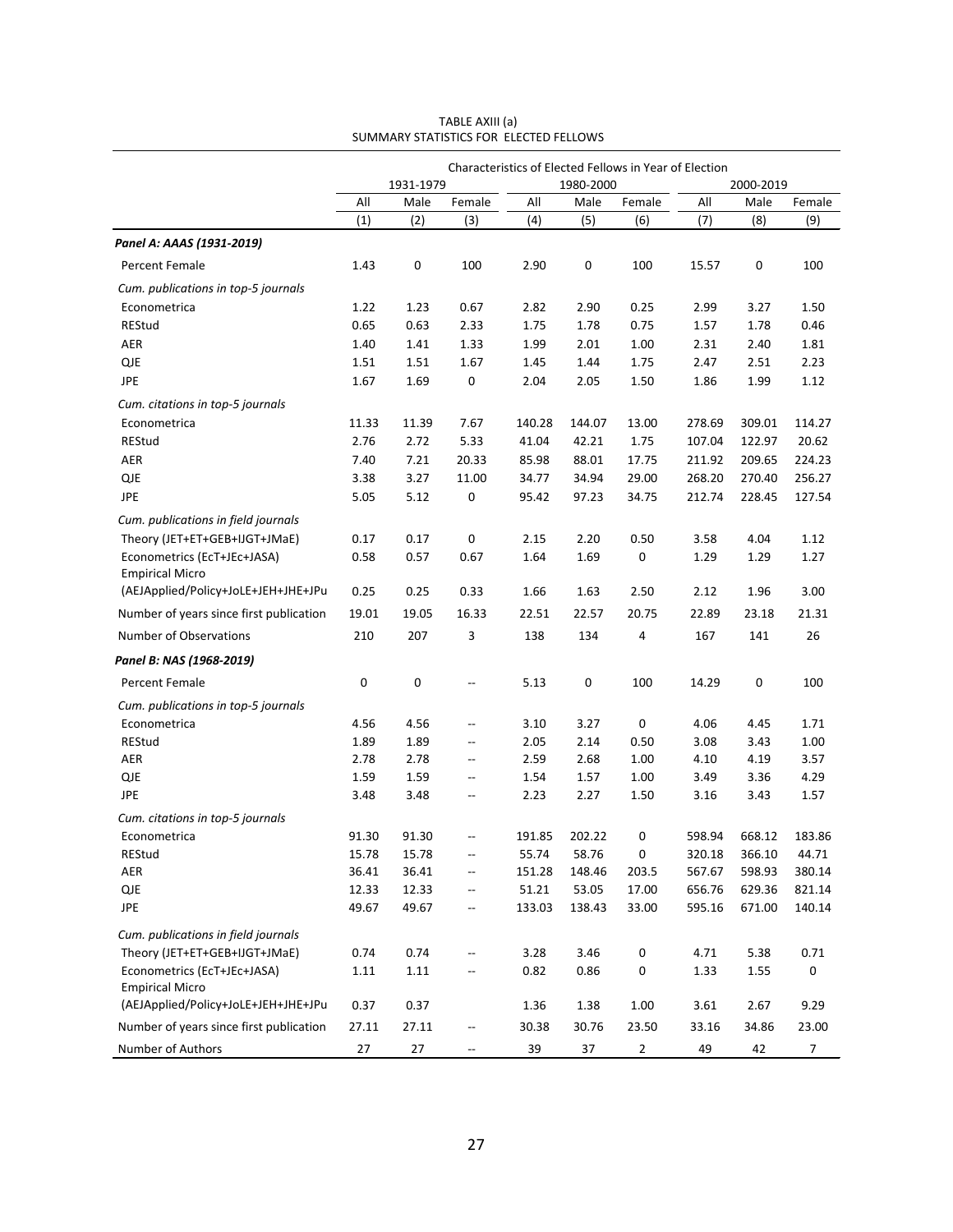TABLE AXIII (a)
SUMMARY STATISTICS FOR ELECTED FELLOWS

| | Characteristics of Elected Fellows in Year of Election | | | | | | | | |
|---|---|---|---|---|---|---|---|---|---|
| | 1931-1979 | | | 1980-2000 | | | 2000-2019 | | |
| | All | Male | Female | All | Male | Female | All | Male | Female |
| | (1) | (2) | (3) | (4) | (5) | (6) | (7) | (8) | (9) |
| ***Panel A: AAAS (1931-2019)*** | | | | | | | | | |
| Percent Female | 1.43 | 0 | 100 | 2.90 | 0 | 100 | 15.57 | 0 | 100 |
| *Cum. publications in top-5 journals* | | | | | | | | | |
| Econometrica | 1.22 | 1.23 | 0.67 | 2.82 | 2.90 | 0.25 | 2.99 | 3.27 | 1.50 |
| REStud | 0.65 | 0.63 | 2.33 | 1.75 | 1.78 | 0.75 | 1.57 | 1.78 | 0.46 |
| AER | 1.40 | 1.41 | 1.33 | 1.99 | 2.01 | 1.00 | 2.31 | 2.40 | 1.81 |
| QJE | 1.51 | 1.51 | 1.67 | 1.45 | 1.44 | 1.75 | 2.47 | 2.51 | 2.23 |
| JPE | 1.67 | 1.69 | 0 | 2.04 | 2.05 | 1.50 | 1.86 | 1.99 | 1.12 |
| *Cum. citations in top-5 journals* | | | | | | | | | |
| Econometrica | 11.33 | 11.39 | 7.67 | 140.28 | 144.07 | 13.00 | 278.69 | 309.01 | 114.27 |
| REStud | 2.76 | 2.72 | 5.33 | 41.04 | 42.21 | 1.75 | 107.04 | 122.97 | 20.62 |
| AER | 7.40 | 7.21 | 20.33 | 85.98 | 88.01 | 17.75 | 211.92 | 209.65 | 224.23 |
| QJE | 3.38 | 3.27 | 11.00 | 34.77 | 34.94 | 29.00 | 268.20 | 270.40 | 256.27 |
| JPE | 5.05 | 5.12 | 0 | 95.42 | 97.23 | 34.75 | 212.74 | 228.45 | 127.54 |
| *Cum. publications in field journals* | | | | | | | | | |
| Theory (JET+ET+GEB+IJGT+JMaE) | 0.17 | 0.17 | 0 | 2.15 | 2.20 | 0.50 | 3.58 | 4.04 | 1.12 |
| Econometrics (EcT+JEc+JASA) | 0.58 | 0.57 | 0.67 | 1.64 | 1.69 | 0 | 1.29 | 1.29 | 1.27 |
| Empirical Micro (AEJApplied/Policy+JoLE+JEH+JHE+JPu | 0.25 | 0.25 | 0.33 | 1.66 | 1.63 | 2.50 | 2.12 | 1.96 | 3.00 |
| Number of years since first publication | 19.01 | 19.05 | 16.33 | 22.51 | 22.57 | 20.75 | 22.89 | 23.18 | 21.31 |
| Number of Observations | 210 | 207 | 3 | 138 | 134 | 4 | 167 | 141 | 26 |
| ***Panel B: NAS (1968-2019)*** | | | | | | | | | |
| Percent Female | 0 | 0 | -- | 5.13 | 0 | 100 | 14.29 | 0 | 100 |
| *Cum. publications in top-5 journals* | | | | | | | | | |
| Econometrica | 4.56 | 4.56 | -- | 3.10 | 3.27 | 0 | 4.06 | 4.45 | 1.71 |
| REStud | 1.89 | 1.89 | -- | 2.05 | 2.14 | 0.50 | 3.08 | 3.43 | 1.00 |
| AER | 2.78 | 2.78 | -- | 2.59 | 2.68 | 1.00 | 4.10 | 4.19 | 3.57 |
| QJE | 1.59 | 1.59 | -- | 1.54 | 1.57 | 1.00 | 3.49 | 3.36 | 4.29 |
| JPE | 3.48 | 3.48 | -- | 2.23 | 2.27 | 1.50 | 3.16 | 3.43 | 1.57 |
| *Cum. citations in top-5 journals* | | | | | | | | | |
| Econometrica | 91.30 | 91.30 | -- | 191.85 | 202.22 | 0 | 598.94 | 668.12 | 183.86 |
| REStud | 15.78 | 15.78 | -- | 55.74 | 58.76 | 0 | 320.18 | 366.10 | 44.71 |
| AER | 36.41 | 36.41 | -- | 151.28 | 148.46 | 203.5 | 567.67 | 598.93 | 380.14 |
| QJE | 12.33 | 12.33 | -- | 51.21 | 53.05 | 17.00 | 656.76 | 629.36 | 821.14 |
| JPE | 49.67 | 49.67 | -- | 133.03 | 138.43 | 33.00 | 595.16 | 671.00 | 140.14 |
| *Cum. publications in field journals* | | | | | | | | | |
| Theory (JET+ET+GEB+IJGT+JMaE) | 0.74 | 0.74 | -- | 3.28 | 3.46 | 0 | 4.71 | 5.38 | 0.71 |
| Econometrics (EcT+JEc+JASA) | 1.11 | 1.11 | -- | 0.82 | 0.86 | 0 | 1.33 | 1.55 | 0 |
| Empirical Micro (AEJApplied/Policy+JoLE+JEH+JHE+JPu | 0.37 | 0.37 | | 1.36 | 1.38 | 1.00 | 3.61 | 2.67 | 9.29 |
| Number of years since first publication | 27.11 | 27.11 | -- | 30.38 | 30.76 | 23.50 | 33.16 | 34.86 | 23.00 |
| Number of Authors | 27 | 27 | -- | 39 | 37 | 2 | 49 | 42 | 7 |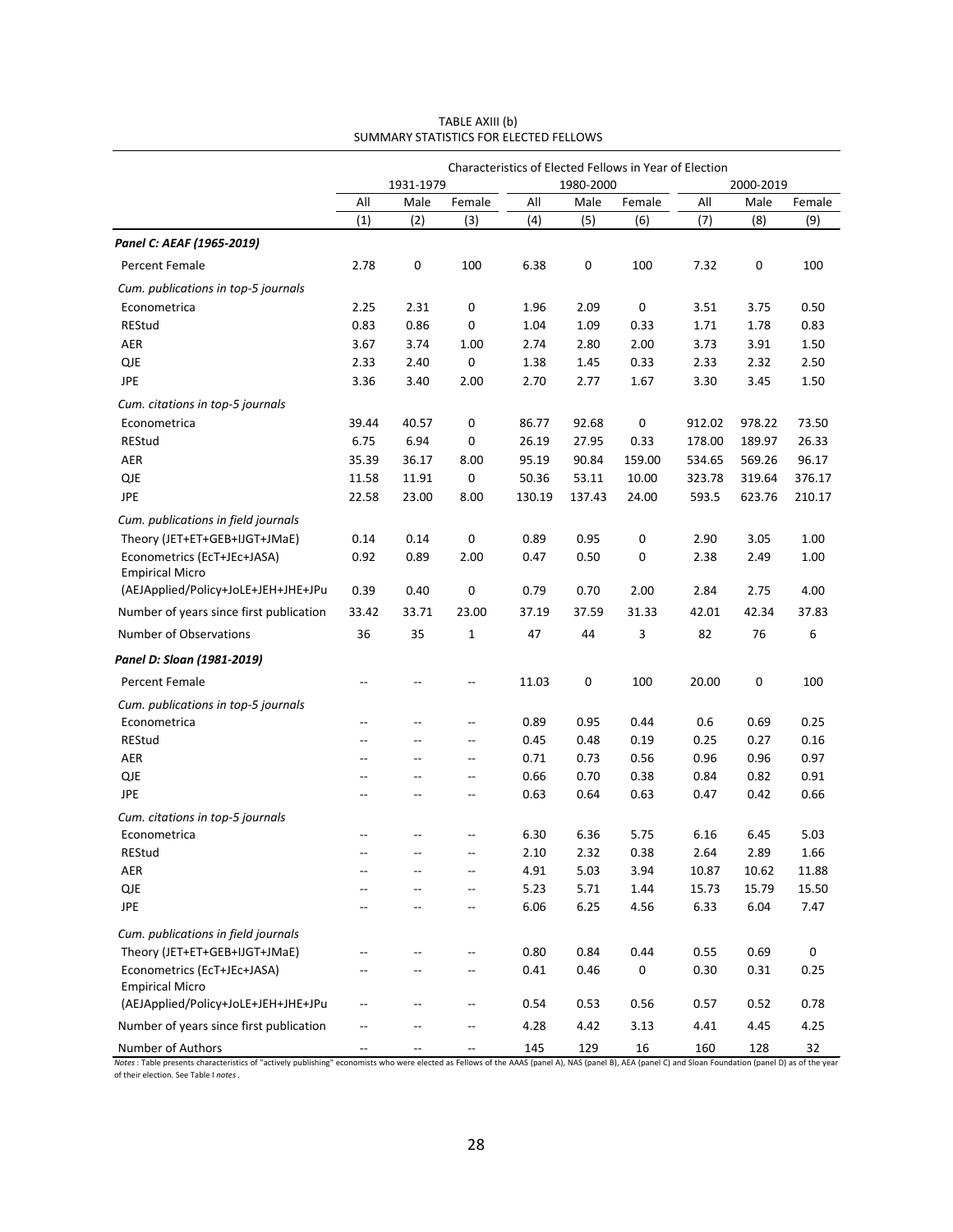TABLE AXIII (b)
SUMMARY STATISTICS FOR ELECTED FELLOWS

| | Characteristics of Elected Fellows in Year of Election | | | | | | | | |
|---|---|---|---|---|---|---|---|---|---|
| | 1931-1979 | | | 1980-2000 | | | 2000-2019 | | |
| | All | Male | Female | All | Male | Female | All | Male | Female |
| | (1) | (2) | (3) | (4) | (5) | (6) | (7) | (8) | (9) |
| ***Panel C: AEAF (1965-2019)*** | | | | | | | | | |
| Percent Female | 2.78 | 0 | 100 | 6.38 | 0 | 100 | 7.32 | 0 | 100 |
| *Cum. publications in top-5 journals* | | | | | | | | | |
| Econometrica | 2.25 | 2.31 | 0 | 1.96 | 2.09 | 0 | 3.51 | 3.75 | 0.50 |
| REStud | 0.83 | 0.86 | 0 | 1.04 | 1.09 | 0.33 | 1.71 | 1.78 | 0.83 |
| AER | 3.67 | 3.74 | 1.00 | 2.74 | 2.80 | 2.00 | 3.73 | 3.91 | 1.50 |
| QJE | 2.33 | 2.40 | 0 | 1.38 | 1.45 | 0.33 | 2.33 | 2.32 | 2.50 |
| JPE | 3.36 | 3.40 | 2.00 | 2.70 | 2.77 | 1.67 | 3.30 | 3.45 | 1.50 |
| *Cum. citations in top-5 journals* | | | | | | | | | |
| Econometrica | 39.44 | 40.57 | 0 | 86.77 | 92.68 | 0 | 912.02 | 978.22 | 73.50 |
| REStud | 6.75 | 6.94 | 0 | 26.19 | 27.95 | 0.33 | 178.00 | 189.97 | 26.33 |
| AER | 35.39 | 36.17 | 8.00 | 95.19 | 90.84 | 159.00 | 534.65 | 569.26 | 96.17 |
| QJE | 11.58 | 11.91 | 0 | 50.36 | 53.11 | 10.00 | 323.78 | 319.64 | 376.17 |
| JPE | 22.58 | 23.00 | 8.00 | 130.19 | 137.43 | 24.00 | 593.5 | 623.76 | 210.17 |
| *Cum. publications in field journals* | | | | | | | | | |
| Theory (JET+ET+GEB+IJGT+JMaE) | 0.14 | 0.14 | 0 | 0.89 | 0.95 | 0 | 2.90 | 3.05 | 1.00 |
| Econometrics (EcT+JEc+JASA) | 0.92 | 0.89 | 2.00 | 0.47 | 0.50 | 0 | 2.38 | 2.49 | 1.00 |
| Empirical Micro (AEJApplied/Policy+JoLE+JEH+JHE+JPu | 0.39 | 0.40 | 0 | 0.79 | 0.70 | 2.00 | 2.84 | 2.75 | 4.00 |
| Number of years since first publication | 33.42 | 33.71 | 23.00 | 37.19 | 37.59 | 31.33 | 42.01 | 42.34 | 37.83 |
| Number of Observations | 36 | 35 | 1 | 47 | 44 | 3 | 82 | 76 | 6 |
| ***Panel D: Sloan (1981-2019)*** | | | | | | | | | |
| Percent Female | -- | -- | -- | 11.03 | 0 | 100 | 20.00 | 0 | 100 |
| *Cum. publications in top-5 journals* | | | | | | | | | |
| Econometrica | -- | -- | -- | 0.89 | 0.95 | 0.44 | 0.6 | 0.69 | 0.25 |
| REStud | -- | -- | -- | 0.45 | 0.48 | 0.19 | 0.25 | 0.27 | 0.16 |
| AER | -- | -- | -- | 0.71 | 0.73 | 0.56 | 0.96 | 0.96 | 0.97 |
| QJE | -- | -- | -- | 0.66 | 0.70 | 0.38 | 0.84 | 0.82 | 0.91 |
| JPE | -- | -- | -- | 0.63 | 0.64 | 0.63 | 0.47 | 0.42 | 0.66 |
| *Cum. citations in top-5 journals* | | | | | | | | | |
| Econometrica | -- | -- | -- | 6.30 | 6.36 | 5.75 | 6.16 | 6.45 | 5.03 |
| REStud | -- | -- | -- | 2.10 | 2.32 | 0.38 | 2.64 | 2.89 | 1.66 |
| AER | -- | -- | -- | 4.91 | 5.03 | 3.94 | 10.87 | 10.62 | 11.88 |
| QJE | -- | -- | -- | 5.23 | 5.71 | 1.44 | 15.73 | 15.79 | 15.50 |
| JPE | -- | -- | -- | 6.06 | 6.25 | 4.56 | 6.33 | 6.04 | 7.47 |
| *Cum. publications in field journals* | | | | | | | | | |
| Theory (JET+ET+GEB+IJGT+JMaE) | -- | -- | -- | 0.80 | 0.84 | 0.44 | 0.55 | 0.69 | 0 |
| Econometrics (EcT+JEc+JASA) | -- | -- | -- | 0.41 | 0.46 | 0 | 0.30 | 0.31 | 0.25 |
| Empirical Micro (AEJApplied/Policy+JoLE+JEH+JHE+JPu | -- | -- | -- | 0.54 | 0.53 | 0.56 | 0.57 | 0.52 | 0.78 |
| Number of years since first publication | -- | -- | -- | 4.28 | 4.42 | 3.13 | 4.41 | 4.45 | 4.25 |
| Number of Authors | -- | -- | -- | 145 | 129 | 16 | 160 | 128 | 32 |

*Notes*: Table presents characteristics of "actively publishing" economists who were elected as Fellows of the AAAS (panel A), NAS (panel B), AEA (panel C) and Sloan Foundation (panel D) as of the year of their election. See Table I *notes*.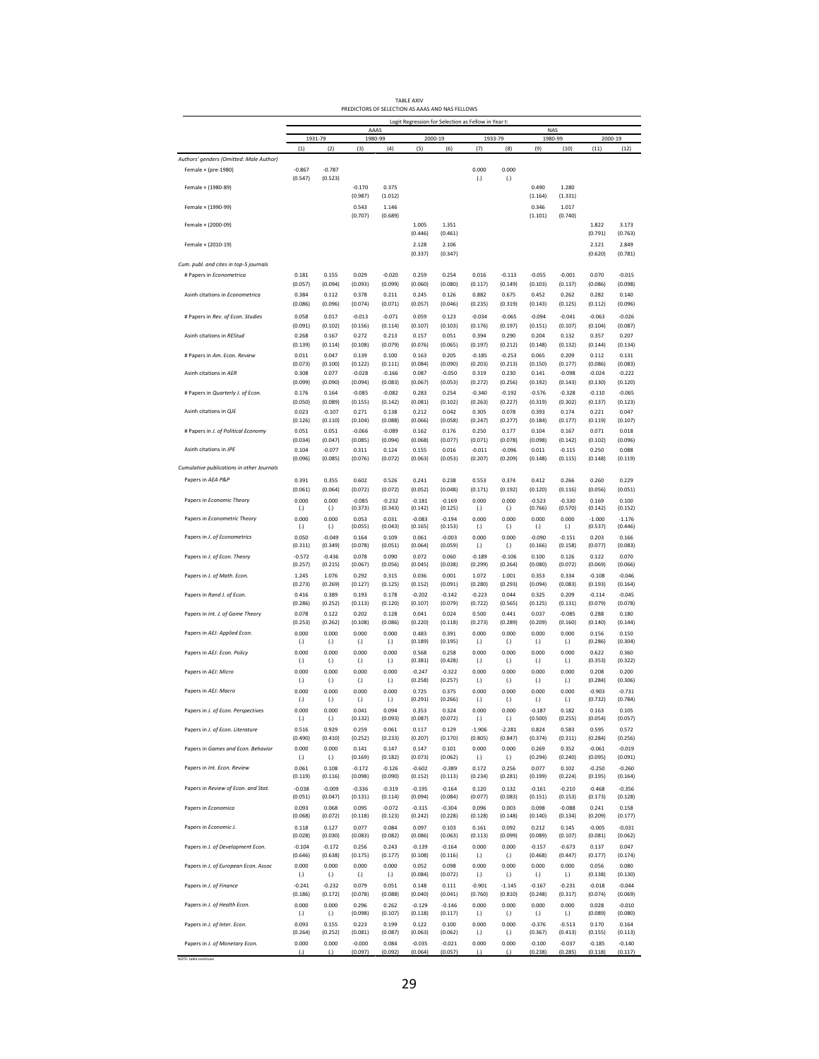TABLE XIV

PREDICTORS OF SELECTION AS AAAS AND NAS FELLOWS

| | Logit Regression for Selection as Fellow in Year t: | | | | | | | | | | | |
|---|---|---|---|---|---|---|---|---|---|---|---|---|
| | AAAS | | | | | | NAS | | | | | |
| | 1931-79 | | 1980-99 | | 2000-19 | | 1933-79 | | 1980-99 | | 2000-19 | |
| | (1) | (2) | (3) | (4) | (5) | (6) | (7) | (8) | (9) | (10) | (11) | (12) |
| *Authors' genders (Omitted: Male Author)* | | | | | | | | | | | | |
| Female × (pre-1980) | -0.867 | -0.787 | | | | | 0.000 | 0.000 | | | | |
| | (0.547) | (0.523) | | | | | (.) | (.) | | | | |
| Female × (1980-89) | | | -0.170 | 0.375 | | | | | 0.490 | 1.280 | | |
| | | | (0.987) | (1.012) | | | | | (1.164) | (1.331) | | |
| Female × (1990-99) | | | 0.543 | 1.146 | | | | | 0.346 | 1.017 | | |
| | | | (0.707) | (0.689) | | | | | (1.101) | (0.740) | | |
| Female × (2000-09) | | | | | 1.005 | 1.351 | | | | | 1.822 | 3.173 |
| | | | | | (0.446) | (0.461) | | | | | (0.791) | (0.763) |
| Female × (2010-19) | | | | | 2.128 | 2.106 | | | | | 2.121 | 2.849 |
| | | | | | (0.337) | (0.347) | | | | | (0.620) | (0.781) |
| *Cum. publ. and cites in top-5 journals* | | | | | | | | | | | | |
| # Papers in *Econometrica* | 0.181 | 0.155 | 0.029 | -0.020 | 0.259 | 0.254 | 0.016 | -0.113 | -0.055 | -0.001 | 0.070 | -0.015 |
| | (0.057) | (0.094) | (0.093) | (0.099) | (0.060) | (0.080) | (0.117) | (0.149) | (0.103) | (0.137) | (0.086) | (0.098) |
| Asinh citations in *Econometrica* | 0.384 | 0.112 | 0.378 | 0.211 | 0.245 | 0.126 | 0.882 | 0.675 | 0.452 | 0.262 | 0.282 | 0.140 |
| | (0.086) | (0.096) | (0.074) | (0.071) | (0.057) | (0.046) | (0.235) | (0.319) | (0.143) | (0.125) | (0.112) | (0.096) |
| # Papers in *Rev. of Econ. Studies* | 0.058 | 0.017 | -0.013 | -0.071 | 0.059 | 0.123 | -0.034 | -0.065 | -0.094 | -0.041 | -0.063 | -0.026 |
| | (0.091) | (0.102) | (0.156) | (0.114) | (0.107) | (0.103) | (0.176) | (0.197) | (0.151) | (0.107) | (0.104) | (0.087) |
| Asinh citations in *REStud* | 0.268 | 0.167 | 0.272 | 0.213 | 0.157 | 0.051 | 0.394 | 0.290 | 0.204 | 0.132 | 0.357 | 0.207 |
| | (0.139) | (0.114) | (0.108) | (0.079) | (0.076) | (0.065) | (0.197) | (0.212) | (0.148) | (0.132) | (0.144) | (0.134) |
| # Papers in *Am. Econ. Review* | 0.011 | 0.047 | 0.139 | 0.100 | 0.163 | 0.205 | -0.185 | -0.253 | 0.065 | 0.209 | 0.112 | 0.131 |
| | (0.073) | (0.100) | (0.122) | (0.111) | (0.084) | (0.090) | (0.203) | (0.213) | (0.150) | (0.177) | (0.086) | (0.083) |
| Asinh citations in *AER* | 0.308 | 0.077 | -0.028 | -0.166 | 0.087 | -0.050 | 0.319 | 0.230 | 0.141 | -0.098 | -0.024 | -0.222 |
| | (0.099) | (0.090) | (0.094) | (0.083) | (0.067) | (0.053) | (0.272) | (0.256) | (0.192) | (0.143) | (0.130) | (0.120) |
| # Papers in *Quarterly J. of Econ.* | 0.176 | 0.164 | -0.085 | -0.082 | 0.283 | 0.254 | -0.340 | -0.192 | -0.576 | -0.328 | -0.110 | -0.065 |
| | (0.050) | (0.089) | (0.155) | (0.142) | (0.081) | (0.102) | (0.263) | (0.227) | (0.319) | (0.302) | (0.137) | (0.123) |
| Asinh citations in *QJE* | 0.023 | -0.107 | 0.271 | 0.138 | 0.212 | 0.042 | 0.305 | 0.078 | 0.393 | 0.174 | 0.221 | 0.047 |
| | (0.126) | (0.110) | (0.104) | (0.088) | (0.066) | (0.058) | (0.247) | (0.277) | (0.184) | (0.177) | (0.119) | (0.107) |
| # Papers in *J. of Political Economy* | 0.051 | 0.051 | -0.066 | -0.089 | 0.162 | 0.176 | 0.250 | 0.177 | 0.104 | 0.167 | 0.071 | 0.018 |
| | (0.034) | (0.047) | (0.085) | (0.094) | (0.068) | (0.077) | (0.071) | (0.078) | (0.098) | (0.142) | (0.102) | (0.096) |
| Asinh citations in *JPE* | 0.104 | -0.077 | 0.311 | 0.124 | 0.155 | 0.016 | -0.011 | -0.096 | 0.011 | -0.115 | 0.250 | 0.088 |
| | (0.096) | (0.085) | (0.076) | (0.072) | (0.063) | (0.053) | (0.207) | (0.209) | (0.148) | (0.115) | (0.148) | (0.119) |
| *Cumulative publications in other Journals* | | | | | | | | | | | | |
| Papers in *AEA P&P* | 0.391 | 0.355 | 0.602 | 0.526 | 0.241 | 0.238 | 0.553 | 0.374 | 0.412 | 0.266 | 0.260 | 0.229 |
| | (0.061) | (0.064) | (0.072) | (0.072) | (0.052) | (0.048) | (0.171) | (0.192) | (0.120) | (0.116) | (0.056) | (0.051) |
| Papers in *Economic Theory* | 0.000 | 0.000 | -0.085 | -0.232 | -0.181 | -0.169 | 0.000 | 0.000 | -0.523 | -0.330 | 0.169 | 0.100 |
| | (.) | (.) | (0.373) | (0.343) | (0.142) | (0.125) | (.) | (.) | (0.766) | (0.570) | (0.142) | (0.152) |
| Papers in *Econometric Theory* | 0.000 | 0.000 | 0.053 | 0.031 | -0.083 | -0.194 | 0.000 | 0.000 | 0.000 | 0.000 | -1.000 | -1.176 |
| | (.) | (.) | (0.055) | (0.043) | (0.165) | (0.153) | (.) | (.) | (.) | (.) | (0.537) | (0.446) |
| Papers in *J. of Econometrics* | 0.050 | -0.049 | 0.164 | 0.109 | 0.061 | -0.003 | 0.000 | 0.000 | -0.090 | -0.151 | 0.203 | 0.166 |
| | (0.311) | (0.349) | (0.078) | (0.051) | (0.064) | (0.059) | (.) | (.) | (0.166) | (0.158) | (0.077) | (0.083) |
| Papers in *J. of Econ. Theory* | -0.572 | -0.436 | 0.078 | 0.090 | 0.072 | 0.060 | -0.189 | -0.106 | 0.100 | 0.126 | 0.122 | 0.070 |
| | (0.257) | (0.215) | (0.067) | (0.056) | (0.045) | (0.038) | (0.299) | (0.264) | (0.080) | (0.072) | (0.069) | (0.066) |
| Papers in *J. of Math. Econ.* | 1.245 | 1.076 | 0.292 | 0.315 | 0.036 | 0.001 | 1.072 | 1.001 | 0.353 | 0.334 | -0.108 | -0.046 |
| | (0.273) | (0.269) | (0.127) | (0.125) | (0.152) | (0.091) | (0.280) | (0.293) | (0.094) | (0.083) | (0.193) | (0.164) |
| Papers in *Rand J. of Econ.* | 0.416 | 0.389 | 0.193 | 0.178 | -0.202 | -0.142 | -0.223 | 0.044 | 0.325 | 0.209 | -0.114 | -0.045 |
| | (0.286) | (0.252) | (0.113) | (0.120) | (0.107) | (0.079) | (0.722) | (0.565) | (0.125) | (0.131) | (0.079) | (0.078) |
| Papers in *Int. J. of Game Theory* | 0.078 | 0.122 | 0.202 | 0.128 | 0.041 | 0.024 | 0.500 | 0.441 | 0.037 | -0.085 | 0.288 | 0.180 |
| | (0.253) | (0.262) | (0.108) | (0.086) | (0.220) | (0.118) | (0.273) | (0.289) | (0.209) | (0.160) | (0.140) | (0.144) |
| Papers in *AEJ: Applied Econ.* | 0.000 | 0.000 | 0.000 | 0.000 | 0.483 | 0.391 | 0.000 | 0.000 | 0.000 | 0.000 | 0.156 | 0.150 |
| | (.) | (.) | (.) | (.) | (0.189) | (0.195) | (.) | (.) | (.) | (.) | (0.286) | (0.304) |
| Papers in *AEJ: Econ. Policy* | 0.000 | 0.000 | 0.000 | 0.000 | 0.568 | 0.258 | 0.000 | 0.000 | 0.000 | 0.000 | 0.622 | 0.360 |
| | (.) | (.) | (.) | (.) | (0.381) | (0.428) | (.) | (.) | (.) | (.) | (0.353) | (0.322) |
| Papers in *AEJ: Micro* | 0.000 | 0.000 | 0.000 | 0.000 | -0.247 | -0.322 | 0.000 | 0.000 | 0.000 | 0.000 | 0.208 | 0.200 |
| | (.) | (.) | (.) | (.) | (0.258) | (0.257) | (.) | (.) | (.) | (.) | (0.284) | (0.306) |
| Papers in *AEJ: Macro* | 0.000 | 0.000 | 0.000 | 0.000 | 0.725 | 0.375 | 0.000 | 0.000 | 0.000 | 0.000 | -0.903 | -0.731 |
| | (.) | (.) | (.) | (.) | (0.291) | (0.266) | (.) | (.) | (.) | (.) | (0.732) | (0.784) |
| Papers in *J. of Econ. Perspectives* | 0.000 | 0.000 | 0.041 | 0.094 | 0.353 | 0.324 | 0.000 | 0.000 | -0.187 | 0.182 | 0.163 | 0.105 |
| | (.) | (.) | (0.132) | (0.093) | (0.087) | (0.072) | (.) | (.) | (0.500) | (0.255) | (0.054) | (0.057) |
| Papers in *J. of Econ. Literature* | 0.516 | 0.929 | 0.259 | 0.061 | 0.117 | 0.129 | -1.906 | -2.281 | 0.824 | 0.583 | 0.595 | 0.572 |
| | (0.490) | (0.410) | (0.252) | (0.233) | (0.207) | (0.170) | (0.805) | (0.847) | (0.374) | (0.311) | (0.284) | (0.256) |
| Papers in *Games and Econ. Behavior* | 0.000 | 0.000 | 0.141 | 0.147 | 0.147 | 0.101 | 0.000 | 0.000 | 0.269 | 0.352 | -0.061 | -0.019 |
| | (.) | (.) | (0.169) | (0.182) | (0.073) | (0.062) | (.) | (.) | (0.294) | (0.240) | (0.095) | (0.091) |
| Papers in *Int. Econ. Review* | 0.061 | 0.108 | -0.172 | -0.126 | -0.602 | -0.389 | 0.172 | 0.256 | 0.077 | 0.102 | -0.250 | -0.260 |
| | (0.119) | (0.116) | (0.098) | (0.090) | (0.152) | (0.113) | (0.234) | (0.281) | (0.199) | (0.224) | (0.195) | (0.164) |
| Papers in *Review of Econ. and Stat.* | -0.038 | -0.009 | -0.336 | -0.319 | -0.195 | -0.164 | 0.120 | 0.132 | -0.161 | -0.210 | -0.468 | -0.356 |
| | (0.051) | (0.047) | (0.131) | (0.114) | (0.094) | (0.084) | (0.077) | (0.083) | (0.151) | (0.153) | (0.173) | (0.128) |
| Papers in *Economica* | 0.093 | 0.068 | 0.095 | -0.072 | -0.315 | -0.304 | 0.096 | 0.003 | 0.098 | -0.088 | 0.241 | 0.158 |
| | (0.068) | (0.072) | (0.118) | (0.123) | (0.242) | (0.228) | (0.128) | (0.148) | (0.140) | (0.134) | (0.209) | (0.177) |
| Papers in *Economic J.* | 0.118 | 0.127 | 0.077 | 0.084 | 0.097 | 0.103 | 0.161 | 0.092 | 0.212 | 0.145 | -0.005 | -0.031 |
| | (0.028) | (0.030) | (0.083) | (0.082) | (0.086) | (0.063) | (0.113) | (0.099) | (0.089) | (0.107) | (0.081) | (0.062) |
| Papers in *J. of Development Econ.* | -0.104 | -0.172 | 0.256 | 0.243 | -0.139 | -0.164 | 0.000 | 0.000 | -0.157 | -0.673 | 0.137 | 0.047 |
| | (0.646) | (0.638) | (0.175) | (0.177) | (0.108) | (0.116) | (.) | (.) | (0.468) | (0.447) | (0.177) | (0.174) |
| Papers in *J. of European Econ. Assoc* | 0.000 | 0.000 | 0.000 | 0.000 | 0.052 | 0.098 | 0.000 | 0.000 | 0.000 | 0.000 | 0.056 | 0.080 |
| | (.) | (.) | (.) | (.) | (0.084) | (0.072) | (.) | (.) | (.) | (.) | (0.138) | (0.130) |
| Papers in *J. of Finance* | -0.241 | -0.232 | 0.079 | 0.051 | 0.148 | 0.111 | -0.901 | -1.145 | -0.167 | -0.231 | -0.018 | -0.044 |
| | (0.186) | (0.172) | (0.078) | (0.088) | (0.040) | (0.041) | (0.760) | (0.810) | (0.248) | (0.317) | (0.074) | (0.069) |
| Papers in *J. of Health Econ.* | 0.000 | 0.000 | 0.296 | 0.262 | -0.129 | -0.146 | 0.000 | 0.000 | 0.000 | 0.000 | 0.028 | -0.010 |
| | (.) | (.) | (0.098) | (0.107) | (0.118) | (0.117) | (.) | (.) | (.) | (.) | (0.089) | (0.080) |
| Papers in *J. of Inter. Econ.* | 0.093 | 0.155 | 0.223 | 0.199 | 0.122 | 0.100 | 0.000 | 0.000 | -0.376 | -0.513 | 0.170 | 0.164 |
| | (0.264) | (0.252) | (0.081) | (0.087) | (0.063) | (0.062) | (.) | (.) | (0.367) | (0.413) | (0.155) | (0.113) |
| Papers in *J. of Monetary Econ.* | 0.000 | 0.000 | -0.000 | 0.084 | -0.035 | -0.021 | 0.000 | 0.000 | -0.100 | -0.037 | -0.185 | -0.140 |
| | (.) | (.) | (0.097) | (0.092) | (0.064) | (0.057) | (.) | (.) | (0.238) | (0.285) | (0.118) | (0.117) |

NOTE: table continues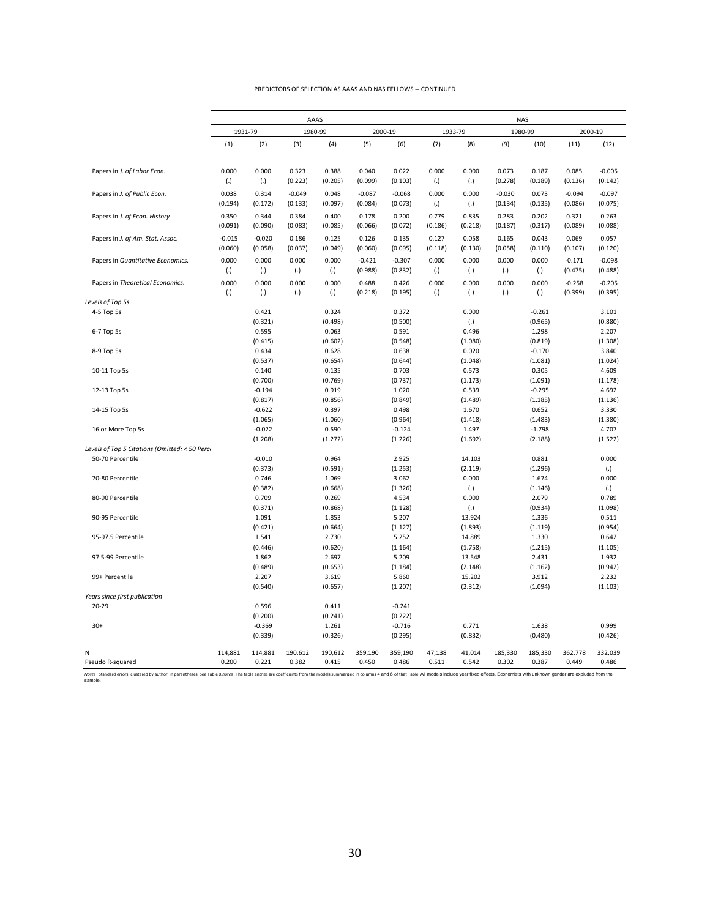PREDICTORS OF SELECTION AS AAAS AND NAS FELLOWS -- CONTINUED

| | AAAS | | | | | | NAS | | | | | |
|---|---|---|---|---|---|---|---|---|---|---|---|---|
| | 1931-79 | | 1980-99 | | 2000-19 | | 1933-79 | | 1980-99 | | 2000-19 | |
| | (1) | (2) | (3) | (4) | (5) | (6) | (7) | (8) | (9) | (10) | (11) | (12) |
| Papers in *J. of Labor Econ.* | 0.000 | 0.000 | 0.323 | 0.388 | 0.040 | 0.022 | 0.000 | 0.000 | 0.073 | 0.187 | 0.085 | -0.005 |
| | (.) | (.) | (0.223) | (0.205) | (0.099) | (0.103) | (.) | (.) | (0.278) | (0.189) | (0.136) | (0.142) |
| Papers in *J. of Public Econ.* | 0.038 | 0.314 | -0.049 | 0.048 | -0.087 | -0.068 | 0.000 | 0.000 | -0.030 | 0.073 | -0.094 | -0.097 |
| | (0.194) | (0.172) | (0.133) | (0.097) | (0.084) | (0.073) | (.) | (.) | (0.134) | (0.135) | (0.086) | (0.075) |
| Papers in *J. of Econ. History* | 0.350 | 0.344 | 0.384 | 0.400 | 0.178 | 0.200 | 0.779 | 0.835 | 0.283 | 0.202 | 0.321 | 0.263 |
| | (0.091) | (0.090) | (0.083) | (0.085) | (0.066) | (0.072) | (0.186) | (0.218) | (0.187) | (0.317) | (0.089) | (0.088) |
| Papers in *J. of Am. Stat. Assoc.* | -0.015 | -0.020 | 0.186 | 0.125 | 0.126 | 0.135 | 0.127 | 0.058 | 0.165 | 0.043 | 0.069 | 0.057 |
| | (0.060) | (0.058) | (0.037) | (0.049) | (0.060) | (0.095) | (0.118) | (0.130) | (0.058) | (0.110) | (0.107) | (0.120) |
| Papers in *Quantitative Economics.* | 0.000 | 0.000 | 0.000 | 0.000 | -0.421 | -0.307 | 0.000 | 0.000 | 0.000 | 0.000 | -0.171 | -0.098 |
| | (.) | (.) | (.) | (.) | (0.988) | (0.832) | (.) | (.) | (.) | (.) | (0.475) | (0.488) |
| Papers in *Theoretical Economics.* | 0.000 | 0.000 | 0.000 | 0.000 | 0.488 | 0.426 | 0.000 | 0.000 | 0.000 | 0.000 | -0.258 | -0.205 |
| | (.) | (.) | (.) | (.) | (0.218) | (0.195) | (.) | (.) | (.) | (.) | (0.399) | (0.395) |
| *Levels of Top 5s* | | | | | | | | | | | | |
| 4-5 Top 5s | | 0.421 | | 0.324 | | 0.372 | | 0.000 | | -0.261 | | 3.101 |
| | | (0.321) | | (0.498) | | (0.500) | | (.) | | (0.965) | | (0.880) |
| 6-7 Top 5s | | 0.595 | | 0.063 | | 0.591 | | 0.496 | | 1.298 | | 2.207 |
| | | (0.415) | | (0.602) | | (0.548) | | (1.080) | | (0.819) | | (1.308) |
| 8-9 Top 5s | | 0.434 | | 0.628 | | 0.638 | | 0.020 | | -0.170 | | 3.840 |
| | | (0.537) | | (0.654) | | (0.644) | | (1.048) | | (1.081) | | (1.024) |
| 10-11 Top 5s | | 0.140 | | 0.135 | | 0.703 | | 0.573 | | 0.305 | | 4.609 |
| | | (0.700) | | (0.769) | | (0.737) | | (1.173) | | (1.091) | | (1.178) |
| 12-13 Top 5s | | -0.194 | | 0.919 | | 1.020 | | 0.539 | | -0.295 | | 4.692 |
| | | (0.817) | | (0.856) | | (0.849) | | (1.489) | | (1.185) | | (1.136) |
| 14-15 Top 5s | | -0.622 | | 0.397 | | 0.498 | | 1.670 | | 0.652 | | 3.330 |
| | | (1.065) | | (1.060) | | (0.964) | | (1.418) | | (1.483) | | (1.380) |
| 16 or More Top 5s | | -0.022 | | 0.590 | | -0.124 | | 1.497 | | -1.798 | | 4.707 |
| | | (1.208) | | (1.272) | | (1.226) | | (1.692) | | (2.188) | | (1.522) |
| *Levels of Top 5 Citations (Omitted: < 50 Perce* | | | | | | | | | | | | |
| 50-70 Percentile | | -0.010 | | 0.964 | | 2.925 | | 14.103 | | 0.881 | | 0.000 |
| | | (0.373) | | (0.591) | | (1.253) | | (2.119) | | (1.296) | | (.) |
| 70-80 Percentile | | 0.746 | | 1.069 | | 3.062 | | 0.000 | | 1.674 | | 0.000 |
| | | (0.382) | | (0.668) | | (1.326) | | (.) | | (1.146) | | (.) |
| 80-90 Percentile | | 0.709 | | 0.269 | | 4.534 | | 0.000 | | 2.079 | | 0.789 |
| | | (0.371) | | (0.868) | | (1.128) | | (.) | | (0.934) | | (1.098) |
| 90-95 Percentile | | 1.091 | | 1.853 | | 5.207 | | 13.924 | | 1.336 | | 0.511 |
| | | (0.421) | | (0.664) | | (1.127) | | (1.893) | | (1.119) | | (0.954) |
| 95-97.5 Percentile | | 1.541 | | 2.730 | | 5.252 | | 14.889 | | 1.330 | | 0.642 |
| | | (0.446) | | (0.620) | | (1.164) | | (1.758) | | (1.215) | | (1.105) |
| 97.5-99 Percentile | | 1.862 | | 2.697 | | 5.209 | | 13.548 | | 2.431 | | 1.932 |
| | | (0.489) | | (0.653) | | (1.184) | | (2.148) | | (1.162) | | (0.942) |
| 99+ Percentile | | 2.207 | | 3.619 | | 5.860 | | 15.202 | | 3.912 | | 2.232 |
| | | (0.540) | | (0.657) | | (1.207) | | (2.312) | | (1.094) | | (1.103) |
| *Years since first publication* | | | | | | | | | | | | |
| 20-29 | | 0.596 | | 0.411 | | -0.241 | | | | | | |
| | | (0.200) | | (0.241) | | (0.222) | | | | | | |
| 30+ | | -0.369 | | 1.261 | | -0.716 | | 0.771 | | 1.638 | | 0.999 |
| | | (0.339) | | (0.326) | | (0.295) | | (0.832) | | (0.480) | | (0.426) |
| N | 114,881 | 114,881 | 190,612 | 190,612 | 359,190 | 359,190 | 47,138 | 41,014 | 185,330 | 185,330 | 362,778 | 332,039 |
| Pseudo R-squared | 0.200 | 0.221 | 0.382 | 0.415 | 0.450 | 0.486 | 0.511 | 0.542 | 0.302 | 0.387 | 0.449 | 0.486 |

*Notes*: Standard errors, clustered by author, in parentheses. See Table X *notes*. The table entries are coefficients from the models summarized in columns 4 and 6 of that Table. All models include year fixed effects. Economists with unknown gender are excluded from the sample.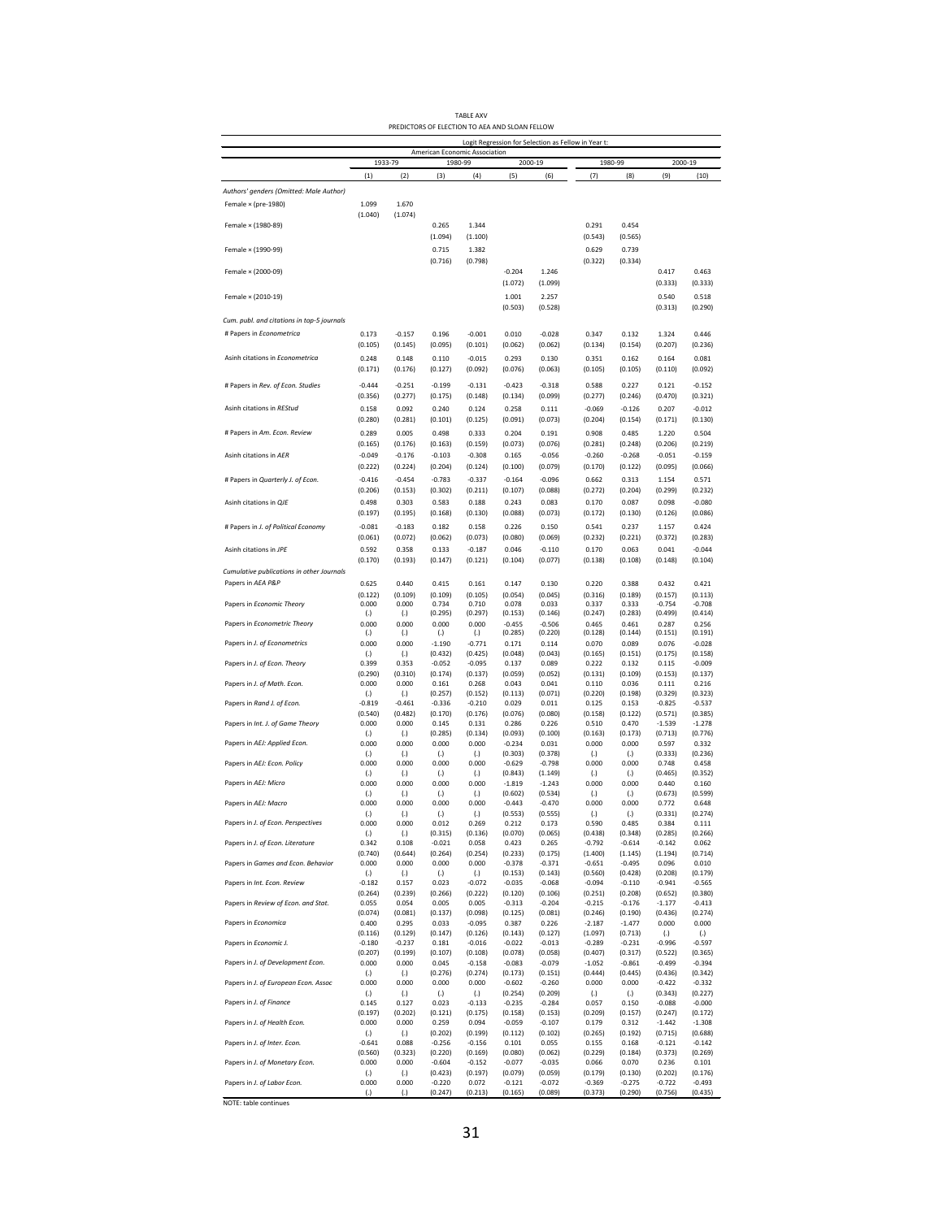TABLE AXV

PREDICTORS OF ELECTION TO AEA AND SLOAN FELLOW

| | Logit Regression for Selection as Fellow in Year t: | | | | | | | | | |
|---|---|---|---|---|---|---|---|---|---|---|
| | American Economic Association | | | | | | | | | |
| | 1933-79 | | 1980-99 | | 2000-19 | | 1980-99 | | 2000-19 | |
| | (1) | (2) | (3) | (4) | (5) | (6) | (7) | (8) | (9) | (10) |
| *Authors' genders (Omitted: Male Author)* | | | | | | | | | | |
| Female × (pre-1980) | 1.099 | 1.670 | | | | | | | | |
| | (1.040) | (1.074) | | | | | | | | |
| Female × (1980-89) | | | 0.265 | 1.344 | | | 0.291 | 0.454 | | |
| | | | (1.094) | (1.100) | | | (0.543) | (0.565) | | |
| Female × (1990-99) | | | 0.715 | 1.382 | | | 0.629 | 0.739 | | |
| | | | (0.716) | (0.798) | | | (0.322) | (0.334) | | |
| Female × (2000-09) | | | | | -0.204 | 1.246 | | | 0.417 | 0.463 |
| | | | | | (1.072) | (1.099) | | | (0.333) | (0.333) |
| Female × (2010-19) | | | | | 1.001 | 2.257 | | | 0.540 | 0.518 |
| | | | | | (0.503) | (0.528) | | | (0.313) | (0.290) |
| *Cum. publ. and citations in top-5 journals* | | | | | | | | | | |
| # Papers in *Econometrica* | 0.173 | -0.157 | 0.196 | -0.001 | 0.010 | -0.028 | 0.347 | 0.132 | 1.324 | 0.446 |
| | (0.105) | (0.145) | (0.095) | (0.101) | (0.062) | (0.062) | (0.134) | (0.154) | (0.207) | (0.236) |
| Asinh citations in *Econometrica* | 0.248 | 0.148 | 0.110 | -0.015 | 0.293 | 0.130 | 0.351 | 0.162 | 0.164 | 0.081 |
| | (0.171) | (0.176) | (0.127) | (0.092) | (0.076) | (0.063) | (0.105) | (0.105) | (0.110) | (0.092) |
| # Papers in *Rev. of Econ. Studies* | -0.444 | -0.251 | -0.199 | -0.131 | -0.423 | -0.318 | 0.588 | 0.227 | 0.121 | -0.152 |
| | (0.356) | (0.277) | (0.175) | (0.148) | (0.134) | (0.099) | (0.277) | (0.246) | (0.470) | (0.321) |
| Asinh citations in *REStud* | 0.158 | 0.092 | 0.240 | 0.124 | 0.258 | 0.111 | -0.069 | -0.126 | 0.207 | -0.012 |
| | (0.280) | (0.281) | (0.101) | (0.125) | (0.091) | (0.073) | (0.204) | (0.154) | (0.171) | (0.130) |
| # Papers in *Am. Econ. Review* | 0.289 | 0.005 | 0.498 | 0.333 | 0.204 | 0.191 | 0.908 | 0.485 | 1.220 | 0.504 |
| | (0.165) | (0.176) | (0.163) | (0.159) | (0.073) | (0.076) | (0.281) | (0.248) | (0.206) | (0.219) |
| Asinh citations in *AER* | -0.049 | -0.176 | -0.103 | -0.308 | 0.165 | -0.056 | -0.260 | -0.268 | -0.051 | -0.159 |
| | (0.222) | (0.224) | (0.204) | (0.124) | (0.100) | (0.079) | (0.170) | (0.122) | (0.095) | (0.066) |
| # Papers in *Quarterly J. of Econ.* | -0.416 | -0.454 | -0.783 | -0.337 | -0.164 | -0.096 | 0.662 | 0.313 | 1.154 | 0.571 |
| | (0.206) | (0.153) | (0.302) | (0.211) | (0.107) | (0.088) | (0.272) | (0.204) | (0.299) | (0.232) |
| Asinh citations in *QJE* | 0.498 | 0.303 | 0.583 | 0.188 | 0.243 | 0.083 | 0.170 | 0.087 | 0.098 | -0.080 |
| | (0.197) | (0.195) | (0.168) | (0.130) | (0.088) | (0.073) | (0.172) | (0.130) | (0.126) | (0.086) |
| # Papers in *J. of Political Economy* | -0.081 | -0.183 | 0.182 | 0.158 | 0.226 | 0.150 | 0.541 | 0.237 | 1.157 | 0.424 |
| | (0.061) | (0.072) | (0.062) | (0.073) | (0.080) | (0.069) | (0.232) | (0.221) | (0.372) | (0.283) |
| Asinh citations in *JPE* | 0.592 | 0.358 | 0.133 | -0.187 | 0.046 | -0.110 | 0.170 | 0.063 | 0.041 | -0.044 |
| | (0.170) | (0.193) | (0.147) | (0.121) | (0.104) | (0.077) | (0.138) | (0.108) | (0.148) | (0.104) |
| *Cumulative publications in other Journals* | | | | | | | | | | |
| Papers in *AEA P&P* | 0.625 | 0.440 | 0.415 | 0.161 | 0.147 | 0.130 | 0.220 | 0.388 | 0.432 | 0.421 |
| | (0.122) | (0.109) | (0.109) | (0.105) | (0.054) | (0.045) | (0.316) | (0.189) | (0.157) | (0.113) |
| Papers in *Economic Theory* | 0.000 | 0.000 | 0.734 | 0.710 | 0.078 | 0.033 | 0.337 | 0.333 | -0.754 | -0.708 |
| | (.) | (.) | (0.295) | (0.297) | (0.153) | (0.146) | (0.247) | (0.283) | (0.499) | (0.414) |
| Papers in *Econometric Theory* | 0.000 | 0.000 | 0.000 | 0.000 | -0.455 | -0.506 | 0.465 | 0.461 | 0.287 | 0.256 |
| | (.) | (.) | (.) | (.) | (0.285) | (0.220) | (0.128) | (0.144) | (0.151) | (0.191) |
| Papers in *J. of Econometrics* | 0.000 | 0.000 | -1.190 | -0.771 | 0.171 | 0.114 | 0.070 | 0.089 | 0.076 | -0.028 |
| | (.) | (.) | (0.432) | (0.425) | (0.048) | (0.043) | (0.165) | (0.151) | (0.175) | (0.158) |
| Papers in *J. of Econ. Theory* | 0.399 | 0.353 | -0.052 | -0.095 | 0.137 | 0.089 | 0.222 | 0.132 | 0.115 | -0.009 |
| | (0.290) | (0.310) | (0.174) | (0.137) | (0.059) | (0.052) | (0.131) | (0.109) | (0.153) | (0.137) |
| Papers in *J. of Math. Econ.* | 0.000 | 0.000 | 0.161 | 0.268 | 0.043 | 0.041 | 0.110 | 0.036 | 0.111 | 0.216 |
| | (.) | (.) | (0.257) | (0.152) | (0.113) | (0.071) | (0.220) | (0.198) | (0.329) | (0.323) |
| Papers in *Rand J. of Econ.* | -0.819 | -0.461 | -0.336 | -0.210 | 0.029 | 0.011 | 0.125 | 0.153 | -0.825 | -0.537 |
| | (0.540) | (0.482) | (0.170) | (0.176) | (0.076) | (0.080) | (0.158) | (0.122) | (0.571) | (0.385) |
| Papers in *Int. J. of Game Theory* | 0.000 | 0.000 | 0.145 | 0.131 | 0.286 | 0.226 | 0.510 | 0.470 | -1.539 | -1.278 |
| | (.) | (.) | (0.285) | (0.134) | (0.093) | (0.100) | (0.163) | (0.173) | (0.713) | (0.776) |
| Papers in *AEJ: Applied Econ.* | 0.000 | 0.000 | 0.000 | 0.000 | -0.234 | 0.031 | 0.000 | 0.000 | 0.597 | 0.332 |
| | (.) | (.) | (.) | (.) | (0.303) | (0.378) | (.) | (.) | (0.333) | (0.236) |
| Papers in *AEJ: Econ. Policy* | 0.000 | 0.000 | 0.000 | 0.000 | -0.629 | -0.798 | 0.000 | 0.000 | 0.748 | 0.458 |
| | (.) | (.) | (.) | (.) | (0.843) | (1.149) | (.) | (.) | (0.465) | (0.352) |
| Papers in *AEJ: Micro* | 0.000 | 0.000 | 0.000 | 0.000 | -1.819 | -1.243 | 0.000 | 0.000 | 0.440 | 0.160 |
| | (.) | (.) | (.) | (.) | (0.602) | (0.534) | (.) | (.) | (0.673) | (0.599) |
| Papers in *AEJ: Macro* | 0.000 | 0.000 | 0.000 | 0.000 | -0.443 | -0.470 | 0.000 | 0.000 | 0.772 | 0.648 |
| | (.) | (.) | (.) | (.) | (0.553) | (0.555) | (.) | (.) | (0.331) | (0.274) |
| Papers in *J. of Econ. Perspectives* | 0.000 | 0.000 | 0.012 | 0.269 | 0.212 | 0.173 | 0.590 | 0.485 | 0.384 | 0.111 |
| | (.) | (.) | (0.315) | (0.136) | (0.070) | (0.065) | (0.438) | (0.348) | (0.285) | (0.266) |
| Papers in *J. of Econ. Literature* | 0.342 | 0.108 | -0.021 | 0.058 | 0.423 | 0.265 | -0.792 | -0.614 | -0.142 | 0.062 |
| | (0.740) | (0.644) | (0.264) | (0.254) | (0.233) | (0.175) | (1.400) | (1.145) | (1.194) | (0.714) |
| Papers in *Games and Econ. Behavior* | 0.000 | 0.000 | 0.000 | 0.000 | -0.378 | -0.371 | -0.651 | -0.495 | 0.096 | 0.010 |
| | (.) | (.) | (.) | (.) | (0.153) | (0.143) | (0.560) | (0.428) | (0.208) | (0.179) |
| Papers in *Int. Econ. Review* | -0.182 | 0.157 | 0.023 | -0.072 | -0.035 | -0.068 | -0.094 | -0.110 | -0.941 | -0.565 |
| | (0.264) | (0.239) | (0.266) | (0.222) | (0.120) | (0.106) | (0.251) | (0.208) | (0.652) | (0.380) |
| Papers in *Review of Econ. and Stat.* | 0.055 | 0.054 | 0.005 | 0.005 | -0.313 | -0.204 | -0.215 | -0.176 | -1.177 | -0.413 |
| | (0.074) | (0.081) | (0.137) | (0.098) | (0.125) | (0.081) | (0.246) | (0.190) | (0.436) | (0.274) |
| Papers in *Economica* | 0.400 | 0.295 | 0.033 | -0.095 | 0.387 | 0.226 | -2.187 | -1.477 | 0.000 | 0.000 |
| | (0.116) | (0.129) | (0.147) | (0.126) | (0.143) | (0.127) | (1.097) | (0.713) | (.) | (.) |
| Papers in *Economic J.* | -0.180 | -0.237 | 0.181 | -0.016 | -0.022 | -0.013 | -0.289 | -0.231 | -0.996 | -0.597 |
| | (0.207) | (0.199) | (0.107) | (0.108) | (0.078) | (0.058) | (0.407) | (0.317) | (0.522) | (0.365) |
| Papers in *J. of Development Econ.* | 0.000 | 0.000 | 0.045 | -0.158 | -0.083 | -0.079 | -1.052 | -0.861 | -0.499 | -0.394 |
| | (.) | (.) | (0.276) | (0.274) | (0.173) | (0.151) | (0.444) | (0.445) | (0.436) | (0.342) |
| Papers in *J. of European Econ. Assoc* | 0.000 | 0.000 | 0.000 | 0.000 | -0.602 | -0.260 | 0.000 | 0.000 | -0.422 | -0.332 |
| | (.) | (.) | (.) | (.) | (0.254) | (0.209) | (.) | (.) | (0.343) | (0.227) |
| Papers in *J. of Finance* | 0.145 | 0.127 | 0.023 | -0.133 | -0.235 | -0.284 | 0.057 | 0.150 | -0.088 | -0.000 |
| | (0.197) | (0.202) | (0.121) | (0.175) | (0.158) | (0.153) | (0.209) | (0.157) | (0.247) | (0.172) |
| Papers in *J. of Health Econ.* | 0.000 | 0.000 | 0.259 | 0.094 | -0.059 | -0.107 | 0.179 | 0.312 | -1.442 | -1.308 |
| | (.) | (.) | (0.202) | (0.199) | (0.112) | (0.102) | (0.265) | (0.192) | (0.715) | (0.688) |
| Papers in *J. of Inter. Econ.* | -0.641 | 0.088 | -0.256 | -0.156 | 0.101 | 0.055 | 0.155 | 0.168 | -0.121 | -0.142 |
| | (0.560) | (0.323) | (0.220) | (0.169) | (0.080) | (0.062) | (0.229) | (0.184) | (0.373) | (0.269) |
| Papers in *J. of Monetary Econ.* | 0.000 | 0.000 | -0.604 | -0.152 | -0.077 | -0.035 | 0.066 | 0.070 | 0.236 | 0.101 |
| | (.) | (.) | (0.423) | (0.197) | (0.079) | (0.059) | (0.179) | (0.130) | (0.202) | (0.176) |
| Papers in *J. of Labor Econ.* | 0.000 | 0.000 | -0.220 | 0.072 | -0.121 | -0.072 | -0.369 | -0.275 | -0.722 | -0.493 |
| | (.) | (.) | (0.247) | (0.213) | (0.165) | (0.089) | (0.373) | (0.290) | (0.756) | (0.435) |

NOTE: table continues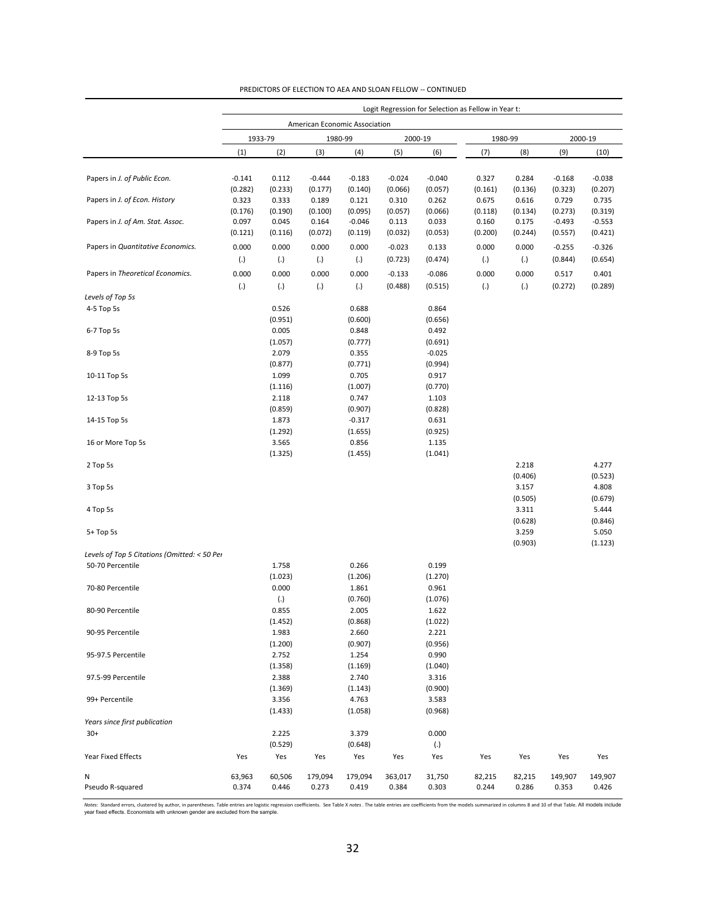PREDICTORS OF ELECTION TO AEA AND SLOAN FELLOW -- CONTINUED

| | Logit Regression for Selection as Fellow in Year t: | | | | | | | | | |
|---|---|---|---|---|---|---|---|---|---|---|
| | American Economic Association | | | | | | | | | |
| | 1933-79 | | 1980-99 | | 2000-19 | | 1980-99 | | 2000-19 | |
| | (1) | (2) | (3) | (4) | (5) | (6) | (7) | (8) | (9) | (10) |
| Papers in *J. of Public Econ.* | -0.141 | 0.112 | -0.444 | -0.183 | -0.024 | -0.040 | 0.327 | 0.284 | -0.168 | -0.038 |
| | (0.282) | (0.233) | (0.177) | (0.140) | (0.066) | (0.057) | (0.161) | (0.136) | (0.323) | (0.207) |
| Papers in *J. of Econ. History* | 0.323 | 0.333 | 0.189 | 0.121 | 0.310 | 0.262 | 0.675 | 0.616 | 0.729 | 0.735 |
| | (0.176) | (0.190) | (0.100) | (0.095) | (0.057) | (0.066) | (0.118) | (0.134) | (0.273) | (0.319) |
| Papers in *J. of Am. Stat. Assoc.* | 0.097 | 0.045 | 0.164 | -0.046 | 0.113 | 0.033 | 0.160 | 0.175 | -0.493 | -0.553 |
| | (0.121) | (0.116) | (0.072) | (0.119) | (0.032) | (0.053) | (0.200) | (0.244) | (0.557) | (0.421) |
| Papers in *Quantitative Economics.* | 0.000 | 0.000 | 0.000 | 0.000 | -0.023 | 0.133 | 0.000 | 0.000 | -0.255 | -0.326 |
| | (.) | (.) | (.) | (.) | (0.723) | (0.474) | (.) | (.) | (0.844) | (0.654) |
| Papers in *Theoretical Economics.* | 0.000 | 0.000 | 0.000 | 0.000 | -0.133 | -0.086 | 0.000 | 0.000 | 0.517 | 0.401 |
| | (.) | (.) | (.) | (.) | (0.488) | (0.515) | (.) | (.) | (0.272) | (0.289) |
| *Levels of Top 5s* | | | | | | | | | | |
| 4-5 Top 5s | | 0.526 | | 0.688 | | 0.864 | | | | |
| | | (0.951) | | (0.600) | | (0.656) | | | | |
| 6-7 Top 5s | | 0.005 | | 0.848 | | 0.492 | | | | |
| | | (1.057) | | (0.777) | | (0.691) | | | | |
| 8-9 Top 5s | | 2.079 | | 0.355 | | -0.025 | | | | |
| | | (0.877) | | (0.771) | | (0.994) | | | | |
| 10-11 Top 5s | | 1.099 | | 0.705 | | 0.917 | | | | |
| | | (1.116) | | (1.007) | | (0.770) | | | | |
| 12-13 Top 5s | | 2.118 | | 0.747 | | 1.103 | | | | |
| | | (0.859) | | (0.907) | | (0.828) | | | | |
| 14-15 Top 5s | | 1.873 | | -0.317 | | 0.631 | | | | |
| | | (1.292) | | (1.655) | | (0.925) | | | | |
| 16 or More Top 5s | | 3.565 | | 0.856 | | 1.135 | | | | |
| | | (1.325) | | (1.455) | | (1.041) | | | | |
| 2 Top 5s | | | | | | | | 2.218 | | 4.277 |
| | | | | | | | | (0.406) | | (0.523) |
| 3 Top 5s | | | | | | | | 3.157 | | 4.808 |
| | | | | | | | | (0.505) | | (0.679) |
| 4 Top 5s | | | | | | | | 3.311 | | 5.444 |
| | | | | | | | | (0.628) | | (0.846) |
| 5+ Top 5s | | | | | | | | 3.259 | | 5.050 |
| | | | | | | | | (0.903) | | (1.123) |
| *Levels of Top 5 Citations (Omitted: < 50 Per* | | | | | | | | | | |
| 50-70 Percentile | | 1.758 | | 0.266 | | 0.199 | | | | |
| | | (1.023) | | (1.206) | | (1.270) | | | | |
| 70-80 Percentile | | 0.000 | | 1.861 | | 0.961 | | | | |
| | | (.) | | (0.760) | | (1.076) | | | | |
| 80-90 Percentile | | 0.855 | | 2.005 | | 1.622 | | | | |
| | | (1.452) | | (0.868) | | (1.022) | | | | |
| 90-95 Percentile | | 1.983 | | 2.660 | | 2.221 | | | | |
| | | (1.200) | | (0.907) | | (0.956) | | | | |
| 95-97.5 Percentile | | 2.752 | | 1.254 | | 0.990 | | | | |
| | | (1.358) | | (1.169) | | (1.040) | | | | |
| 97.5-99 Percentile | | 2.388 | | 2.740 | | 3.316 | | | | |
| | | (1.369) | | (1.143) | | (0.900) | | | | |
| 99+ Percentile | | 3.356 | | 4.763 | | 3.583 | | | | |
| | | (1.433) | | (1.058) | | (0.968) | | | | |
| *Years since first publication* | | | | | | | | | | |
| 30+ | | 2.225 | | 3.379 | | 0.000 | | | | |
| | | (0.529) | | (0.648) | | (.) | | | | |
| Year Fixed Effects | Yes | Yes | Yes | Yes | Yes | Yes | Yes | Yes | Yes | Yes |
| N | 63,963 | 60,506 | 179,094 | 179,094 | 363,017 | 31,750 | 82,215 | 82,215 | 149,907 | 149,907 |
| Pseudo R-squared | 0.374 | 0.446 | 0.273 | 0.419 | 0.384 | 0.303 | 0.244 | 0.286 | 0.353 | 0.426 |

*Notes:* Standard errors, clustered by author, in parentheses. Table entries are logistic regression coefficients. See Table X *notes*. The table entries are coefficients from the models summarized in columns 8 and 10 of that Table. All models include year fixed effects. Economists with unknown gender are excluded from the sample.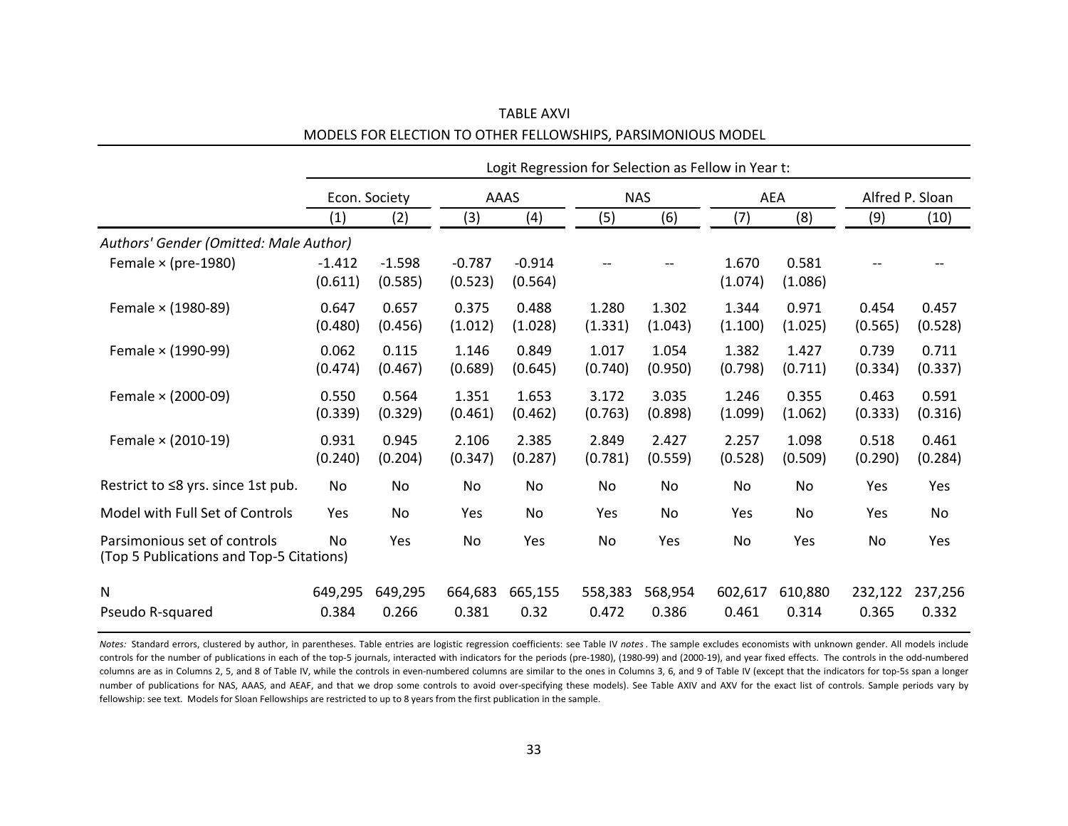TABLE AXVI

MODELS FOR ELECTION TO OTHER FELLOWSHIPS, PARSIMONIOUS MODEL

| | Logit Regression for Selection as Fellow in Year t: | | | | | | | | | |
|---|---|---|---|---|---|---|---|---|---|---|
| | Econ. Society | | AAAS | | NAS | | AEA | | Alfred P. Sloan | |
| | (1) | (2) | (3) | (4) | (5) | (6) | (7) | (8) | (9) | (10) |
| *Authors' Gender (Omitted: Male Author)* | | | | | | | | | | |
| Female × (pre-1980) | -1.412 | -1.598 | -0.787 | -0.914 | -- | -- | 1.670 | 0.581 | -- | -- |
| | (0.611) | (0.585) | (0.523) | (0.564) | | | (1.074) | (1.086) | | |
| Female × (1980-89) | 0.647 | 0.657 | 0.375 | 0.488 | 1.280 | 1.302 | 1.344 | 0.971 | 0.454 | 0.457 |
| | (0.480) | (0.456) | (1.012) | (1.028) | (1.331) | (1.043) | (1.100) | (1.025) | (0.565) | (0.528) |
| Female × (1990-99) | 0.062 | 0.115 | 1.146 | 0.849 | 1.017 | 1.054 | 1.382 | 1.427 | 0.739 | 0.711 |
| | (0.474) | (0.467) | (0.689) | (0.645) | (0.740) | (0.950) | (0.798) | (0.711) | (0.334) | (0.337) |
| Female × (2000-09) | 0.550 | 0.564 | 1.351 | 1.653 | 3.172 | 3.035 | 1.246 | 0.355 | 0.463 | 0.591 |
| | (0.339) | (0.329) | (0.461) | (0.462) | (0.763) | (0.898) | (1.099) | (1.062) | (0.333) | (0.316) |
| Female × (2010-19) | 0.931 | 0.945 | 2.106 | 2.385 | 2.849 | 2.427 | 2.257 | 1.098 | 0.518 | 0.461 |
| | (0.240) | (0.204) | (0.347) | (0.287) | (0.781) | (0.559) | (0.528) | (0.509) | (0.290) | (0.284) |
| Restrict to ≤8 yrs. since 1st pub. | No | No | No | No | No | No | No | No | Yes | Yes |
| Model with Full Set of Controls | Yes | No | Yes | No | Yes | No | Yes | No | Yes | No |
| Parsimonious set of controls (Top 5 Publications and Top-5 Citations) | No | Yes | No | Yes | No | Yes | No | Yes | No | Yes |
| N | 649,295 | 649,295 | 664,683 | 665,155 | 558,383 | 568,954 | 602,617 | 610,880 | 232,122 | 237,256 |
| Pseudo R-squared | 0.384 | 0.266 | 0.381 | 0.32 | 0.472 | 0.386 | 0.461 | 0.314 | 0.365 | 0.332 |

*Notes:* Standard errors, clustered by author, in parentheses. Table entries are logistic regression coefficients: see Table IV *notes*. The sample excludes economists with unknown gender. All models include controls for the number of publications in each of the top-5 journals, interacted with indicators for the periods (pre-1980), (1980-99) and (2000-19), and year fixed effects. The controls in the odd-numbered columns are as in Columns 2, 5, and 8 of Table IV, while the controls in even-numbered columns are similar to the ones in Columns 3, 6, and 9 of Table IV (except that the indicators for top-5s span a longer number of publications for NAS, AAAS, and AEAF, and that we drop some controls to avoid over-specifying these models). See Table AXIV and AXV for the exact list of controls. Sample periods vary by fellowship: see text. Models for Sloan Fellowships are restricted to up to 8 years from the first publication in the sample.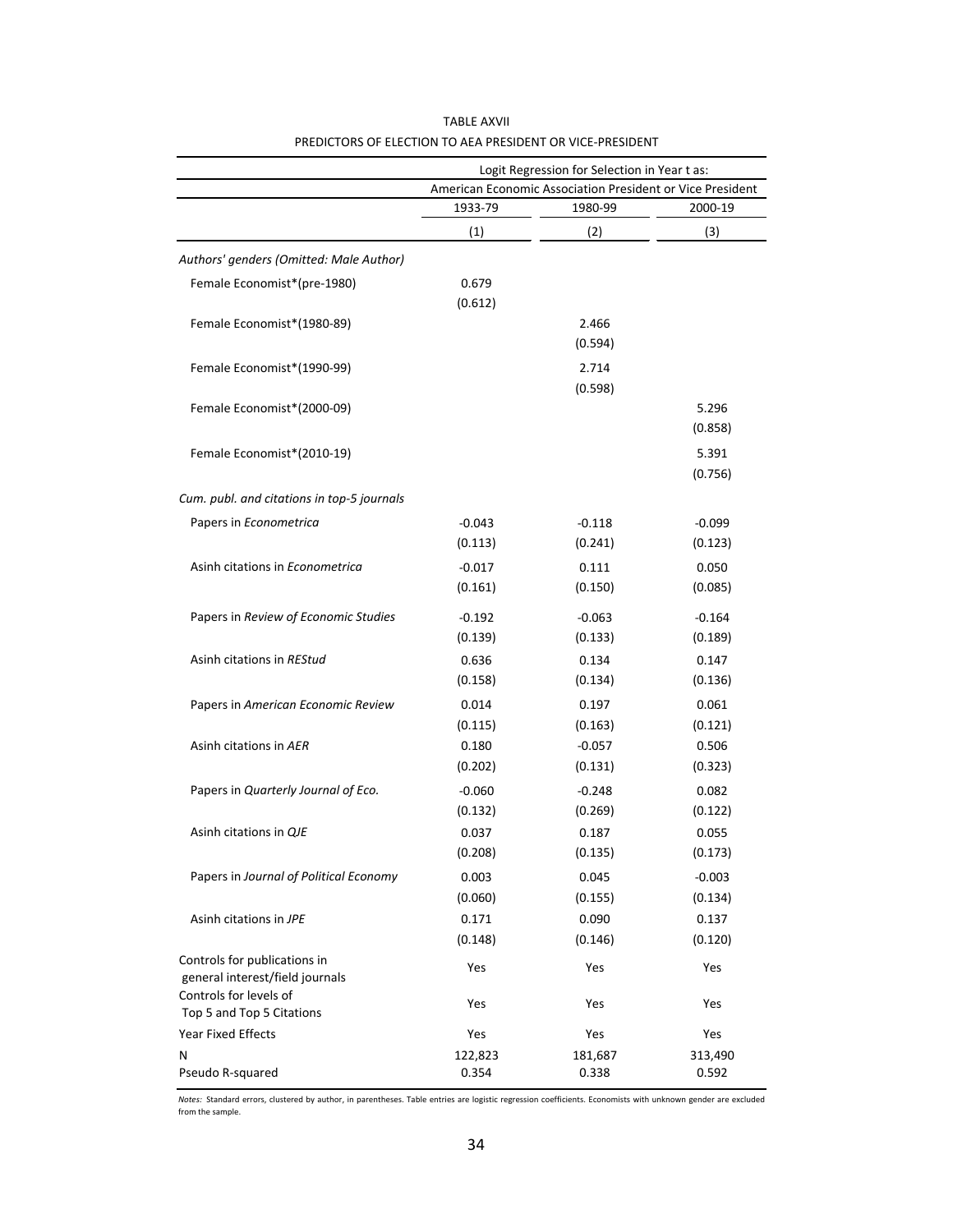TABLE AXVII

PREDICTORS OF ELECTION TO AEA PRESIDENT OR VICE-PRESIDENT

| | Logit Regression for Selection in Year t as: | | |
|---|---|---|---|
| | American Economic Association President or Vice President | | |
| | 1933-79 | 1980-99 | 2000-19 |
| | (1) | (2) | (3) |
| *Authors' genders (Omitted: Male Author)* | | | |
| Female Economist*(pre-1980) | 0.679 | | |
| | (0.612) | | |
| Female Economist*(1980-89) | | 2.466 | |
| | | (0.594) | |
| Female Economist*(1990-99) | | 2.714 | |
| | | (0.598) | |
| Female Economist*(2000-09) | | | 5.296 |
| | | | (0.858) |
| Female Economist*(2010-19) | | | 5.391 |
| | | | (0.756) |
| *Cum. publ. and citations in top-5 journals* | | | |
| Papers in *Econometrica* | -0.043 | -0.118 | -0.099 |
| | (0.113) | (0.241) | (0.123) |
| Asinh citations in *Econometrica* | -0.017 | 0.111 | 0.050 |
| | (0.161) | (0.150) | (0.085) |
| Papers in *Review of Economic Studies* | -0.192 | -0.063 | -0.164 |
| | (0.139) | (0.133) | (0.189) |
| Asinh citations in *REStud* | 0.636 | 0.134 | 0.147 |
| | (0.158) | (0.134) | (0.136) |
| Papers in *American Economic Review* | 0.014 | 0.197 | 0.061 |
| | (0.115) | (0.163) | (0.121) |
| Asinh citations in *AER* | 0.180 | -0.057 | 0.506 |
| | (0.202) | (0.131) | (0.323) |
| Papers in *Quarterly Journal of Eco.* | -0.060 | -0.248 | 0.082 |
| | (0.132) | (0.269) | (0.122) |
| Asinh citations in *QJE* | 0.037 | 0.187 | 0.055 |
| | (0.208) | (0.135) | (0.173) |
| Papers in *Journal of Political Economy* | 0.003 | 0.045 | -0.003 |
| | (0.060) | (0.155) | (0.134) |
| Asinh citations in *JPE* | 0.171 | 0.090 | 0.137 |
| | (0.148) | (0.146) | (0.120) |
| Controls for publications in general interest/field journals | Yes | Yes | Yes |
| Controls for levels of Top 5 and Top 5 Citations | Yes | Yes | Yes |
| Year Fixed Effects | Yes | Yes | Yes |
| N | 122,823 | 181,687 | 313,490 |
| Pseudo R-squared | 0.354 | 0.338 | 0.592 |

*Notes:* Standard errors, clustered by author, in parentheses. Table entries are logistic regression coefficients. Economists with unknown gender are excluded from the sample.